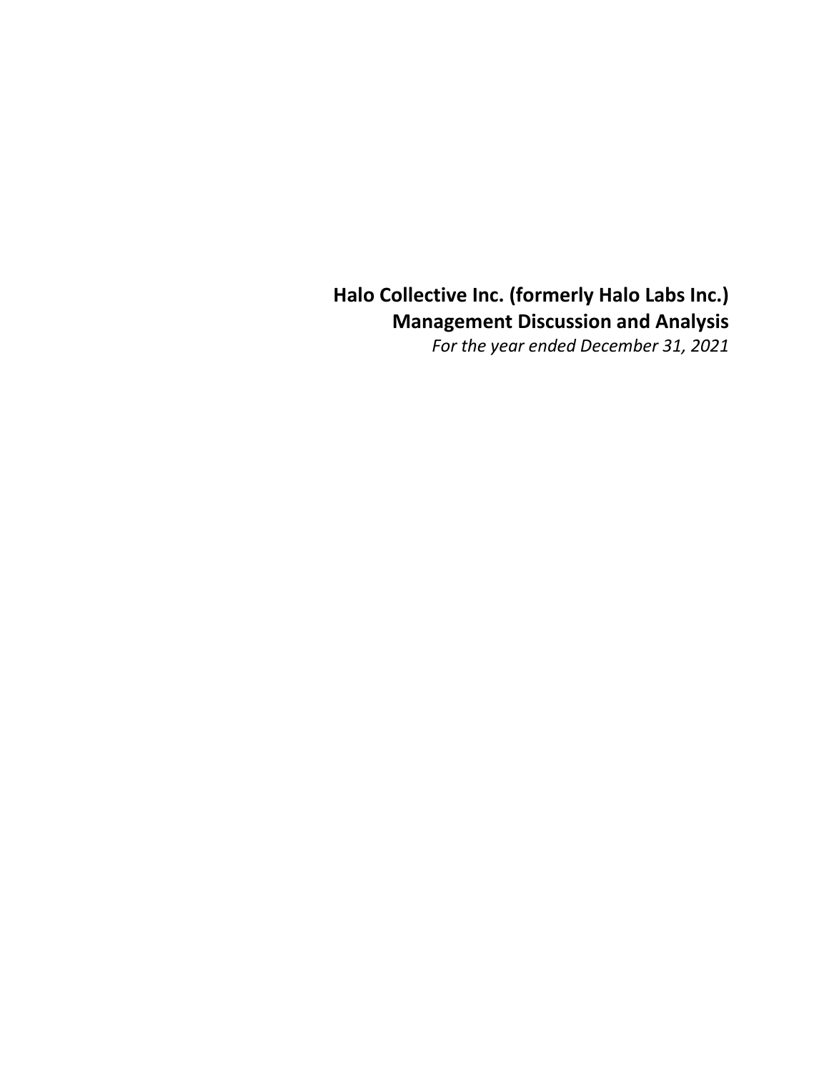# Halo Collective Inc. (formerly Halo Labs Inc.)

## Management Discussion and Analysis

*For the year ended December 31, 2021*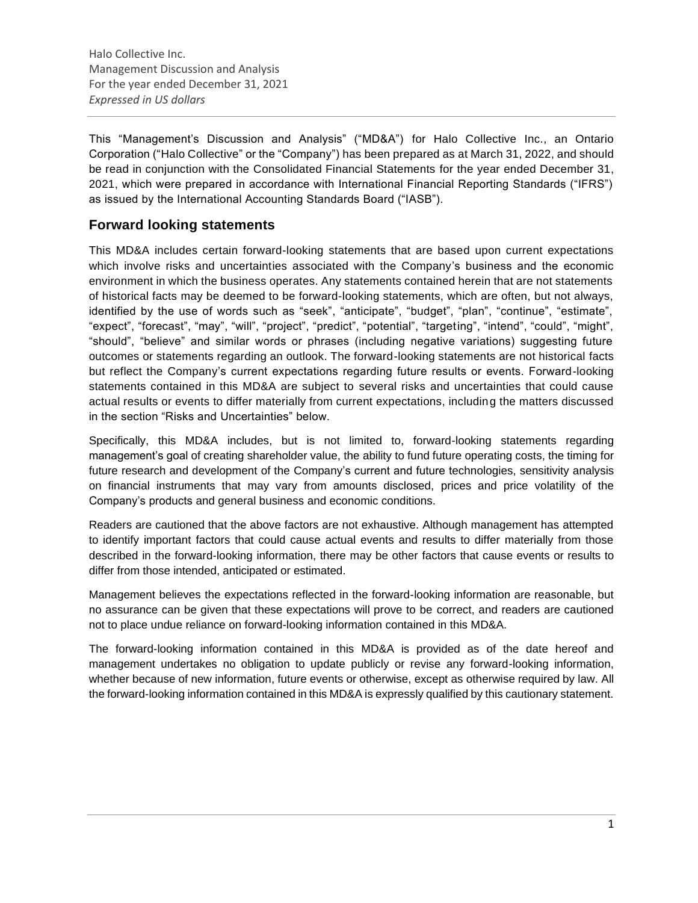This "Management's Discussion and Analysis" ("MD&A") for Halo Collective Inc., an Ontario Corporation ("Halo Collective" or the "Company") has been prepared as at March 31, 2022, and should be read in conjunction with the Consolidated Financial Statements for the year ended December 31, 2021, which were prepared in accordance with International Financial Reporting Standards ("IFRS") as issued by the International Accounting Standards Board ("IASB").

## Forward looking statements

This MD&A includes certain forward-looking statements that are based upon current expectations which involve risks and uncertainties associated with the Company's business and the economic environment in which the business operates. Any statements contained herein that are not statements of historical facts may be deemed to be forward-looking statements, which are often, but not always, identified by the use of words such as "seek", "anticipate", "budget", "plan", "continue", "estimate", "expect", "forecast", "may", "will", "project", "predict", "potential", "targeting", "intend", "could", "might", "should", "believe" and similar words or phrases (including negative variations) suggesting future outcomes or statements regarding an outlook. The forward-looking statements are not historical facts but reflect the Company's current expectations regarding future results or events. Forward-looking statements contained in this MD&A are subject to several risks and uncertainties that could cause actual results or events to differ materially from current expectations, including the matters discussed in the section "Risks and Uncertainties" below.

Specifically, this MD&A includes, but is not limited to, forward-looking statements regarding management's goal of creating shareholder value, the ability to fund future operating costs, the timing for future research and development of the Company's current and future technologies, sensitivity analysis on financial instruments that may vary from amounts disclosed, prices and price volatility of the Company's products and general business and economic conditions.

Readers are cautioned that the above factors are not exhaustive. Although management has attempted to identify important factors that could cause actual events and results to differ materially from those described in the forward-looking information, there may be other factors that cause events or results to differ from those intended, anticipated or estimated.

Management believes the expectations reflected in the forward-looking information are reasonable, but no assurance can be given that these expectations will prove to be correct, and readers are cautioned not to place undue reliance on forward-looking information contained in this MD&A.

The forward-looking information contained in this MD&A is provided as of the date hereof and management undertakes no obligation to update publicly or revise any forward-looking information, whether because of new information, future events or otherwise, except as otherwise required by law. All the forward-looking information contained in this MD&A is expressly qualified by this cautionary statement.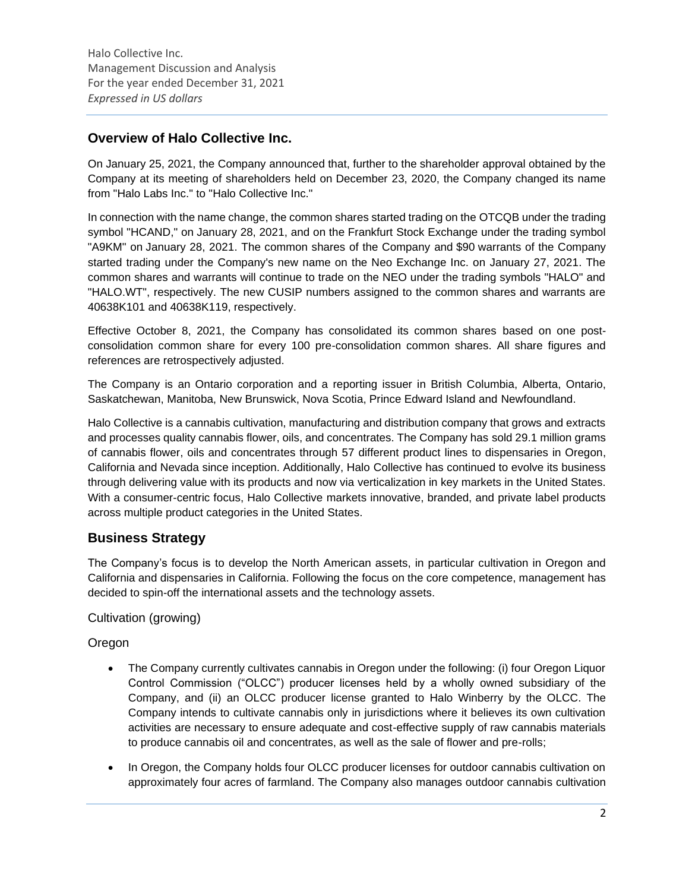## Overview of Halo Collective Inc.

On January 25, 2021, the Company announced that, further to the shareholder approval obtained by the Company at its meeting of shareholders held on December 23, 2020, the Company changed its name from "Halo Labs Inc." to "Halo Collective Inc."

In connection with the name change, the common shares started trading on the OTCQB under the trading symbol "HCAND," on January 28, 2021, and on the Frankfurt Stock Exchange under the trading symbol "A9KM" on January 28, 2021. The common shares of the Company and $90 warrants of the Company started trading under the Company's new name on the Neo Exchange Inc. on January 27, 2021. The common shares and warrants will continue to trade on the NEO under the trading symbols "HALO" and "HALO.WT", respectively. The new CUSIP numbers assigned to the common shares and warrants are 40638K101 and 40638K119, respectively.

Effective October 8, 2021, the Company has consolidated its common shares based on one post-consolidation common share for every 100 pre-consolidation common shares. All share figures and references are retrospectively adjusted.

The Company is an Ontario corporation and a reporting issuer in British Columbia, Alberta, Ontario, Saskatchewan, Manitoba, New Brunswick, Nova Scotia, Prince Edward Island and Newfoundland.

Halo Collective is a cannabis cultivation, manufacturing and distribution company that grows and extracts and processes quality cannabis flower, oils, and concentrates. The Company has sold 29.1 million grams of cannabis flower, oils and concentrates through 57 different product lines to dispensaries in Oregon, California and Nevada since inception. Additionally, Halo Collective has continued to evolve its business through delivering value with its products and now via verticalization in key markets in the United States. With a consumer-centric focus, Halo Collective markets innovative, branded, and private label products across multiple product categories in the United States.

## Business Strategy

The Company's focus is to develop the North American assets, in particular cultivation in Oregon and California and dispensaries in California. Following the focus on the core competence, management has decided to spin-off the international assets and the technology assets.

### Cultivation (growing)

#### Oregon

- The Company currently cultivates cannabis in Oregon under the following: (i) four Oregon Liquor Control Commission ("OLCC") producer licenses held by a wholly owned subsidiary of the Company, and (ii) an OLCC producer license granted to Halo Winberry by the OLCC. The Company intends to cultivate cannabis only in jurisdictions where it believes its own cultivation activities are necessary to ensure adequate and cost-effective supply of raw cannabis materials to produce cannabis oil and concentrates, as well as the sale of flower and pre-rolls;
- In Oregon, the Company holds four OLCC producer licenses for outdoor cannabis cultivation on approximately four acres of farmland. The Company also manages outdoor cannabis cultivation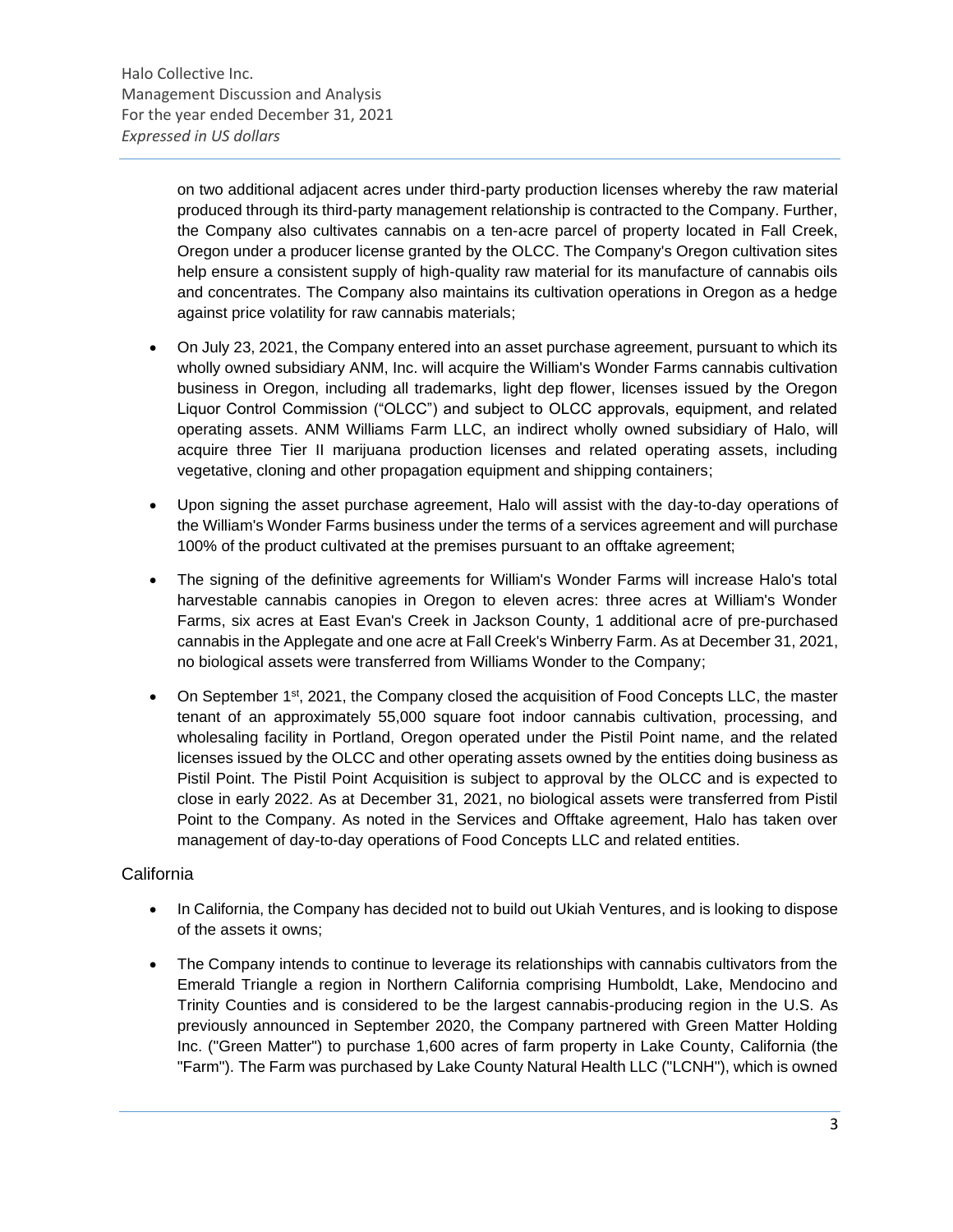on two additional adjacent acres under third-party production licenses whereby the raw material produced through its third-party management relationship is contracted to the Company. Further, the Company also cultivates cannabis on a ten-acre parcel of property located in Fall Creek, Oregon under a producer license granted by the OLCC. The Company's Oregon cultivation sites help ensure a consistent supply of high-quality raw material for its manufacture of cannabis oils and concentrates. The Company also maintains its cultivation operations in Oregon as a hedge against price volatility for raw cannabis materials;

- On July 23, 2021, the Company entered into an asset purchase agreement, pursuant to which its wholly owned subsidiary ANM, Inc. will acquire the William's Wonder Farms cannabis cultivation business in Oregon, including all trademarks, light dep flower, licenses issued by the Oregon Liquor Control Commission ("OLCC") and subject to OLCC approvals, equipment, and related operating assets. ANM Williams Farm LLC, an indirect wholly owned subsidiary of Halo, will acquire three Tier II marijuana production licenses and related operating assets, including vegetative, cloning and other propagation equipment and shipping containers;
- Upon signing the asset purchase agreement, Halo will assist with the day-to-day operations of the William's Wonder Farms business under the terms of a services agreement and will purchase 100% of the product cultivated at the premises pursuant to an offtake agreement;
- The signing of the definitive agreements for William's Wonder Farms will increase Halo's total harvestable cannabis canopies in Oregon to eleven acres: three acres at William's Wonder Farms, six acres at East Evan's Creek in Jackson County, 1 additional acre of pre-purchased cannabis in the Applegate and one acre at Fall Creek's Winberry Farm. As at December 31, 2021, no biological assets were transferred from Williams Wonder to the Company;
- On September 1st, 2021, the Company closed the acquisition of Food Concepts LLC, the master tenant of an approximately 55,000 square foot indoor cannabis cultivation, processing, and wholesaling facility in Portland, Oregon operated under the Pistil Point name, and the related licenses issued by the OLCC and other operating assets owned by the entities doing business as Pistil Point. The Pistil Point Acquisition is subject to approval by the OLCC and is expected to close in early 2022. As at December 31, 2021, no biological assets were transferred from Pistil Point to the Company. As noted in the Services and Offtake agreement, Halo has taken over management of day-to-day operations of Food Concepts LLC and related entities.

## California

- In California, the Company has decided not to build out Ukiah Ventures, and is looking to dispose of the assets it owns;
- The Company intends to continue to leverage its relationships with cannabis cultivators from the Emerald Triangle a region in Northern California comprising Humboldt, Lake, Mendocino and Trinity Counties and is considered to be the largest cannabis-producing region in the U.S. As previously announced in September 2020, the Company partnered with Green Matter Holding Inc. ("Green Matter") to purchase 1,600 acres of farm property in Lake County, California (the "Farm"). The Farm was purchased by Lake County Natural Health LLC ("LCNH"), which is owned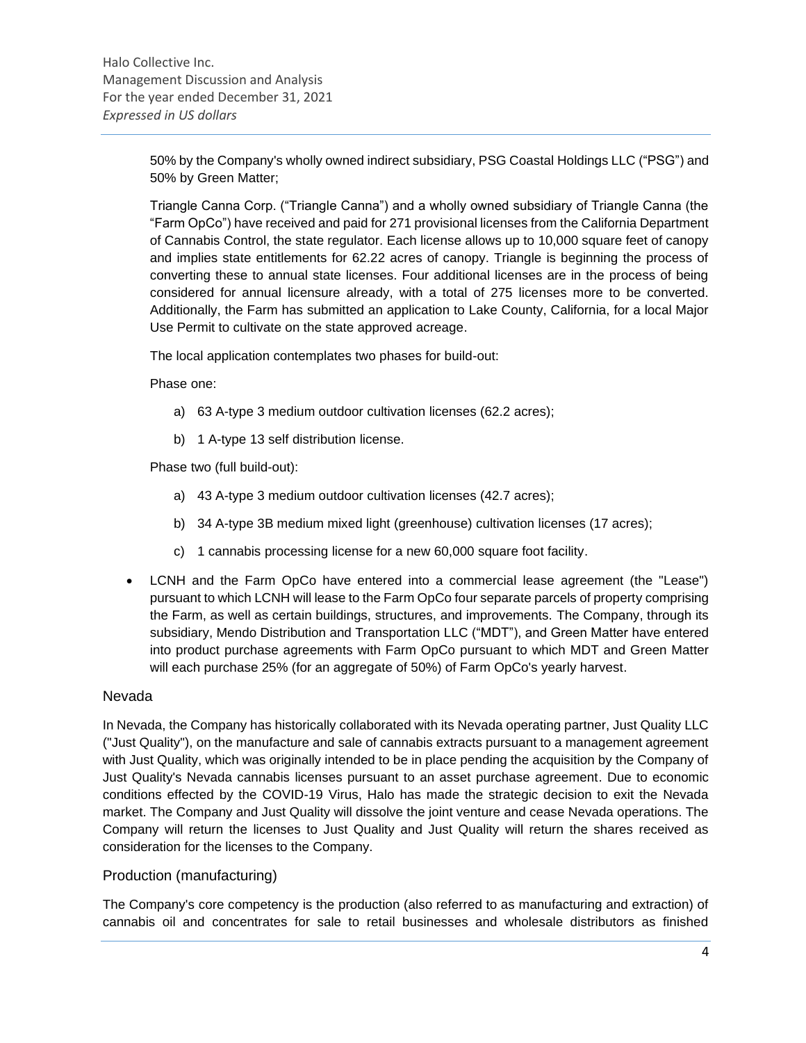50% by the Company's wholly owned indirect subsidiary, PSG Coastal Holdings LLC ("PSG") and 50% by Green Matter;

Triangle Canna Corp. ("Triangle Canna") and a wholly owned subsidiary of Triangle Canna (the "Farm OpCo") have received and paid for 271 provisional licenses from the California Department of Cannabis Control, the state regulator. Each license allows up to 10,000 square feet of canopy and implies state entitlements for 62.22 acres of canopy. Triangle is beginning the process of converting these to annual state licenses. Four additional licenses are in the process of being considered for annual licensure already, with a total of 275 licenses more to be converted. Additionally, the Farm has submitted an application to Lake County, California, for a local Major Use Permit to cultivate on the state approved acreage.

The local application contemplates two phases for build-out:

Phase one:

a) 63 A-type 3 medium outdoor cultivation licenses (62.2 acres);

b) 1 A-type 13 self distribution license.

Phase two (full build-out):

a) 43 A-type 3 medium outdoor cultivation licenses (42.7 acres);

b) 34 A-type 3B medium mixed light (greenhouse) cultivation licenses (17 acres);

c) 1 cannabis processing license for a new 60,000 square foot facility.

- LCNH and the Farm OpCo have entered into a commercial lease agreement (the "Lease") pursuant to which LCNH will lease to the Farm OpCo four separate parcels of property comprising the Farm, as well as certain buildings, structures, and improvements. The Company, through its subsidiary, Mendo Distribution and Transportation LLC ("MDT"), and Green Matter have entered into product purchase agreements with Farm OpCo pursuant to which MDT and Green Matter will each purchase 25% (for an aggregate of 50%) of Farm OpCo's yearly harvest.

## Nevada

In Nevada, the Company has historically collaborated with its Nevada operating partner, Just Quality LLC ("Just Quality"), on the manufacture and sale of cannabis extracts pursuant to a management agreement with Just Quality, which was originally intended to be in place pending the acquisition by the Company of Just Quality's Nevada cannabis licenses pursuant to an asset purchase agreement. Due to economic conditions effected by the COVID-19 Virus, Halo has made the strategic decision to exit the Nevada market. The Company and Just Quality will dissolve the joint venture and cease Nevada operations. The Company will return the licenses to Just Quality and Just Quality will return the shares received as consideration for the licenses to the Company.

## Production (manufacturing)

The Company's core competency is the production (also referred to as manufacturing and extraction) of cannabis oil and concentrates for sale to retail businesses and wholesale distributors as finished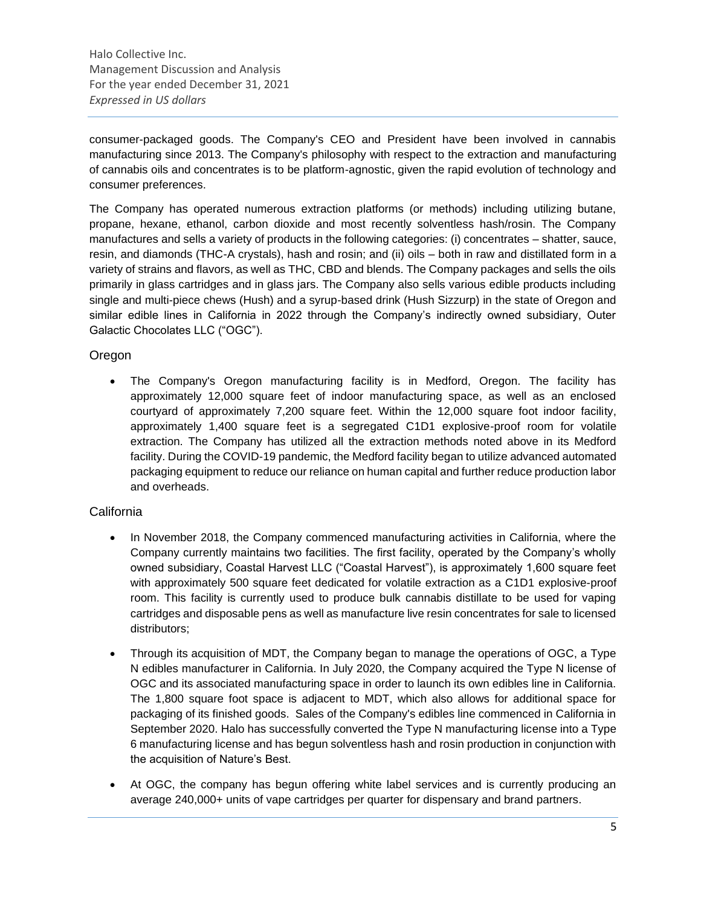consumer-packaged goods. The Company's CEO and President have been involved in cannabis manufacturing since 2013. The Company's philosophy with respect to the extraction and manufacturing of cannabis oils and concentrates is to be platform-agnostic, given the rapid evolution of technology and consumer preferences.

The Company has operated numerous extraction platforms (or methods) including utilizing butane, propane, hexane, ethanol, carbon dioxide and most recently solventless hash/rosin. The Company manufactures and sells a variety of products in the following categories: (i) concentrates – shatter, sauce, resin, and diamonds (THC-A crystals), hash and rosin; and (ii) oils – both in raw and distilled form in a variety of strains and flavors, as well as THC, CBD and blends. The Company packages and sells the oils primarily in glass cartridges and in glass jars. The Company also sells various edible products including single and multi-piece chews (Hush) and a syrup-based drink (Hush Sizzurp) in the state of Oregon and similar edible lines in California in 2022 through the Company's indirectly owned subsidiary, Outer Galactic Chocolates LLC ("OGC").

## Oregon

- The Company's Oregon manufacturing facility is in Medford, Oregon. The facility has approximately 12,000 square feet of indoor manufacturing space, as well as an enclosed courtyard of approximately 7,200 square feet. Within the 12,000 square foot indoor facility, approximately 1,400 square feet is a segregated C1D1 explosive-proof room for volatile extraction. The Company has utilized all the extraction methods noted above in its Medford facility. During the COVID-19 pandemic, the Medford facility began to utilize advanced automated packaging equipment to reduce our reliance on human capital and further reduce production labor and overheads.

## California

- In November 2018, the Company commenced manufacturing activities in California, where the Company currently maintains two facilities. The first facility, operated by the Company's wholly owned subsidiary, Coastal Harvest LLC ("Coastal Harvest"), is approximately 1,600 square feet with approximately 500 square feet dedicated for volatile extraction as a C1D1 explosive-proof room. This facility is currently used to produce bulk cannabis distillate to be used for vaping cartridges and disposable pens as well as manufacture live resin concentrates for sale to licensed distributors;
- Through its acquisition of MDT, the Company began to manage the operations of OGC, a Type N edibles manufacturer in California. In July 2020, the Company acquired the Type N license of OGC and its associated manufacturing space in order to launch its own edibles line in California. The 1,800 square foot space is adjacent to MDT, which also allows for additional space for packaging of its finished goods. Sales of the Company's edibles line commenced in California in September 2020. Halo has successfully converted the Type N manufacturing license into a Type 6 manufacturing license and has begun solventless hash and rosin production in conjunction with the acquisition of Nature's Best.
- At OGC, the company has begun offering white label services and is currently producing an average 240,000+ units of vape cartridges per quarter for dispensary and brand partners.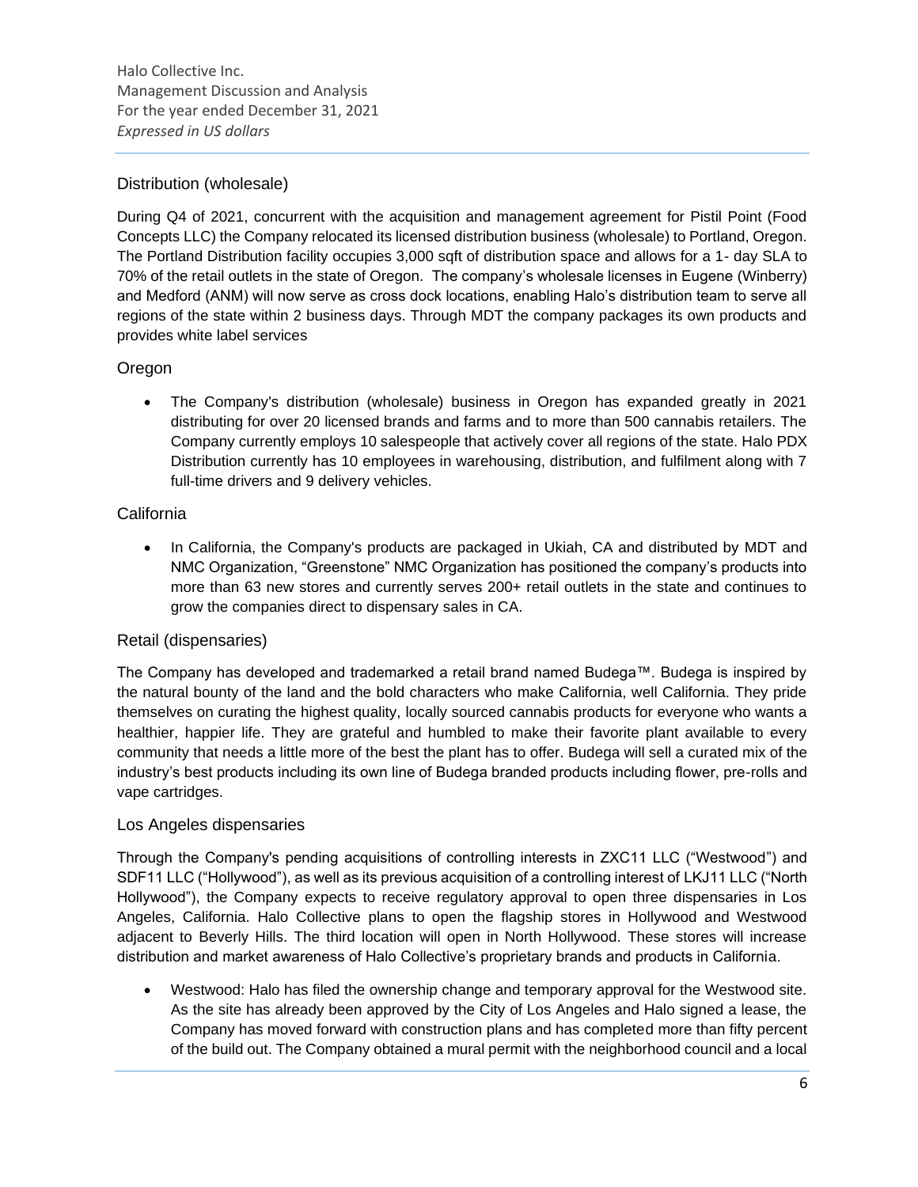## Distribution (wholesale)

During Q4 of 2021, concurrent with the acquisition and management agreement for Pistil Point (Food Concepts LLC) the Company relocated its licensed distribution business (wholesale) to Portland, Oregon. The Portland Distribution facility occupies 3,000 sqft of distribution space and allows for a 1- day SLA to 70% of the retail outlets in the state of Oregon. The company's wholesale licenses in Eugene (Winberry) and Medford (ANM) will now serve as cross dock locations, enabling Halo's distribution team to serve all regions of the state within 2 business days. Through MDT the company packages its own products and provides white label services

### Oregon

- The Company's distribution (wholesale) business in Oregon has expanded greatly in 2021 distributing for over 20 licensed brands and farms and to more than 500 cannabis retailers. The Company currently employs 10 salespeople that actively cover all regions of the state. Halo PDX Distribution currently has 10 employees in warehousing, distribution, and fulfilment along with 7 full-time drivers and 9 delivery vehicles.

### California

- In California, the Company's products are packaged in Ukiah, CA and distributed by MDT and NMC Organization, "Greenstone" NMC Organization has positioned the company's products into more than 63 new stores and currently serves 200+ retail outlets in the state and continues to grow the companies direct to dispensary sales in CA.

## Retail (dispensaries)

The Company has developed and trademarked a retail brand named Budega™. Budega is inspired by the natural bounty of the land and the bold characters who make California, well California. They pride themselves on curating the highest quality, locally sourced cannabis products for everyone who wants a healthier, happier life. They are grateful and humbled to make their favorite plant available to every community that needs a little more of the best the plant has to offer. Budega will sell a curated mix of the industry's best products including its own line of Budega branded products including flower, pre-rolls and vape cartridges.

### Los Angeles dispensaries

Through the Company's pending acquisitions of controlling interests in ZXC11 LLC ("Westwood") and SDF11 LLC ("Hollywood"), as well as its previous acquisition of a controlling interest of LKJ11 LLC ("North Hollywood"), the Company expects to receive regulatory approval to open three dispensaries in Los Angeles, California. Halo Collective plans to open the flagship stores in Hollywood and Westwood adjacent to Beverly Hills. The third location will open in North Hollywood. These stores will increase distribution and market awareness of Halo Collective's proprietary brands and products in California.

- Westwood: Halo has filed the ownership change and temporary approval for the Westwood site. As the site has already been approved by the City of Los Angeles and Halo signed a lease, the Company has moved forward with construction plans and has completed more than fifty percent of the build out. The Company obtained a mural permit with the neighborhood council and a local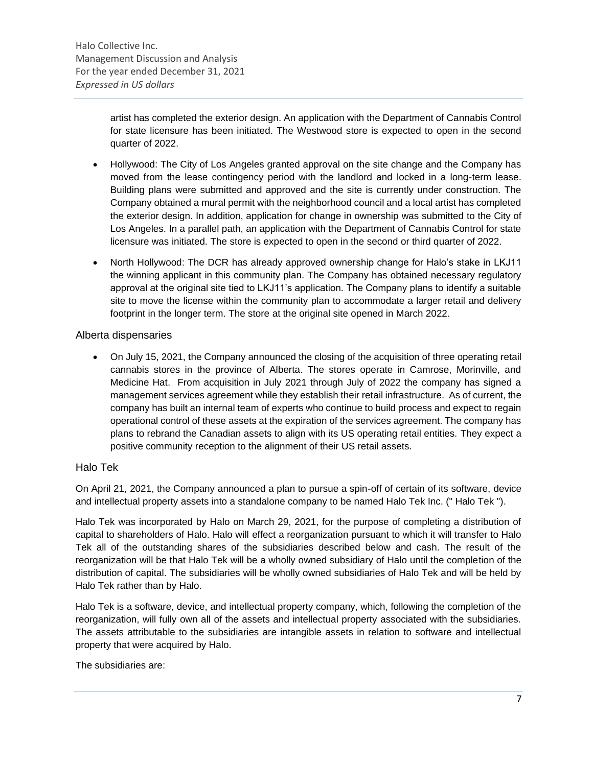artist has completed the exterior design. An application with the Department of Cannabis Control for state licensure has been initiated. The Westwood store is expected to open in the second quarter of 2022.

- Hollywood: The City of Los Angeles granted approval on the site change and the Company has moved from the lease contingency period with the landlord and locked in a long-term lease. Building plans were submitted and approved and the site is currently under construction. The Company obtained a mural permit with the neighborhood council and a local artist has completed the exterior design. In addition, application for change in ownership was submitted to the City of Los Angeles. In a parallel path, an application with the Department of Cannabis Control for state licensure was initiated. The store is expected to open in the second or third quarter of 2022.
- North Hollywood: The DCR has already approved ownership change for Halo's stake in LKJ11 the winning applicant in this community plan. The Company has obtained necessary regulatory approval at the original site tied to LKJ11's application. The Company plans to identify a suitable site to move the license within the community plan to accommodate a larger retail and delivery footprint in the longer term. The store at the original site opened in March 2022.

## Alberta dispensaries

- On July 15, 2021, the Company announced the closing of the acquisition of three operating retail cannabis stores in the province of Alberta. The stores operate in Camrose, Morinville, and Medicine Hat. From acquisition in July 2021 through July of 2022 the company has signed a management services agreement while they establish their retail infrastructure. As of current, the company has built an internal team of experts who continue to build process and expect to regain operational control of these assets at the expiration of the services agreement. The company has plans to rebrand the Canadian assets to align with its US operating retail entities. They expect a positive community reception to the alignment of their US retail assets.

## Halo Tek

On April 21, 2021, the Company announced a plan to pursue a spin-off of certain of its software, device and intellectual property assets into a standalone company to be named Halo Tek Inc. (" Halo Tek ").

Halo Tek was incorporated by Halo on March 29, 2021, for the purpose of completing a distribution of capital to shareholders of Halo. Halo will effect a reorganization pursuant to which it will transfer to Halo Tek all of the outstanding shares of the subsidiaries described below and cash. The result of the reorganization will be that Halo Tek will be a wholly owned subsidiary of Halo until the completion of the distribution of capital. The subsidiaries will be wholly owned subsidiaries of Halo Tek and will be held by Halo Tek rather than by Halo.

Halo Tek is a software, device, and intellectual property company, which, following the completion of the reorganization, will fully own all of the assets and intellectual property associated with the subsidiaries. The assets attributable to the subsidiaries are intangible assets in relation to software and intellectual property that were acquired by Halo.

The subsidiaries are: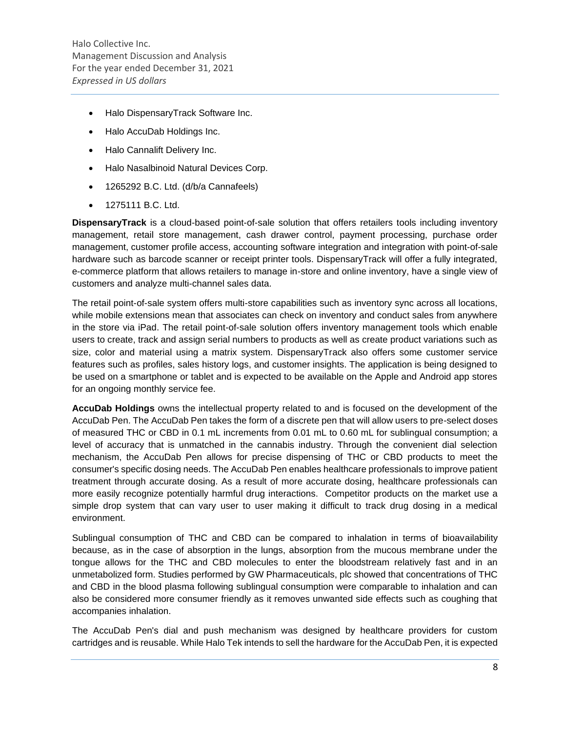- Halo DispensaryTrack Software Inc.
- Halo AccuDab Holdings Inc.
- Halo Cannalift Delivery Inc.
- Halo Nasalbinoid Natural Devices Corp.
- 1265292 B.C. Ltd. (d/b/a Cannafeels)
- 1275111 B.C. Ltd.

**DispensaryTrack** is a cloud-based point-of-sale solution that offers retailers tools including inventory management, retail store management, cash drawer control, payment processing, purchase order management, customer profile access, accounting software integration and integration with point-of-sale hardware such as barcode scanner or receipt printer tools. DispensaryTrack will offer a fully integrated, e-commerce platform that allows retailers to manage in-store and online inventory, have a single view of customers and analyze multi-channel sales data.

The retail point-of-sale system offers multi-store capabilities such as inventory sync across all locations, while mobile extensions mean that associates can check on inventory and conduct sales from anywhere in the store via iPad. The retail point-of-sale solution offers inventory management tools which enable users to create, track and assign serial numbers to products as well as create product variations such as size, color and material using a matrix system. DispensaryTrack also offers some customer service features such as profiles, sales history logs, and customer insights. The application is being designed to be used on a smartphone or tablet and is expected to be available on the Apple and Android app stores for an ongoing monthly service fee.

**AccuDab Holdings** owns the intellectual property related to and is focused on the development of the AccuDab Pen. The AccuDab Pen takes the form of a discrete pen that will allow users to pre-select doses of measured THC or CBD in 0.1 mL increments from 0.01 mL to 0.60 mL for sublingual consumption; a level of accuracy that is unmatched in the cannabis industry. Through the convenient dial selection mechanism, the AccuDab Pen allows for precise dispensing of THC or CBD products to meet the consumer's specific dosing needs. The AccuDab Pen enables healthcare professionals to improve patient treatment through accurate dosing. As a result of more accurate dosing, healthcare professionals can more easily recognize potentially harmful drug interactions. Competitor products on the market use a simple drop system that can vary user to user making it difficult to track drug dosing in a medical environment.

Sublingual consumption of THC and CBD can be compared to inhalation in terms of bioavailability because, as in the case of absorption in the lungs, absorption from the mucous membrane under the tongue allows for the THC and CBD molecules to enter the bloodstream relatively fast and in an unmetabolized form. Studies performed by GW Pharmaceuticals, plc showed that concentrations of THC and CBD in the blood plasma following sublingual consumption were comparable to inhalation and can also be considered more consumer friendly as it removes unwanted side effects such as coughing that accompanies inhalation.

The AccuDab Pen's dial and push mechanism was designed by healthcare providers for custom cartridges and is reusable. While Halo Tek intends to sell the hardware for the AccuDab Pen, it is expected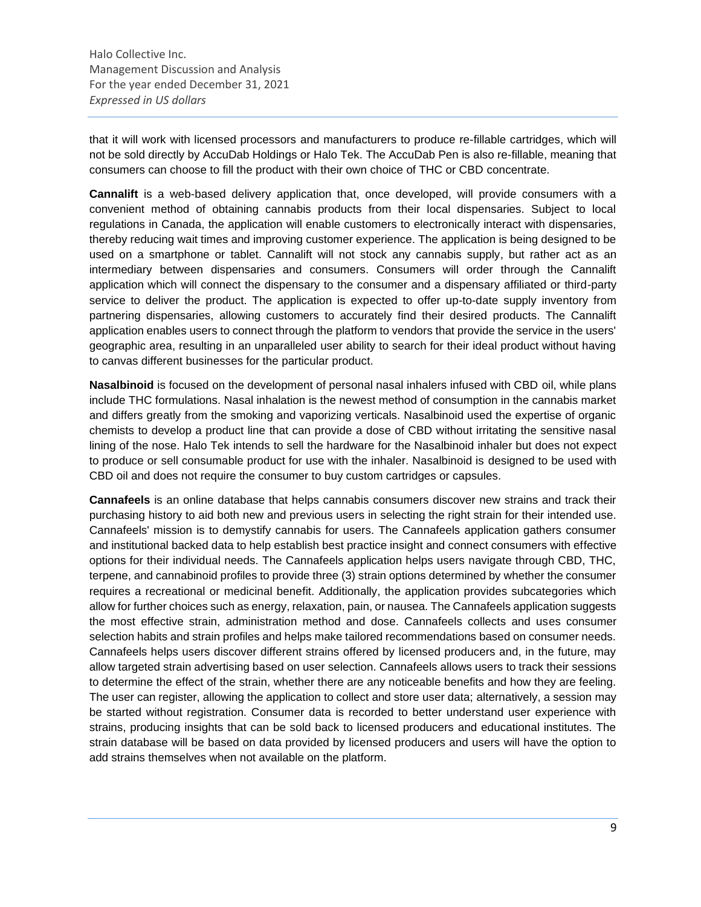that it will work with licensed processors and manufacturers to produce re-fillable cartridges, which will not be sold directly by AccuDab Holdings or Halo Tek. The AccuDab Pen is also re-fillable, meaning that consumers can choose to fill the product with their own choice of THC or CBD concentrate.

**Cannalift** is a web-based delivery application that, once developed, will provide consumers with a convenient method of obtaining cannabis products from their local dispensaries. Subject to local regulations in Canada, the application will enable customers to electronically interact with dispensaries, thereby reducing wait times and improving customer experience. The application is being designed to be used on a smartphone or tablet. Cannalift will not stock any cannabis supply, but rather act as an intermediary between dispensaries and consumers. Consumers will order through the Cannalift application which will connect the dispensary to the consumer and a dispensary affiliated or third-party service to deliver the product. The application is expected to offer up-to-date supply inventory from partnering dispensaries, allowing customers to accurately find their desired products. The Cannalift application enables users to connect through the platform to vendors that provide the service in the users' geographic area, resulting in an unparalleled user ability to search for their ideal product without having to canvas different businesses for the particular product.

**Nasalbinoid** is focused on the development of personal nasal inhalers infused with CBD oil, while plans include THC formulations. Nasal inhalation is the newest method of consumption in the cannabis market and differs greatly from the smoking and vaporizing verticals. Nasalbinoid used the expertise of organic chemists to develop a product line that can provide a dose of CBD without irritating the sensitive nasal lining of the nose. Halo Tek intends to sell the hardware for the Nasalbinoid inhaler but does not expect to produce or sell consumable product for use with the inhaler. Nasalbinoid is designed to be used with CBD oil and does not require the consumer to buy custom cartridges or capsules.

**Cannafeels** is an online database that helps cannabis consumers discover new strains and track their purchasing history to aid both new and previous users in selecting the right strain for their intended use. Cannafeels' mission is to demystify cannabis for users. The Cannafeels application gathers consumer and institutional backed data to help establish best practice insight and connect consumers with effective options for their individual needs. The Cannafeels application helps users navigate through CBD, THC, terpene, and cannabinoid profiles to provide three (3) strain options determined by whether the consumer requires a recreational or medicinal benefit. Additionally, the application provides subcategories which allow for further choices such as energy, relaxation, pain, or nausea. The Cannafeels application suggests the most effective strain, administration method and dose. Cannafeels collects and uses consumer selection habits and strain profiles and helps make tailored recommendations based on consumer needs. Cannafeels helps users discover different strains offered by licensed producers and, in the future, may allow targeted strain advertising based on user selection. Cannafeels allows users to track their sessions to determine the effect of the strain, whether there are any noticeable benefits and how they are feeling. The user can register, allowing the application to collect and store user data; alternatively, a session may be started without registration. Consumer data is recorded to better understand user experience with strains, producing insights that can be sold back to licensed producers and educational institutes. The strain database will be based on data provided by licensed producers and users will have the option to add strains themselves when not available on the platform.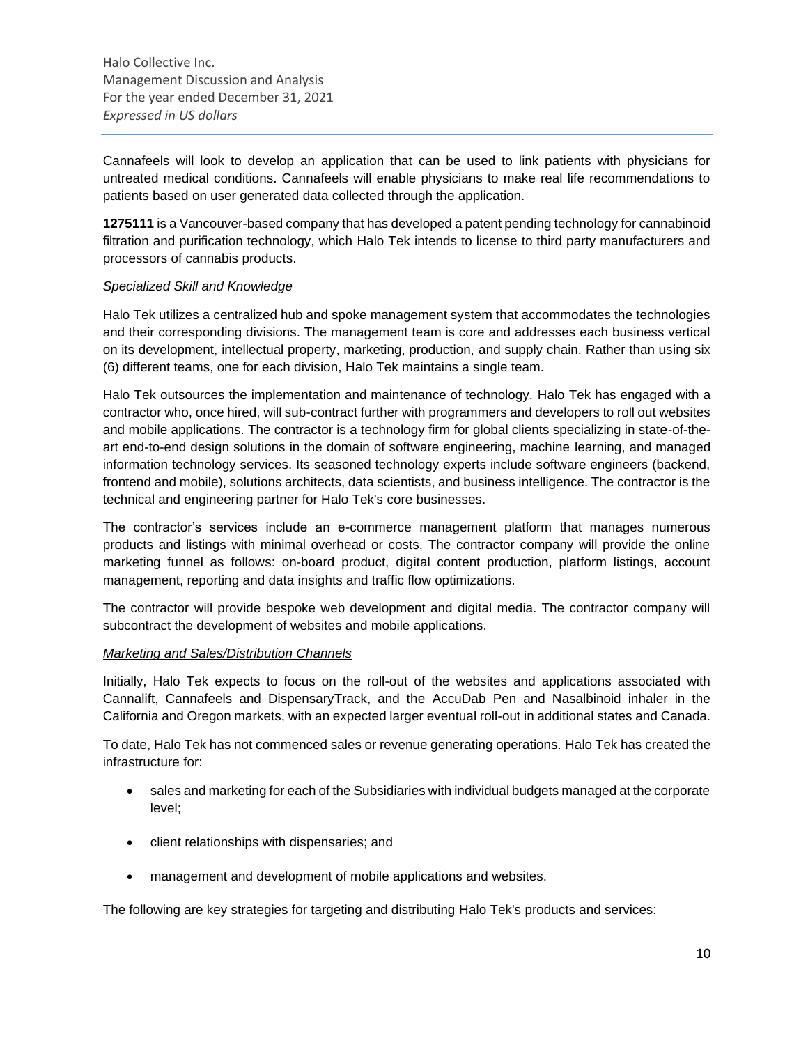Cannafeels will look to develop an application that can be used to link patients with physicians for untreated medical conditions. Cannafeels will enable physicians to make real life recommendations to patients based on user generated data collected through the application.

**1275111** is a Vancouver-based company that has developed a patent pending technology for cannabinoid filtration and purification technology, which Halo Tek intends to license to third party manufacturers and processors of cannabis products.

*Specialized Skill and Knowledge*

Halo Tek utilizes a centralized hub and spoke management system that accommodates the technologies and their corresponding divisions. The management team is core and addresses each business vertical on its development, intellectual property, marketing, production, and supply chain. Rather than using six (6) different teams, one for each division, Halo Tek maintains a single team.

Halo Tek outsources the implementation and maintenance of technology. Halo Tek has engaged with a contractor who, once hired, will sub-contract further with programmers and developers to roll out websites and mobile applications. The contractor is a technology firm for global clients specializing in state-of-the-art end-to-end design solutions in the domain of software engineering, machine learning, and managed information technology services. Its seasoned technology experts include software engineers (backend, frontend and mobile), solutions architects, data scientists, and business intelligence. The contractor is the technical and engineering partner for Halo Tek's core businesses.

The contractor's services include an e-commerce management platform that manages numerous products and listings with minimal overhead or costs. The contractor company will provide the online marketing funnel as follows: on-board product, digital content production, platform listings, account management, reporting and data insights and traffic flow optimizations.

The contractor will provide bespoke web development and digital media. The contractor company will subcontract the development of websites and mobile applications.

*Marketing and Sales/Distribution Channels*

Initially, Halo Tek expects to focus on the roll-out of the websites and applications associated with Cannalift, Cannafeels and DispensaryTrack, and the AccuDab Pen and Nasalbinoid inhaler in the California and Oregon markets, with an expected larger eventual roll-out in additional states and Canada.

To date, Halo Tek has not commenced sales or revenue generating operations. Halo Tek has created the infrastructure for:

- sales and marketing for each of the Subsidiaries with individual budgets managed at the corporate level;
- client relationships with dispensaries; and
- management and development of mobile applications and websites.

The following are key strategies for targeting and distributing Halo Tek's products and services: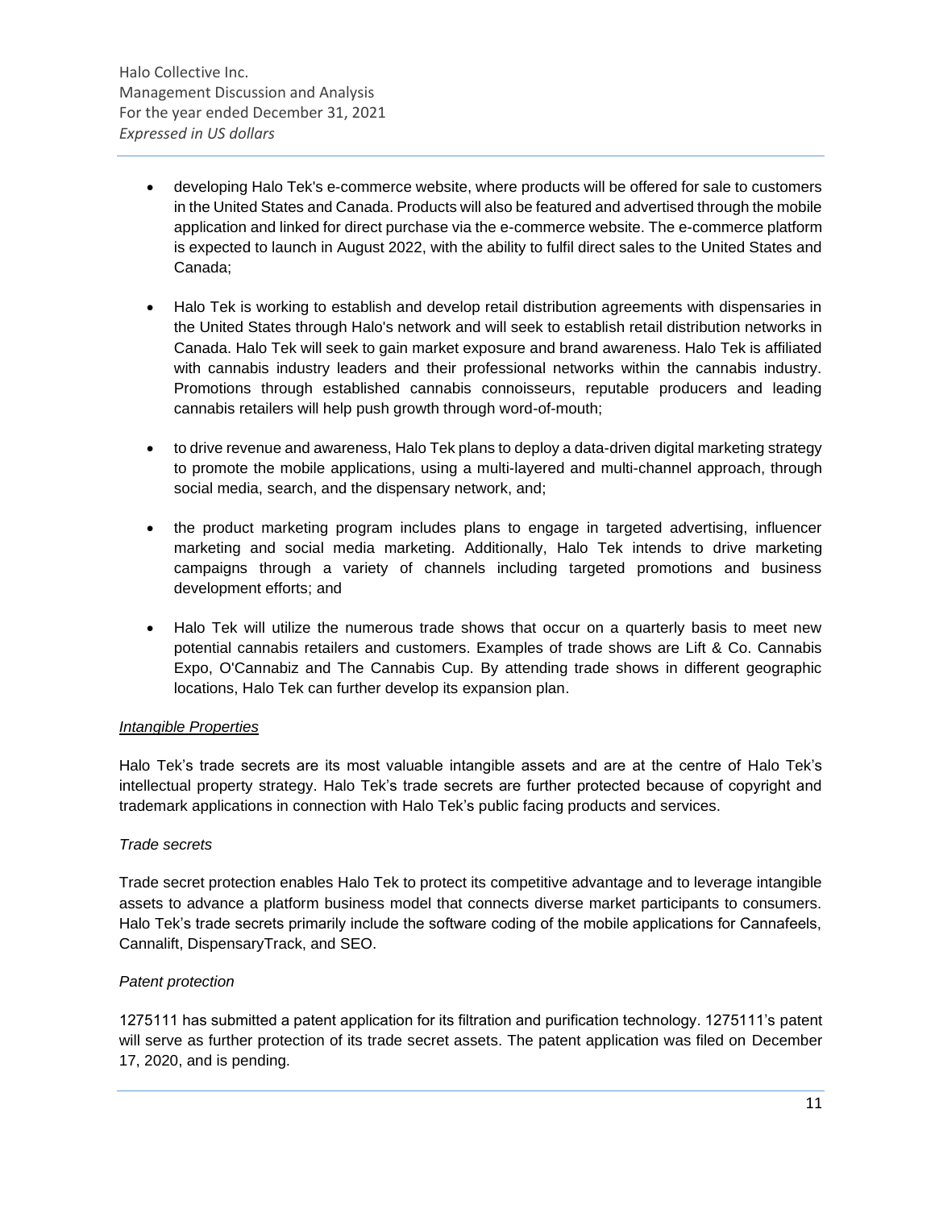- developing Halo Tek's e-commerce website, where products will be offered for sale to customers in the United States and Canada. Products will also be featured and advertised through the mobile application and linked for direct purchase via the e-commerce website. The e-commerce platform is expected to launch in August 2022, with the ability to fulfil direct sales to the United States and Canada;

- Halo Tek is working to establish and develop retail distribution agreements with dispensaries in the United States through Halo's network and will seek to establish retail distribution networks in Canada. Halo Tek will seek to gain market exposure and brand awareness. Halo Tek is affiliated with cannabis industry leaders and their professional networks within the cannabis industry. Promotions through established cannabis connoisseurs, reputable producers and leading cannabis retailers will help push growth through word-of-mouth;

- to drive revenue and awareness, Halo Tek plans to deploy a data-driven digital marketing strategy to promote the mobile applications, using a multi-layered and multi-channel approach, through social media, search, and the dispensary network, and;

- the product marketing program includes plans to engage in targeted advertising, influencer marketing and social media marketing. Additionally, Halo Tek intends to drive marketing campaigns through a variety of channels including targeted promotions and business development efforts; and

- Halo Tek will utilize the numerous trade shows that occur on a quarterly basis to meet new potential cannabis retailers and customers. Examples of trade shows are Lift & Co. Cannabis Expo, O'Cannabiz and The Cannabis Cup. By attending trade shows in different geographic locations, Halo Tek can further develop its expansion plan.

*Intangible Properties*

Halo Tek's trade secrets are its most valuable intangible assets and are at the centre of Halo Tek's intellectual property strategy. Halo Tek's trade secrets are further protected because of copyright and trademark applications in connection with Halo Tek's public facing products and services.

*Trade secrets*

Trade secret protection enables Halo Tek to protect its competitive advantage and to leverage intangible assets to advance a platform business model that connects diverse market participants to consumers. Halo Tek's trade secrets primarily include the software coding of the mobile applications for Cannafeels, Cannalift, DispensaryTrack, and SEO.

*Patent protection*

1275111 has submitted a patent application for its filtration and purification technology. 1275111's patent will serve as further protection of its trade secret assets. The patent application was filed on December 17, 2020, and is pending.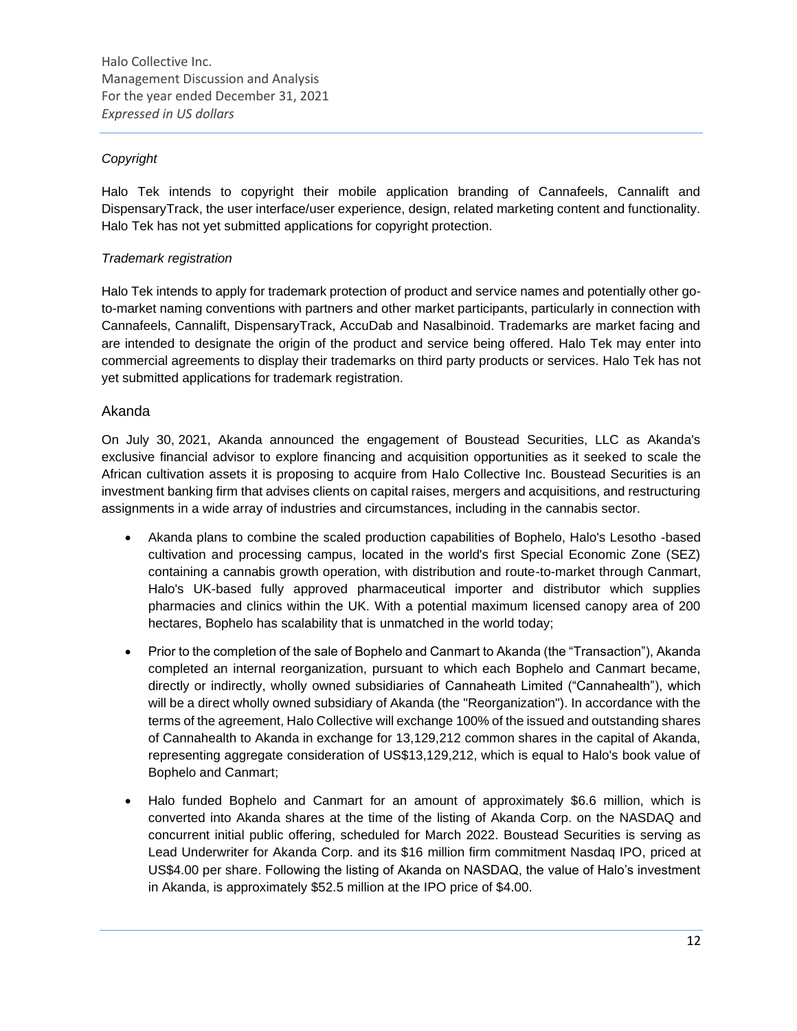*Copyright*

Halo Tek intends to copyright their mobile application branding of Cannafeels, Cannalift and DispensaryTrack, the user interface/user experience, design, related marketing content and functionality. Halo Tek has not yet submitted applications for copyright protection.

*Trademark registration*

Halo Tek intends to apply for trademark protection of product and service names and potentially other go-to-market naming conventions with partners and other market participants, particularly in connection with Cannafeels, Cannalift, DispensaryTrack, AccuDab and Nasalbinoid. Trademarks are market facing and are intended to designate the origin of the product and service being offered. Halo Tek may enter into commercial agreements to display their trademarks on third party products or services. Halo Tek has not yet submitted applications for trademark registration.

## Akanda

On July 30, 2021, Akanda announced the engagement of Boustead Securities, LLC as Akanda's exclusive financial advisor to explore financing and acquisition opportunities as it seeked to scale the African cultivation assets it is proposing to acquire from Halo Collective Inc. Boustead Securities is an investment banking firm that advises clients on capital raises, mergers and acquisitions, and restructuring assignments in a wide array of industries and circumstances, including in the cannabis sector.

- Akanda plans to combine the scaled production capabilities of Bophelo, Halo's Lesotho -based cultivation and processing campus, located in the world's first Special Economic Zone (SEZ) containing a cannabis growth operation, with distribution and route-to-market through Canmart, Halo's UK-based fully approved pharmaceutical importer and distributor which supplies pharmacies and clinics within the UK. With a potential maximum licensed canopy area of 200 hectares, Bophelo has scalability that is unmatched in the world today;
- Prior to the completion of the sale of Bophelo and Canmart to Akanda (the "Transaction"), Akanda completed an internal reorganization, pursuant to which each Bophelo and Canmart became, directly or indirectly, wholly owned subsidiaries of Cannaheath Limited ("Cannahealth"), which will be a direct wholly owned subsidiary of Akanda (the "Reorganization"). In accordance with the terms of the agreement, Halo Collective will exchange 100% of the issued and outstanding shares of Cannahealth to Akanda in exchange for 13,129,212 common shares in the capital of Akanda, representing aggregate consideration of US$13,129,212, which is equal to Halo's book value of Bophelo and Canmart;
- Halo funded Bophelo and Canmart for an amount of approximately $6.6 million, which is converted into Akanda shares at the time of the listing of Akanda Corp. on the NASDAQ and concurrent initial public offering, scheduled for March 2022. Boustead Securities is serving as Lead Underwriter for Akanda Corp. and its $16 million firm commitment Nasdaq IPO, priced at US$4.00 per share. Following the listing of Akanda on NASDAQ, the value of Halo's investment in Akanda, is approximately $52.5 million at the IPO price of $4.00.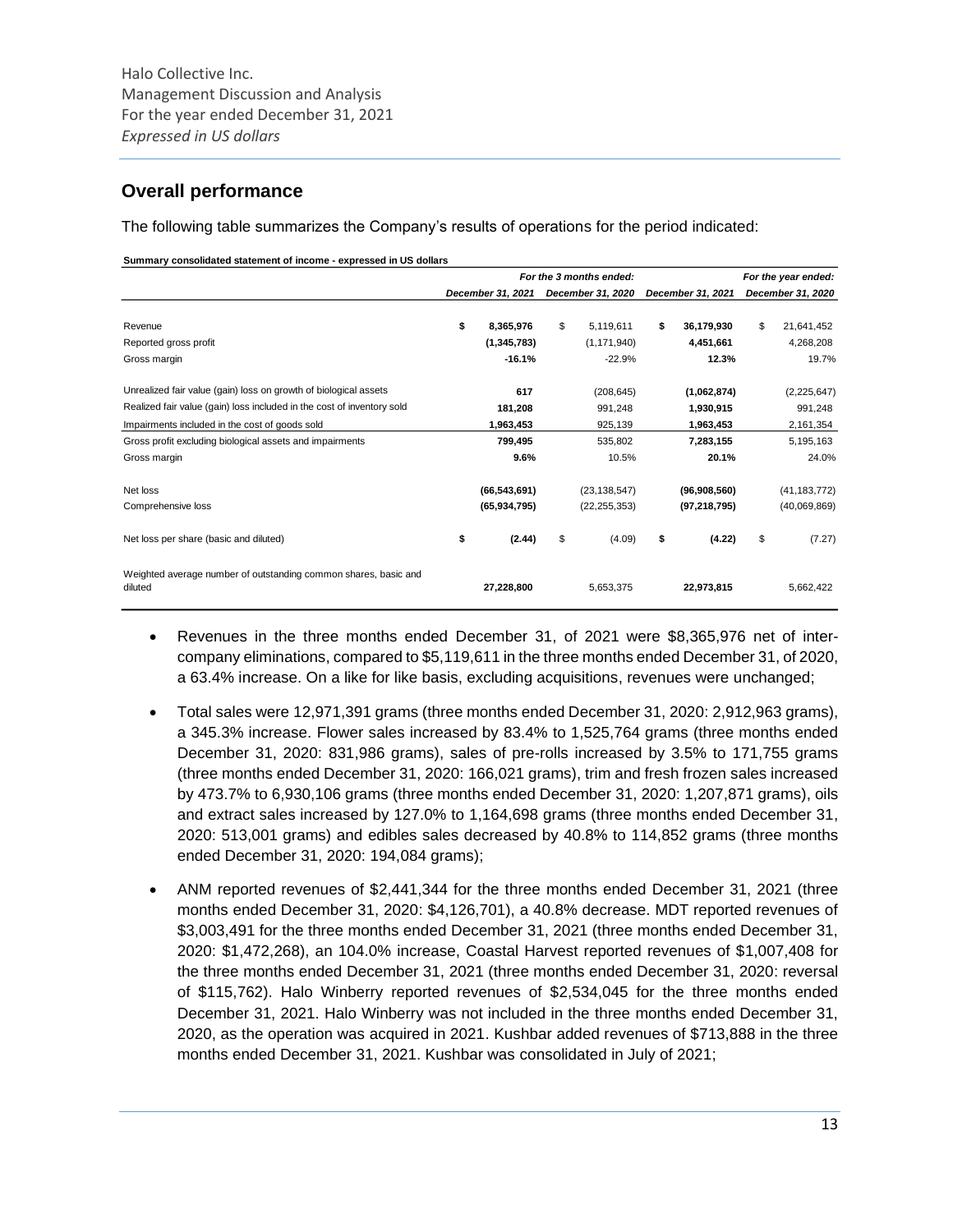## Overall performance

The following table summarizes the Company's results of operations for the period indicated:

**Summary consolidated statement of income - expressed in US dollars**

| | For the 3 months ended: | | For the year ended: | |
|---|---|---|---|---|
| | December 31, 2021 | December 31, 2020 | December 31, 2021 | December 31, 2020 |
| Revenue | **$ 8,365,976** | $ 5,119,611 | **$ 36,179,930** | $ 21,641,452 |
| Reported gross profit | **(1,345,783)** | (1,171,940) | **4,451,661** | 4,268,208 |
| Gross margin | **-16.1%** | -22.9% | **12.3%** | 19.7% |
| Unrealized fair value (gain) loss on growth of biological assets | **617** | (208,645) | **(1,062,874)** | (2,225,647) |
| Realized fair value (gain) loss included in the cost of inventory sold | **181,208** | 991,248 | **1,930,915** | 991,248 |
| Impairments included in the cost of goods sold | **1,963,453** | 925,139 | **1,963,453** | 2,161,354 |
| Gross profit excluding biological assets and impairments | **799,495** | 535,802 | **7,283,155** | 5,195,163 |
| Gross margin | **9.6%** | 10.5% | **20.1%** | 24.0% |
| Net loss | **(66,543,691)** | (23,138,547) | **(96,908,560)** | (41,183,772) |
| Comprehensive loss | **(65,934,795)** | (22,255,353) | **(97,218,795)** | (40,069,869) |
| Net loss per share (basic and diluted) | **$ (2.44)** | $ (4.09) | **$ (4.22)** | $ (7.27) |
| Weighted average number of outstanding common shares, basic and diluted | **27,228,800** | 5,653,375 | **22,973,815** | 5,662,422 |

- Revenues in the three months ended December 31, of 2021 were $8,365,976 net of inter-company eliminations, compared to $5,119,611 in the three months ended December 31, of 2020, a 63.4% increase. On a like for like basis, excluding acquisitions, revenues were unchanged;
- Total sales were 12,971,391 grams (three months ended December 31, 2020: 2,912,963 grams), a 345.3% increase. Flower sales increased by 83.4% to 1,525,764 grams (three months ended December 31, 2020: 831,986 grams), sales of pre-rolls increased by 3.5% to 171,755 grams (three months ended December 31, 2020: 166,021 grams), trim and fresh frozen sales increased by 473.7% to 6,930,106 grams (three months ended December 31, 2020: 1,207,871 grams), oils and extract sales increased by 127.0% to 1,164,698 grams (three months ended December 31, 2020: 513,001 grams) and edibles sales decreased by 40.8% to 114,852 grams (three months ended December 31, 2020: 194,084 grams);
- ANM reported revenues of $2,441,344 for the three months ended December 31, 2021 (three months ended December 31, 2020: $4,126,701), a 40.8% decrease. MDT reported revenues of $3,003,491 for the three months ended December 31, 2021 (three months ended December 31, 2020: $1,472,268), an 104.0% increase, Coastal Harvest reported revenues of $1,007,408 for the three months ended December 31, 2021 (three months ended December 31, 2020: reversal of $115,762). Halo Winberry reported revenues of $2,534,045 for the three months ended December 31, 2021. Halo Winberry was not included in the three months ended December 31, 2020, as the operation was acquired in 2021. Kushbar added revenues of $713,888 in the three months ended December 31, 2021. Kushbar was consolidated in July of 2021;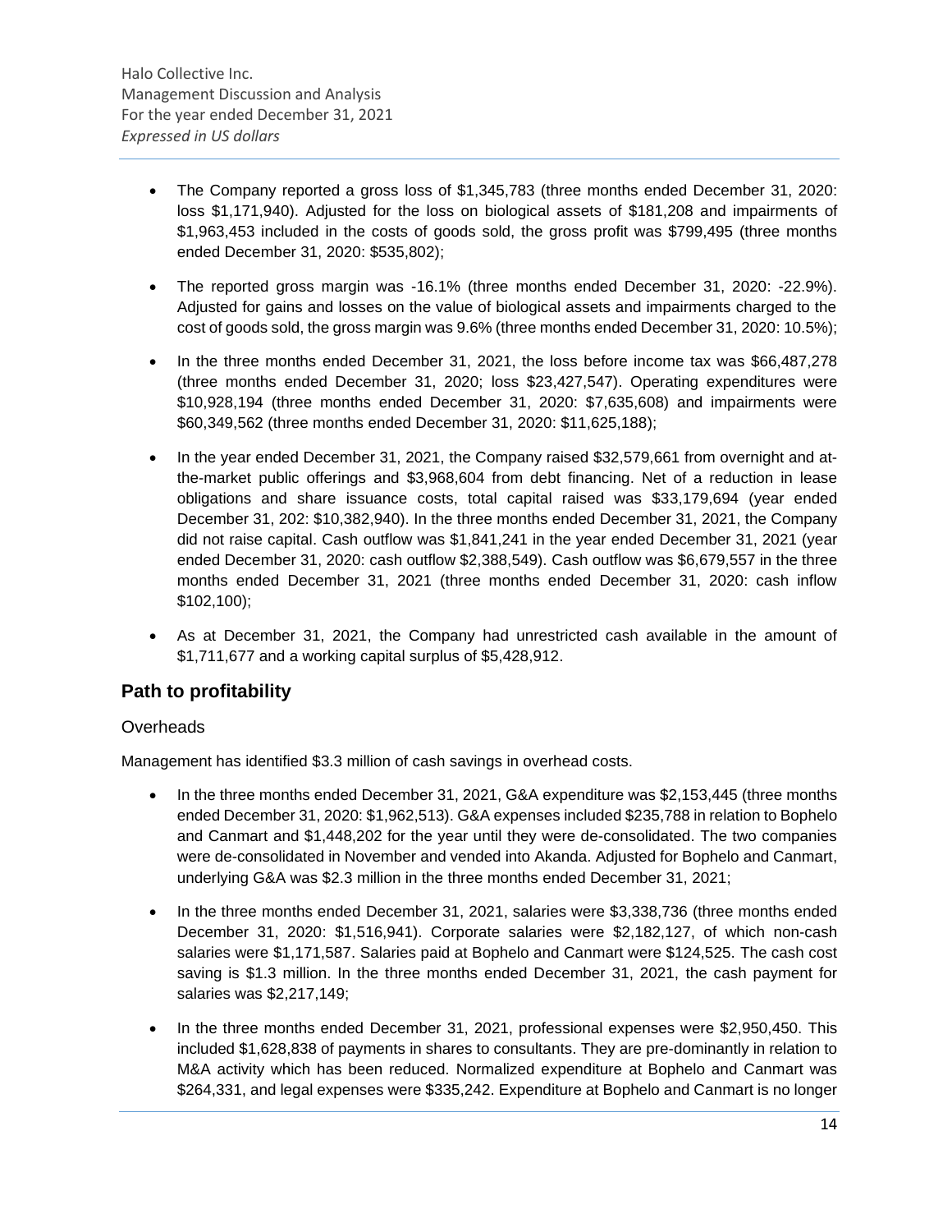- The Company reported a gross loss of $1,345,783 (three months ended December 31, 2020: loss $1,171,940). Adjusted for the loss on biological assets of $181,208 and impairments of $1,963,453 included in the costs of goods sold, the gross profit was $799,495 (three months ended December 31, 2020: $535,802);
- The reported gross margin was -16.1% (three months ended December 31, 2020: -22.9%). Adjusted for gains and losses on the value of biological assets and impairments charged to the cost of goods sold, the gross margin was 9.6% (three months ended December 31, 2020: 10.5%);
- In the three months ended December 31, 2021, the loss before income tax was $66,487,278 (three months ended December 31, 2020; loss $23,427,547). Operating expenditures were $10,928,194 (three months ended December 31, 2020: $7,635,608) and impairments were $60,349,562 (three months ended December 31, 2020: $11,625,188);
- In the year ended December 31, 2021, the Company raised $32,579,661 from overnight and at-the-market public offerings and $3,968,604 from debt financing. Net of a reduction in lease obligations and share issuance costs, total capital raised was $33,179,694 (year ended December 31, 202: $10,382,940). In the three months ended December 31, 2021, the Company did not raise capital. Cash outflow was $1,841,241 in the year ended December 31, 2021 (year ended December 31, 2020: cash outflow $2,388,549). Cash outflow was $6,679,557 in the three months ended December 31, 2021 (three months ended December 31, 2020: cash inflow $102,100);
- As at December 31, 2021, the Company had unrestricted cash available in the amount of $1,711,677 and a working capital surplus of $5,428,912.

## Path to profitability

### Overheads

Management has identified $3.3 million of cash savings in overhead costs.

- In the three months ended December 31, 2021, G&A expenditure was $2,153,445 (three months ended December 31, 2020: $1,962,513). G&A expenses included $235,788 in relation to Bophelo and Canmart and $1,448,202 for the year until they were de-consolidated. The two companies were de-consolidated in November and vended into Akanda. Adjusted for Bophelo and Canmart, underlying G&A was $2.3 million in the three months ended December 31, 2021;
- In the three months ended December 31, 2021, salaries were $3,338,736 (three months ended December 31, 2020: $1,516,941). Corporate salaries were $2,182,127, of which non-cash salaries were $1,171,587. Salaries paid at Bophelo and Canmart were $124,525. The cash cost saving is $1.3 million. In the three months ended December 31, 2021, the cash payment for salaries was $2,217,149;
- In the three months ended December 31, 2021, professional expenses were $2,950,450. This included $1,628,838 of payments in shares to consultants. They are pre-dominantly in relation to M&A activity which has been reduced. Normalized expenditure at Bophelo and Canmart was $264,331, and legal expenses were $335,242. Expenditure at Bophelo and Canmart is no longer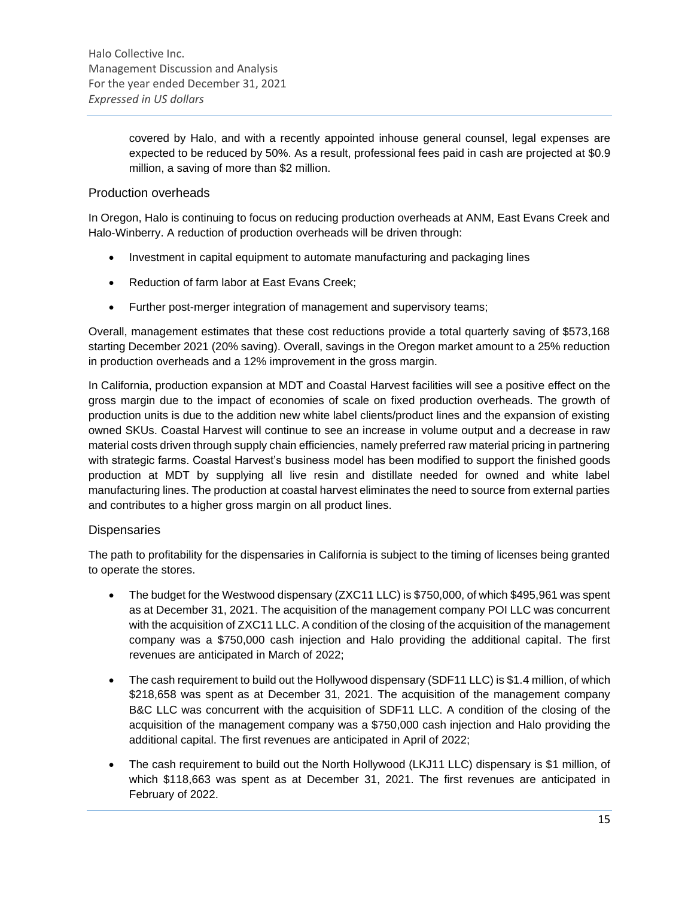covered by Halo, and with a recently appointed inhouse general counsel, legal expenses are expected to be reduced by 50%. As a result, professional fees paid in cash are projected at $0.9 million, a saving of more than $2 million.

## Production overheads

In Oregon, Halo is continuing to focus on reducing production overheads at ANM, East Evans Creek and Halo-Winberry. A reduction of production overheads will be driven through:

- Investment in capital equipment to automate manufacturing and packaging lines
- Reduction of farm labor at East Evans Creek;
- Further post-merger integration of management and supervisory teams;

Overall, management estimates that these cost reductions provide a total quarterly saving of $573,168 starting December 2021 (20% saving). Overall, savings in the Oregon market amount to a 25% reduction in production overheads and a 12% improvement in the gross margin.

In California, production expansion at MDT and Coastal Harvest facilities will see a positive effect on the gross margin due to the impact of economies of scale on fixed production overheads. The growth of production units is due to the addition new white label clients/product lines and the expansion of existing owned SKUs. Coastal Harvest will continue to see an increase in volume output and a decrease in raw material costs driven through supply chain efficiencies, namely preferred raw material pricing in partnering with strategic farms. Coastal Harvest's business model has been modified to support the finished goods production at MDT by supplying all live resin and distillate needed for owned and white label manufacturing lines. The production at coastal harvest eliminates the need to source from external parties and contributes to a higher gross margin on all product lines.

## Dispensaries

The path to profitability for the dispensaries in California is subject to the timing of licenses being granted to operate the stores.

- The budget for the Westwood dispensary (ZXC11 LLC) is $750,000, of which $495,961 was spent as at December 31, 2021. The acquisition of the management company POI LLC was concurrent with the acquisition of ZXC11 LLC. A condition of the closing of the acquisition of the management company was a $750,000 cash injection and Halo providing the additional capital. The first revenues are anticipated in March of 2022;
- The cash requirement to build out the Hollywood dispensary (SDF11 LLC) is $1.4 million, of which $218,658 was spent as at December 31, 2021. The acquisition of the management company B&C LLC was concurrent with the acquisition of SDF11 LLC. A condition of the closing of the acquisition of the management company was a $750,000 cash injection and Halo providing the additional capital. The first revenues are anticipated in April of 2022;
- The cash requirement to build out the North Hollywood (LKJ11 LLC) dispensary is $1 million, of which $118,663 was spent as at December 31, 2021. The first revenues are anticipated in February of 2022.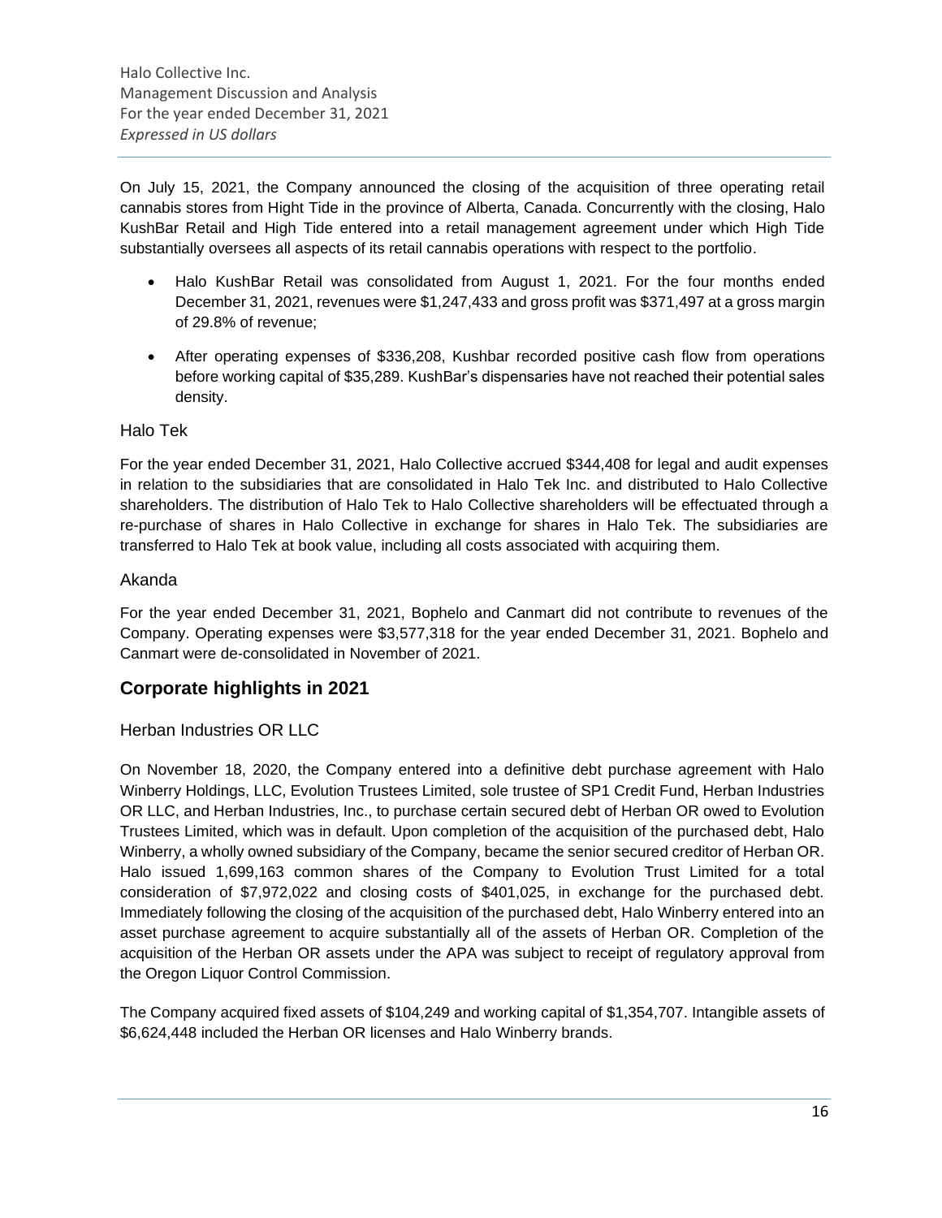On July 15, 2021, the Company announced the closing of the acquisition of three operating retail cannabis stores from Hight Tide in the province of Alberta, Canada. Concurrently with the closing, Halo KushBar Retail and High Tide entered into a retail management agreement under which High Tide substantially oversees all aspects of its retail cannabis operations with respect to the portfolio.

- Halo KushBar Retail was consolidated from August 1, 2021. For the four months ended December 31, 2021, revenues were $1,247,433 and gross profit was $371,497 at a gross margin of 29.8% of revenue;
- After operating expenses of $336,208, Kushbar recorded positive cash flow from operations before working capital of $35,289. KushBar's dispensaries have not reached their potential sales density.

### Halo Tek

For the year ended December 31, 2021, Halo Collective accrued $344,408 for legal and audit expenses in relation to the subsidiaries that are consolidated in Halo Tek Inc. and distributed to Halo Collective shareholders. The distribution of Halo Tek to Halo Collective shareholders will be effectuated through a re-purchase of shares in Halo Collective in exchange for shares in Halo Tek. The subsidiaries are transferred to Halo Tek at book value, including all costs associated with acquiring them.

### Akanda

For the year ended December 31, 2021, Bophelo and Canmart did not contribute to revenues of the Company. Operating expenses were $3,577,318 for the year ended December 31, 2021. Bophelo and Canmart were de-consolidated in November of 2021.

## Corporate highlights in 2021

### Herban Industries OR LLC

On November 18, 2020, the Company entered into a definitive debt purchase agreement with Halo Winberry Holdings, LLC, Evolution Trustees Limited, sole trustee of SP1 Credit Fund, Herban Industries OR LLC, and Herban Industries, Inc., to purchase certain secured debt of Herban OR owed to Evolution Trustees Limited, which was in default. Upon completion of the acquisition of the purchased debt, Halo Winberry, a wholly owned subsidiary of the Company, became the senior secured creditor of Herban OR. Halo issued 1,699,163 common shares of the Company to Evolution Trust Limited for a total consideration of $7,972,022 and closing costs of $401,025, in exchange for the purchased debt. Immediately following the closing of the acquisition of the purchased debt, Halo Winberry entered into an asset purchase agreement to acquire substantially all of the assets of Herban OR. Completion of the acquisition of the Herban OR assets under the APA was subject to receipt of regulatory approval from the Oregon Liquor Control Commission.

The Company acquired fixed assets of $104,249 and working capital of $1,354,707. Intangible assets of $6,624,448 included the Herban OR licenses and Halo Winberry brands.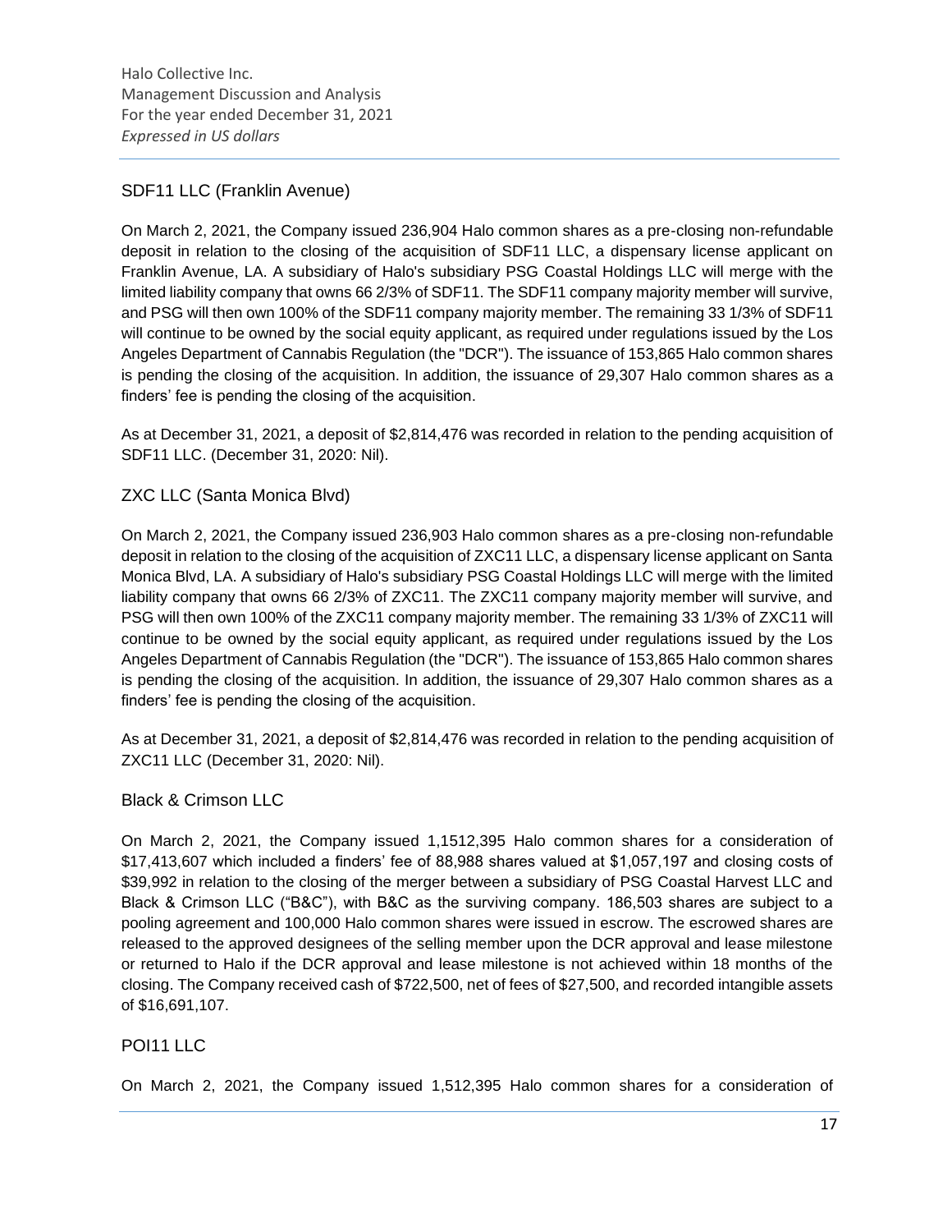## SDF11 LLC (Franklin Avenue)

On March 2, 2021, the Company issued 236,904 Halo common shares as a pre-closing non-refundable deposit in relation to the closing of the acquisition of SDF11 LLC, a dispensary license applicant on Franklin Avenue, LA. A subsidiary of Halo's subsidiary PSG Coastal Holdings LLC will merge with the limited liability company that owns 66 2/3% of SDF11. The SDF11 company majority member will survive, and PSG will then own 100% of the SDF11 company majority member. The remaining 33 1/3% of SDF11 will continue to be owned by the social equity applicant, as required under regulations issued by the Los Angeles Department of Cannabis Regulation (the "DCR"). The issuance of 153,865 Halo common shares is pending the closing of the acquisition. In addition, the issuance of 29,307 Halo common shares as a finders' fee is pending the closing of the acquisition.

As at December 31, 2021, a deposit of $2,814,476 was recorded in relation to the pending acquisition of SDF11 LLC. (December 31, 2020: Nil).

## ZXC LLC (Santa Monica Blvd)

On March 2, 2021, the Company issued 236,903 Halo common shares as a pre-closing non-refundable deposit in relation to the closing of the acquisition of ZXC11 LLC, a dispensary license applicant on Santa Monica Blvd, LA. A subsidiary of Halo's subsidiary PSG Coastal Holdings LLC will merge with the limited liability company that owns 66 2/3% of ZXC11. The ZXC11 company majority member will survive, and PSG will then own 100% of the ZXC11 company majority member. The remaining 33 1/3% of ZXC11 will continue to be owned by the social equity applicant, as required under regulations issued by the Los Angeles Department of Cannabis Regulation (the "DCR"). The issuance of 153,865 Halo common shares is pending the closing of the acquisition. In addition, the issuance of 29,307 Halo common shares as a finders' fee is pending the closing of the acquisition.

As at December 31, 2021, a deposit of $2,814,476 was recorded in relation to the pending acquisition of ZXC11 LLC (December 31, 2020: Nil).

## Black & Crimson LLC

On March 2, 2021, the Company issued 1,1512,395 Halo common shares for a consideration of $17,413,607 which included a finders' fee of 88,988 shares valued at $1,057,197 and closing costs of $39,992 in relation to the closing of the merger between a subsidiary of PSG Coastal Harvest LLC and Black & Crimson LLC ("B&C"), with B&C as the surviving company. 186,503 shares are subject to a pooling agreement and 100,000 Halo common shares were issued in escrow. The escrowed shares are released to the approved designees of the selling member upon the DCR approval and lease milestone or returned to Halo if the DCR approval and lease milestone is not achieved within 18 months of the closing. The Company received cash of $722,500, net of fees of $27,500, and recorded intangible assets of $16,691,107.

## POI11 LLC

On March 2, 2021, the Company issued 1,512,395 Halo common shares for a consideration of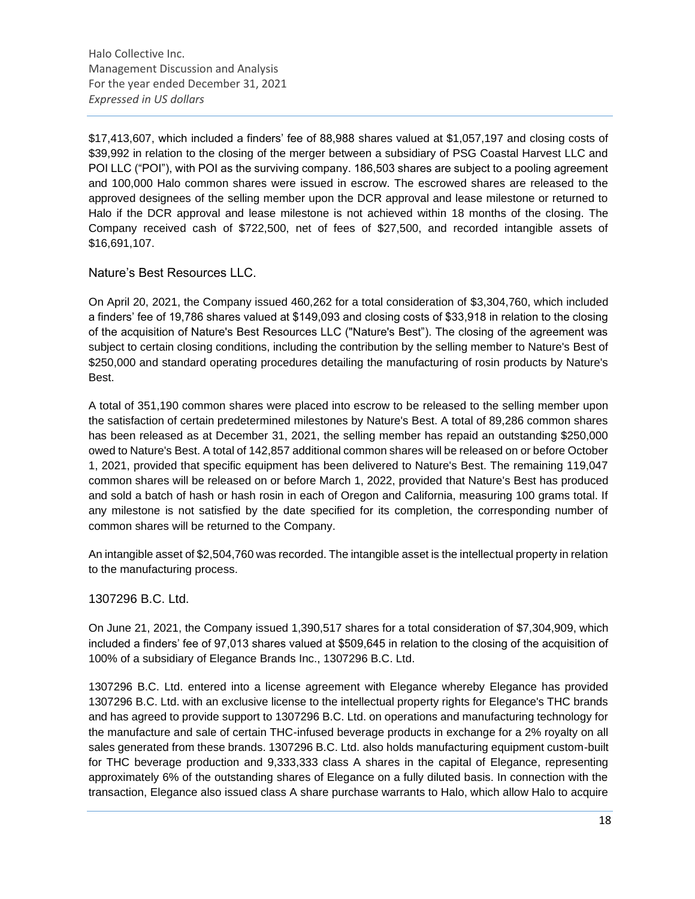$17,413,607, which included a finders' fee of 88,988 shares valued at $1,057,197 and closing costs of $39,992 in relation to the closing of the merger between a subsidiary of PSG Coastal Harvest LLC and POI LLC ("POI"), with POI as the surviving company. 186,503 shares are subject to a pooling agreement and 100,000 Halo common shares were issued in escrow. The escrowed shares are released to the approved designees of the selling member upon the DCR approval and lease milestone or returned to Halo if the DCR approval and lease milestone is not achieved within 18 months of the closing. The Company received cash of $722,500, net of fees of $27,500, and recorded intangible assets of $16,691,107.

### Nature's Best Resources LLC.

On April 20, 2021, the Company issued 460,262 for a total consideration of $3,304,760, which included a finders' fee of 19,786 shares valued at $149,093 and closing costs of $33,918 in relation to the closing of the acquisition of Nature's Best Resources LLC ("Nature's Best"). The closing of the agreement was subject to certain closing conditions, including the contribution by the selling member to Nature's Best of $250,000 and standard operating procedures detailing the manufacturing of rosin products by Nature's Best.

A total of 351,190 common shares were placed into escrow to be released to the selling member upon the satisfaction of certain predetermined milestones by Nature's Best. A total of 89,286 common shares has been released as at December 31, 2021, the selling member has repaid an outstanding $250,000 owed to Nature's Best. A total of 142,857 additional common shares will be released on or before October 1, 2021, provided that specific equipment has been delivered to Nature's Best. The remaining 119,047 common shares will be released on or before March 1, 2022, provided that Nature's Best has produced and sold a batch of hash or hash rosin in each of Oregon and California, measuring 100 grams total. If any milestone is not satisfied by the date specified for its completion, the corresponding number of common shares will be returned to the Company.

An intangible asset of $2,504,760 was recorded. The intangible asset is the intellectual property in relation to the manufacturing process.

### 1307296 B.C. Ltd.

On June 21, 2021, the Company issued 1,390,517 shares for a total consideration of $7,304,909, which included a finders' fee of 97,013 shares valued at $509,645 in relation to the closing of the acquisition of 100% of a subsidiary of Elegance Brands Inc., 1307296 B.C. Ltd.

1307296 B.C. Ltd. entered into a license agreement with Elegance whereby Elegance has provided 1307296 B.C. Ltd. with an exclusive license to the intellectual property rights for Elegance's THC brands and has agreed to provide support to 1307296 B.C. Ltd. on operations and manufacturing technology for the manufacture and sale of certain THC-infused beverage products in exchange for a 2% royalty on all sales generated from these brands. 1307296 B.C. Ltd. also holds manufacturing equipment custom-built for THC beverage production and 9,333,333 class A shares in the capital of Elegance, representing approximately 6% of the outstanding shares of Elegance on a fully diluted basis. In connection with the transaction, Elegance also issued class A share purchase warrants to Halo, which allow Halo to acquire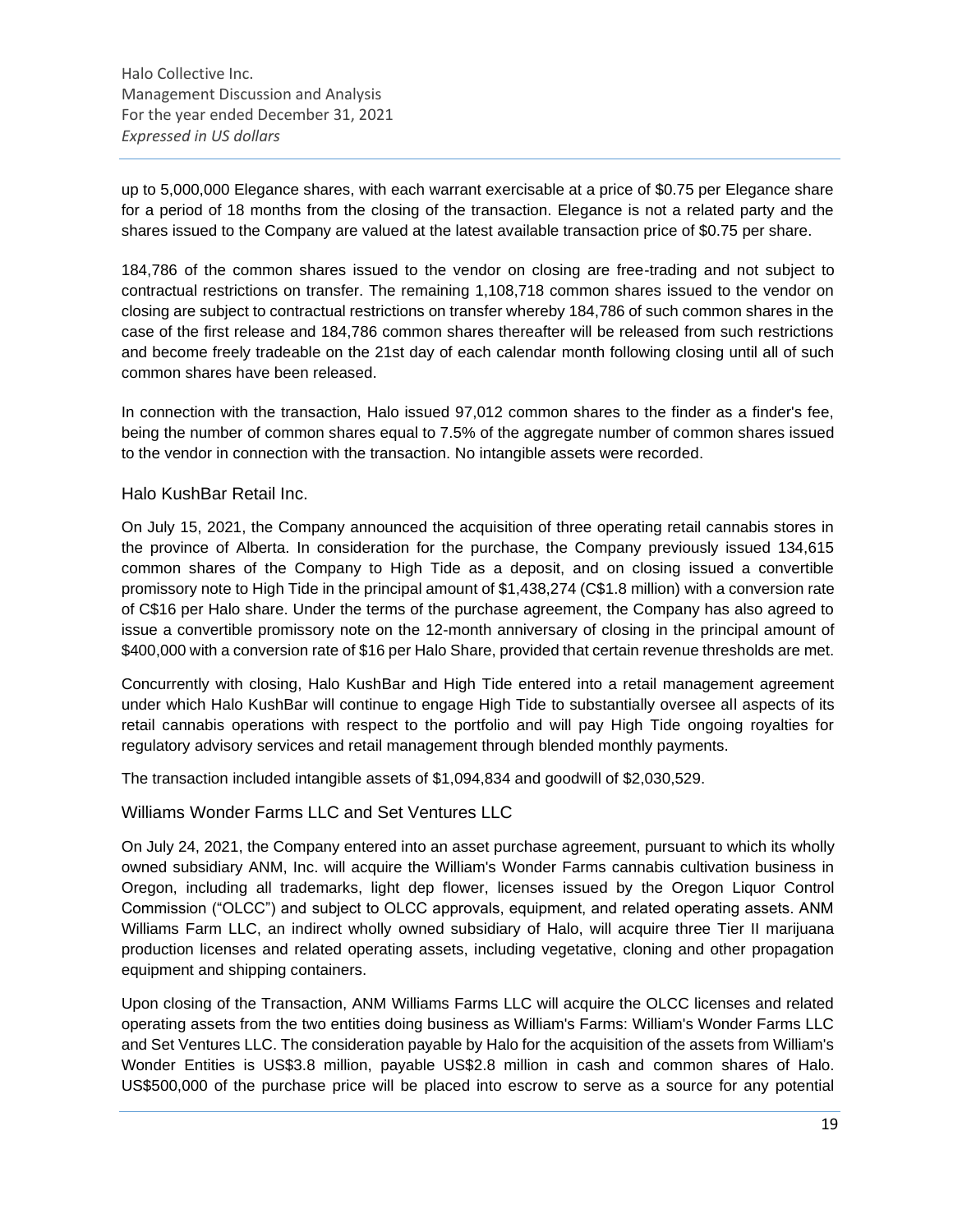up to 5,000,000 Elegance shares, with each warrant exercisable at a price of $0.75 per Elegance share for a period of 18 months from the closing of the transaction. Elegance is not a related party and the shares issued to the Company are valued at the latest available transaction price of $0.75 per share.

184,786 of the common shares issued to the vendor on closing are free-trading and not subject to contractual restrictions on transfer. The remaining 1,108,718 common shares issued to the vendor on closing are subject to contractual restrictions on transfer whereby 184,786 of such common shares in the case of the first release and 184,786 common shares thereafter will be released from such restrictions and become freely tradeable on the 21st day of each calendar month following closing until all of such common shares have been released.

In connection with the transaction, Halo issued 97,012 common shares to the finder as a finder's fee, being the number of common shares equal to 7.5% of the aggregate number of common shares issued to the vendor in connection with the transaction. No intangible assets were recorded.

### Halo KushBar Retail Inc.

On July 15, 2021, the Company announced the acquisition of three operating retail cannabis stores in the province of Alberta. In consideration for the purchase, the Company previously issued 134,615 common shares of the Company to High Tide as a deposit, and on closing issued a convertible promissory note to High Tide in the principal amount of $1,438,274 (C$1.8 million) with a conversion rate of C$16 per Halo share. Under the terms of the purchase agreement, the Company has also agreed to issue a convertible promissory note on the 12-month anniversary of closing in the principal amount of $400,000 with a conversion rate of $16 per Halo Share, provided that certain revenue thresholds are met.

Concurrently with closing, Halo KushBar and High Tide entered into a retail management agreement under which Halo KushBar will continue to engage High Tide to substantially oversee all aspects of its retail cannabis operations with respect to the portfolio and will pay High Tide ongoing royalties for regulatory advisory services and retail management through blended monthly payments.

The transaction included intangible assets of $1,094,834 and goodwill of $2,030,529.

### Williams Wonder Farms LLC and Set Ventures LLC

On July 24, 2021, the Company entered into an asset purchase agreement, pursuant to which its wholly owned subsidiary ANM, Inc. will acquire the William's Wonder Farms cannabis cultivation business in Oregon, including all trademarks, light dep flower, licenses issued by the Oregon Liquor Control Commission ("OLCC") and subject to OLCC approvals, equipment, and related operating assets. ANM Williams Farm LLC, an indirect wholly owned subsidiary of Halo, will acquire three Tier II marijuana production licenses and related operating assets, including vegetative, cloning and other propagation equipment and shipping containers.

Upon closing of the Transaction, ANM Williams Farms LLC will acquire the OLCC licenses and related operating assets from the two entities doing business as William's Farms: William's Wonder Farms LLC and Set Ventures LLC. The consideration payable by Halo for the acquisition of the assets from William's Wonder Entities is US$3.8 million, payable US$2.8 million in cash and common shares of Halo. US$500,000 of the purchase price will be placed into escrow to serve as a source for any potential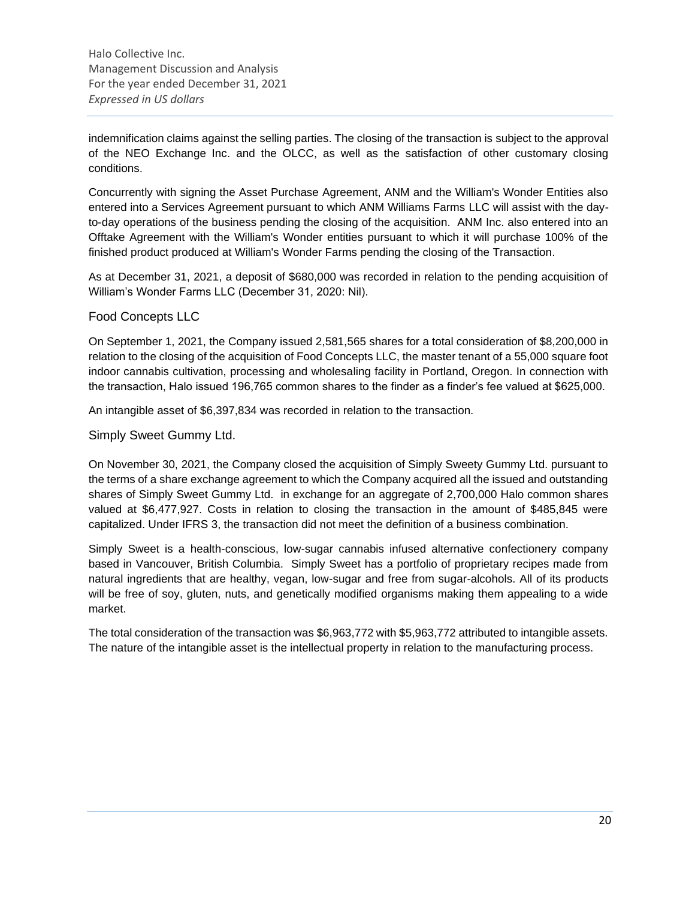indemnification claims against the selling parties. The closing of the transaction is subject to the approval of the NEO Exchange Inc. and the OLCC, as well as the satisfaction of other customary closing conditions.

Concurrently with signing the Asset Purchase Agreement, ANM and the William's Wonder Entities also entered into a Services Agreement pursuant to which ANM Williams Farms LLC will assist with the day-to-day operations of the business pending the closing of the acquisition. ANM Inc. also entered into an Offtake Agreement with the William's Wonder entities pursuant to which it will purchase 100% of the finished product produced at William's Wonder Farms pending the closing of the Transaction.

As at December 31, 2021, a deposit of $680,000 was recorded in relation to the pending acquisition of William's Wonder Farms LLC (December 31, 2020: Nil).

### Food Concepts LLC

On September 1, 2021, the Company issued 2,581,565 shares for a total consideration of $8,200,000 in relation to the closing of the acquisition of Food Concepts LLC, the master tenant of a 55,000 square foot indoor cannabis cultivation, processing and wholesaling facility in Portland, Oregon. In connection with the transaction, Halo issued 196,765 common shares to the finder as a finder's fee valued at $625,000.

An intangible asset of $6,397,834 was recorded in relation to the transaction.

### Simply Sweet Gummy Ltd.

On November 30, 2021, the Company closed the acquisition of Simply Sweety Gummy Ltd. pursuant to the terms of a share exchange agreement to which the Company acquired all the issued and outstanding shares of Simply Sweet Gummy Ltd. in exchange for an aggregate of 2,700,000 Halo common shares valued at $6,477,927. Costs in relation to closing the transaction in the amount of $485,845 were capitalized. Under IFRS 3, the transaction did not meet the definition of a business combination.

Simply Sweet is a health-conscious, low-sugar cannabis infused alternative confectionery company based in Vancouver, British Columbia. Simply Sweet has a portfolio of proprietary recipes made from natural ingredients that are healthy, vegan, low-sugar and free from sugar-alcohols. All of its products will be free of soy, gluten, nuts, and genetically modified organisms making them appealing to a wide market.

The total consideration of the transaction was $6,963,772 with $5,963,772 attributed to intangible assets. The nature of the intangible asset is the intellectual property in relation to the manufacturing process.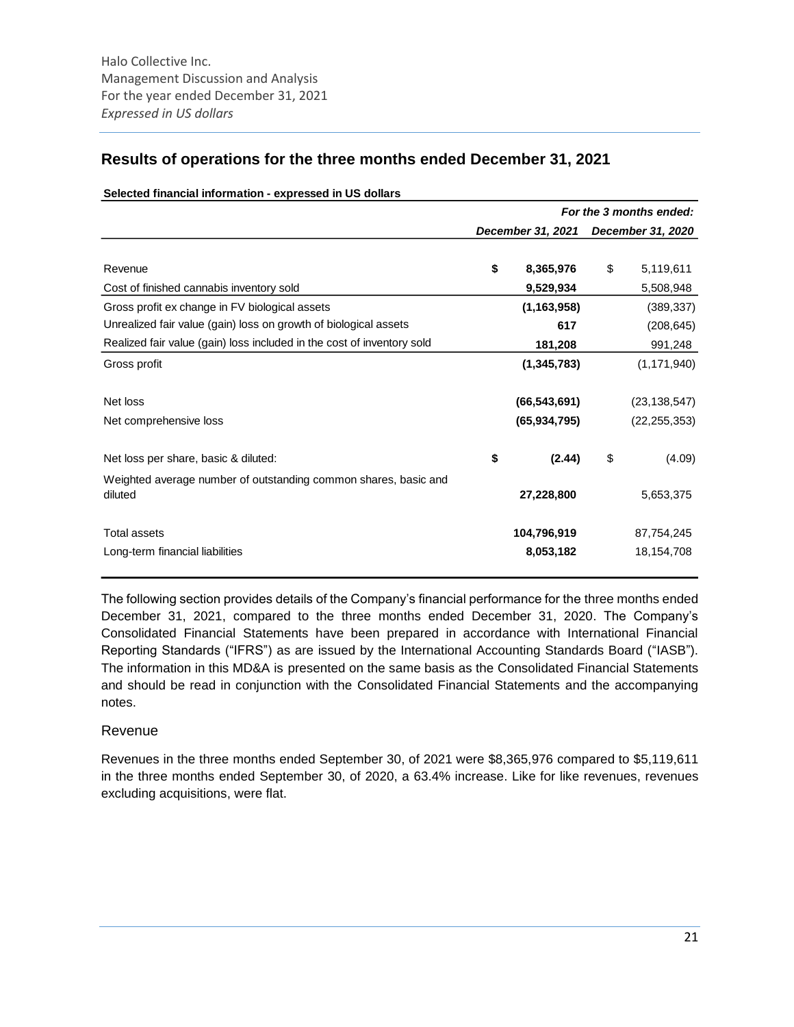## Results of operations for the three months ended December 31, 2021

**Selected financial information - expressed in US dollars**

| | *For the 3 months ended:* | |
|---|---|---|
| | ***December 31, 2021*** | ***December 31, 2020*** |
| Revenue | **$ 8,365,976** | $ 5,119,611 |
| Cost of finished cannabis inventory sold | **9,529,934** | 5,508,948 |
| Gross profit ex change in FV biological assets | **(1,163,958)** | (389,337) |
| Unrealized fair value (gain) loss on growth of biological assets | **617** | (208,645) |
| Realized fair value (gain) loss included in the cost of inventory sold | **181,208** | 991,248 |
| Gross profit | **(1,345,783)** | (1,171,940) |
| Net loss | **(66,543,691)** | (23,138,547) |
| Net comprehensive loss | **(65,934,795)** | (22,255,353) |
| Net loss per share, basic & diluted: | **$ (2.44)** | $ (4.09) |
| Weighted average number of outstanding common shares, basic and diluted | **27,228,800** | 5,653,375 |
| Total assets | **104,796,919** | 87,754,245 |
| Long-term financial liabilities | **8,053,182** | 18,154,708 |

The following section provides details of the Company's financial performance for the three months ended December 31, 2021, compared to the three months ended December 31, 2020. The Company's Consolidated Financial Statements have been prepared in accordance with International Financial Reporting Standards ("IFRS") as are issued by the International Accounting Standards Board ("IASB"). The information in this MD&A is presented on the same basis as the Consolidated Financial Statements and should be read in conjunction with the Consolidated Financial Statements and the accompanying notes.

### Revenue

Revenues in the three months ended September 30, of 2021 were $8,365,976 compared to $5,119,611 in the three months ended September 30, of 2020, a 63.4% increase. Like for like revenues, revenues excluding acquisitions, were flat.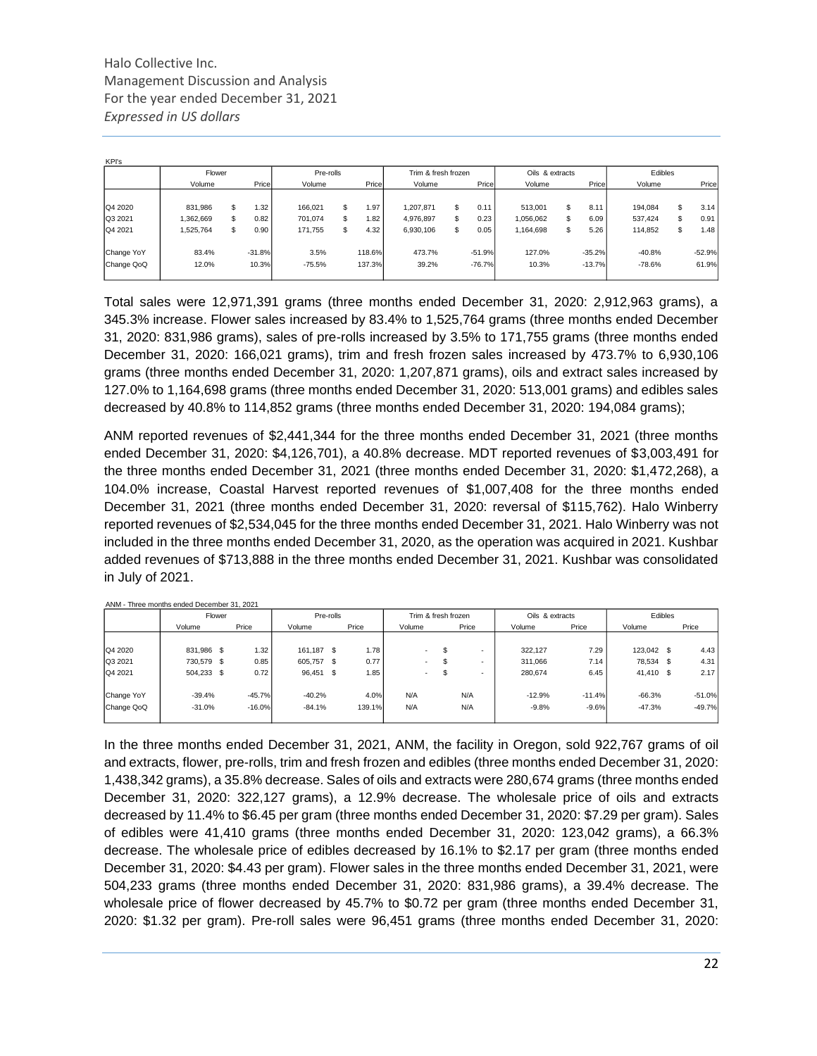KPI's

| | Flower | | Pre-rolls | | Trim & fresh frozen | | Oils & extracts | | Edibles | |
|---|---|---|---|---|---|---|---|---|---|---|
| | Volume | Price | Volume | Price | Volume | Price | Volume | Price | Volume | Price |
| Q4 2020 | 831,986 | $ 1.32 | 166,021 | $ 1.97 | 1,207,871 | $ 0.11 | 513,001 | $ 8.11 | 194,084 | $ 3.14 |
| Q3 2021 | 1,362,669 | $ 0.82 | 701,074 | $ 1.82 | 4,976,897 | $ 0.23 | 1,056,062 | $ 6.09 | 537,424 | $ 0.91 |
| Q4 2021 | 1,525,764 | $ 0.90 | 171,755 | $ 4.32 | 6,930,106 | $ 0.05 | 1,164,698 | $ 5.26 | 114,852 | $ 1.48 |
| Change YoY | 83.4% | -31.8% | 3.5% | 118.6% | 473.7% | -51.9% | 127.0% | -35.2% | -40.8% | -52.9% |
| Change QoQ | 12.0% | 10.3% | -75.5% | 137.3% | 39.2% | -76.7% | 10.3% | -13.7% | -78.6% | 61.9% |

Total sales were 12,971,391 grams (three months ended December 31, 2020: 2,912,963 grams), a 345.3% increase. Flower sales increased by 83.4% to 1,525,764 grams (three months ended December 31, 2020: 831,986 grams), sales of pre-rolls increased by 3.5% to 171,755 grams (three months ended December 31, 2020: 166,021 grams), trim and fresh frozen sales increased by 473.7% to 6,930,106 grams (three months ended December 31, 2020: 1,207,871 grams), oils and extract sales increased by 127.0% to 1,164,698 grams (three months ended December 31, 2020: 513,001 grams) and edibles sales decreased by 40.8% to 114,852 grams (three months ended December 31, 2020: 194,084 grams);

ANM reported revenues of $2,441,344 for the three months ended December 31, 2021 (three months ended December 31, 2020: $4,126,701), a 40.8% decrease. MDT reported revenues of $3,003,491 for the three months ended December 31, 2021 (three months ended December 31, 2020: $1,472,268), a 104.0% increase, Coastal Harvest reported revenues of $1,007,408 for the three months ended December 31, 2021 (three months ended December 31, 2020: reversal of $115,762). Halo Winberry reported revenues of $2,534,045 for the three months ended December 31, 2021. Halo Winberry was not included in the three months ended December 31, 2020, as the operation was acquired in 2021. Kushbar added revenues of $713,888 in the three months ended December 31, 2021. Kushbar was consolidated in July of 2021.

ANM - Three months ended December 31, 2021

| | Flower | | Pre-rolls | | Trim & fresh frozen | | Oils & extracts | | Edibles | |
|---|---|---|---|---|---|---|---|---|---|---|
| | Volume | Price | Volume | Price | Volume | Price | Volume | Price | Volume | Price |
| Q4 2020 | 831,986 $ | 1.32 | 161,187 $ | 1.78 | - | $ - | 322,127 | 7.29 | 123,042 $ | 4.43 |
| Q3 2021 | 730,579 $ | 0.85 | 605,757 $ | 0.77 | - | $ - | 311,066 | 7.14 | 78,534 $ | 4.31 |
| Q4 2021 | 504,233 $ | 0.72 | 96,451 $ | 1.85 | - | $ - | 280,674 | 6.45 | 41,410 $ | 2.17 |
| Change YoY | -39.4% | -45.7% | -40.2% | 4.0% | N/A | N/A | -12.9% | -11.4% | -66.3% | -51.0% |
| Change QoQ | -31.0% | -16.0% | -84.1% | 139.1% | N/A | N/A | -9.8% | -9.6% | -47.3% | -49.7% |

In the three months ended December 31, 2021, ANM, the facility in Oregon, sold 922,767 grams of oil and extracts, flower, pre-rolls, trim and fresh frozen and edibles (three months ended December 31, 2020: 1,438,342 grams), a 35.8% decrease. Sales of oils and extracts were 280,674 grams (three months ended December 31, 2020: 322,127 grams), a 12.9% decrease. The wholesale price of oils and extracts decreased by 11.4% to $6.45 per gram (three months ended December 31, 2020: $7.29 per gram). Sales of edibles were 41,410 grams (three months ended December 31, 2020: 123,042 grams), a 66.3% decrease. The wholesale price of edibles decreased by 16.1% to $2.17 per gram (three months ended December 31, 2020: $4.43 per gram). Flower sales in the three months ended December 31, 2021, were 504,233 grams (three months ended December 31, 2020: 831,986 grams), a 39.4% decrease. The wholesale price of flower decreased by 45.7% to $0.72 per gram (three months ended December 31, 2020: $1.32 per gram). Pre-roll sales were 96,451 grams (three months ended December 31, 2020: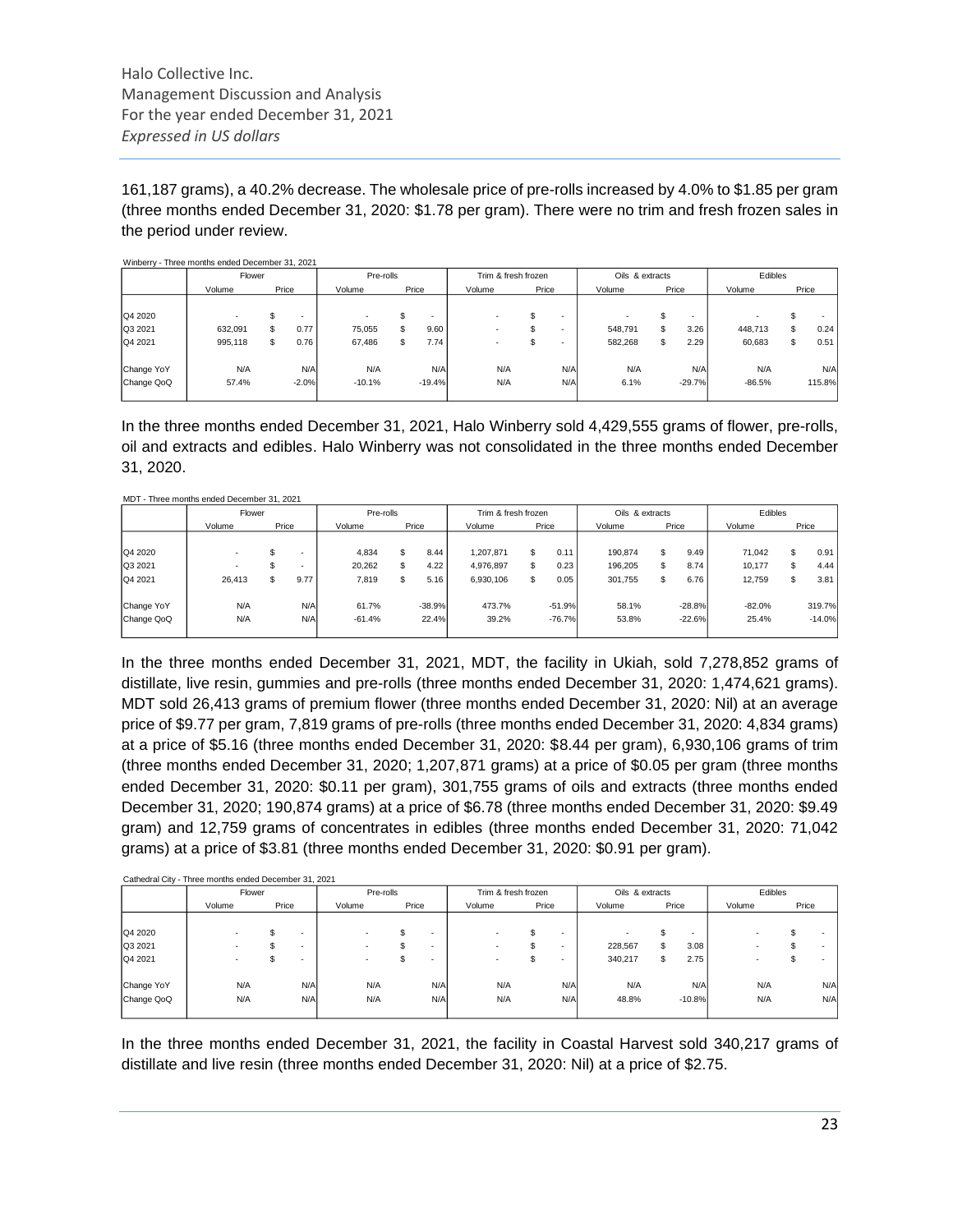161,187 grams), a 40.2% decrease. The wholesale price of pre-rolls increased by 4.0% to $1.85 per gram (three months ended December 31, 2020: $1.78 per gram). There were no trim and fresh frozen sales in the period under review.

Winberry - Three months ended December 31, 2021

| | Flower | | Pre-rolls | | Trim & fresh frozen | | Oils & extracts | | Edibles | |
|---|---|---|---|---|---|---|---|---|---|---|
| | Volume | Price | Volume | Price | Volume | Price | Volume | Price | Volume | Price |
| Q4 2020 | - | $ - | - | $ - | - | $ - | - | $ - | - | $ - |
| Q3 2021 | 632,091 | $ 0.77 | 75,055 | $ 9.60 | - | $ - | 548,791 | $ 3.26 | 448,713 | $ 0.24 |
| Q4 2021 | 995,118 | $ 0.76 | 67,486 | $ 7.74 | - | $ - | 582,268 | $ 2.29 | 60,683 | $ 0.51 |
| Change YoY | N/A | N/A | N/A | N/A | N/A | N/A | N/A | N/A | N/A | N/A |
| Change QoQ | 57.4% | -2.0% | -10.1% | -19.4% | N/A | N/A | 6.1% | -29.7% | -86.5% | 115.8% |

In the three months ended December 31, 2021, Halo Winberry sold 4,429,555 grams of flower, pre-rolls, oil and extracts and edibles. Halo Winberry was not consolidated in the three months ended December 31, 2020.

MDT - Three months ended December 31, 2021

| | Flower | | Pre-rolls | | Trim & fresh frozen | | Oils & extracts | | Edibles | |
|---|---|---|---|---|---|---|---|---|---|---|
| | Volume | Price | Volume | Price | Volume | Price | Volume | Price | Volume | Price |
| Q4 2020 | - | $ - | 4,834 | $ 8.44 | 1,207,871 | $ 0.11 | 190,874 | $ 9.49 | 71,042 | $ 0.91 |
| Q3 2021 | - | $ - | 20,262 | $ 4.22 | 4,976,897 | $ 0.23 | 196,205 | $ 8.74 | 10,177 | $ 4.44 |
| Q4 2021 | 26,413 | $ 9.77 | 7,819 | $ 5.16 | 6,930,106 | $ 0.05 | 301,755 | $ 6.76 | 12,759 | $ 3.81 |
| Change YoY | N/A | N/A | 61.7% | -38.9% | 473.7% | -51.9% | 58.1% | -28.8% | -82.0% | 319.7% |
| Change QoQ | N/A | N/A | -61.4% | 22.4% | 39.2% | -76.7% | 53.8% | -22.6% | 25.4% | -14.0% |

In the three months ended December 31, 2021, MDT, the facility in Ukiah, sold 7,278,852 grams of distillate, live resin, gummies and pre-rolls (three months ended December 31, 2020: 1,474,621 grams). MDT sold 26,413 grams of premium flower (three months ended December 31, 2020: Nil) at an average price of $9.77 per gram, 7,819 grams of pre-rolls (three months ended December 31, 2020: 4,834 grams) at a price of $5.16 (three months ended December 31, 2020: $8.44 per gram), 6,930,106 grams of trim (three months ended December 31, 2020; 1,207,871 grams) at a price of $0.05 per gram (three months ended December 31, 2020: $0.11 per gram), 301,755 grams of oils and extracts (three months ended December 31, 2020; 190,874 grams) at a price of $6.78 (three months ended December 31, 2020: $9.49 gram) and 12,759 grams of concentrates in edibles (three months ended December 31, 2020: 71,042 grams) at a price of $3.81 (three months ended December 31, 2020: $0.91 per gram).

Cathedral City - Three months ended December 31, 2021

| | Flower | | Pre-rolls | | Trim & fresh frozen | | Oils & extracts | | Edibles | |
|---|---|---|---|---|---|---|---|---|---|---|
| | Volume | Price | Volume | Price | Volume | Price | Volume | Price | Volume | Price |
| Q4 2020 | - | $ - | - | $ - | - | $ - | - | $ - | - | $ - |
| Q3 2021 | - | $ - | - | $ - | - | $ - | 228,567 | $ 3.08 | - | $ - |
| Q4 2021 | - | $ - | - | $ - | - | $ - | 340,217 | $ 2.75 | - | $ - |
| Change YoY | N/A | N/A | N/A | N/A | N/A | N/A | N/A | N/A | N/A | N/A |
| Change QoQ | N/A | N/A | N/A | N/A | N/A | N/A | 48.8% | -10.8% | N/A | N/A |

In the three months ended December 31, 2021, the facility in Coastal Harvest sold 340,217 grams of distillate and live resin (three months ended December 31, 2020: Nil) at a price of $2.75.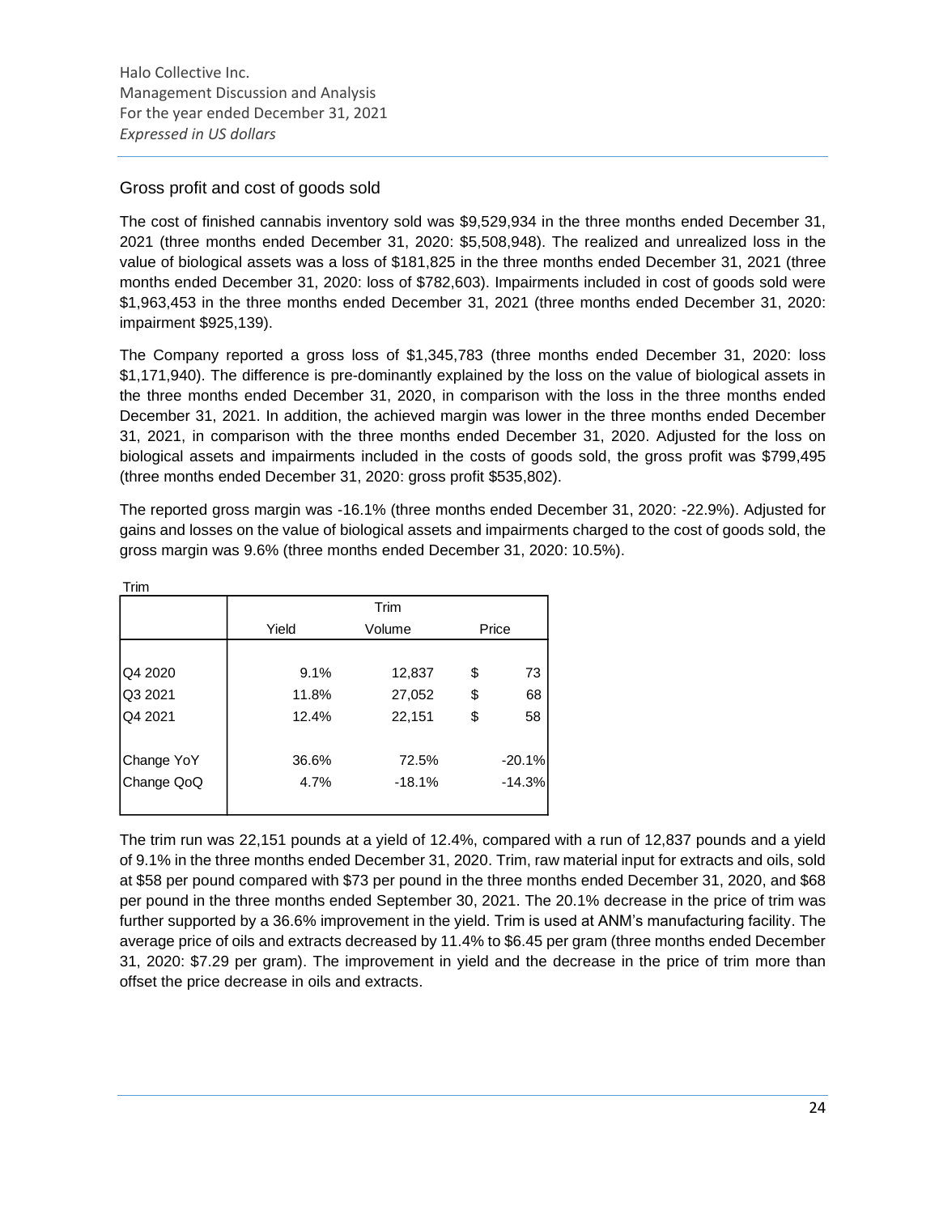## Gross profit and cost of goods sold

The cost of finished cannabis inventory sold was $9,529,934 in the three months ended December 31, 2021 (three months ended December 31, 2020: $5,508,948). The realized and unrealized loss in the value of biological assets was a loss of $181,825 in the three months ended December 31, 2021 (three months ended December 31, 2020: loss of $782,603). Impairments included in cost of goods sold were $1,963,453 in the three months ended December 31, 2021 (three months ended December 31, 2020: impairment $925,139).

The Company reported a gross loss of $1,345,783 (three months ended December 31, 2020: loss $1,171,940). The difference is pre-dominantly explained by the loss on the value of biological assets in the three months ended December 31, 2020, in comparison with the loss in the three months ended December 31, 2021. In addition, the achieved margin was lower in the three months ended December 31, 2021, in comparison with the three months ended December 31, 2020. Adjusted for the loss on biological assets and impairments included in the costs of goods sold, the gross profit was $799,495 (three months ended December 31, 2020: gross profit $535,802).

The reported gross margin was -16.1% (three months ended December 31, 2020: -22.9%). Adjusted for gains and losses on the value of biological assets and impairments charged to the cost of goods sold, the gross margin was 9.6% (three months ended December 31, 2020: 10.5%).

Trim

| | Trim | | |
|---|---|---|---|
| | Yield | Volume | Price |
| Q4 2020 | 9.1% | 12,837 | $ 73 |
| Q3 2021 | 11.8% | 27,052 | $ 68 |
| Q4 2021 | 12.4% | 22,151 | $ 58 |
| Change YoY | 36.6% | 72.5% | -20.1% |
| Change QoQ | 4.7% | -18.1% | -14.3% |

The trim run was 22,151 pounds at a yield of 12.4%, compared with a run of 12,837 pounds and a yield of 9.1% in the three months ended December 31, 2020. Trim, raw material input for extracts and oils, sold at $58 per pound compared with $73 per pound in the three months ended December 31, 2020, and $68 per pound in the three months ended September 30, 2021. The 20.1% decrease in the price of trim was further supported by a 36.6% improvement in the yield. Trim is used at ANM's manufacturing facility. The average price of oils and extracts decreased by 11.4% to $6.45 per gram (three months ended December 31, 2020: $7.29 per gram). The improvement in yield and the decrease in the price of trim more than offset the price decrease in oils and extracts.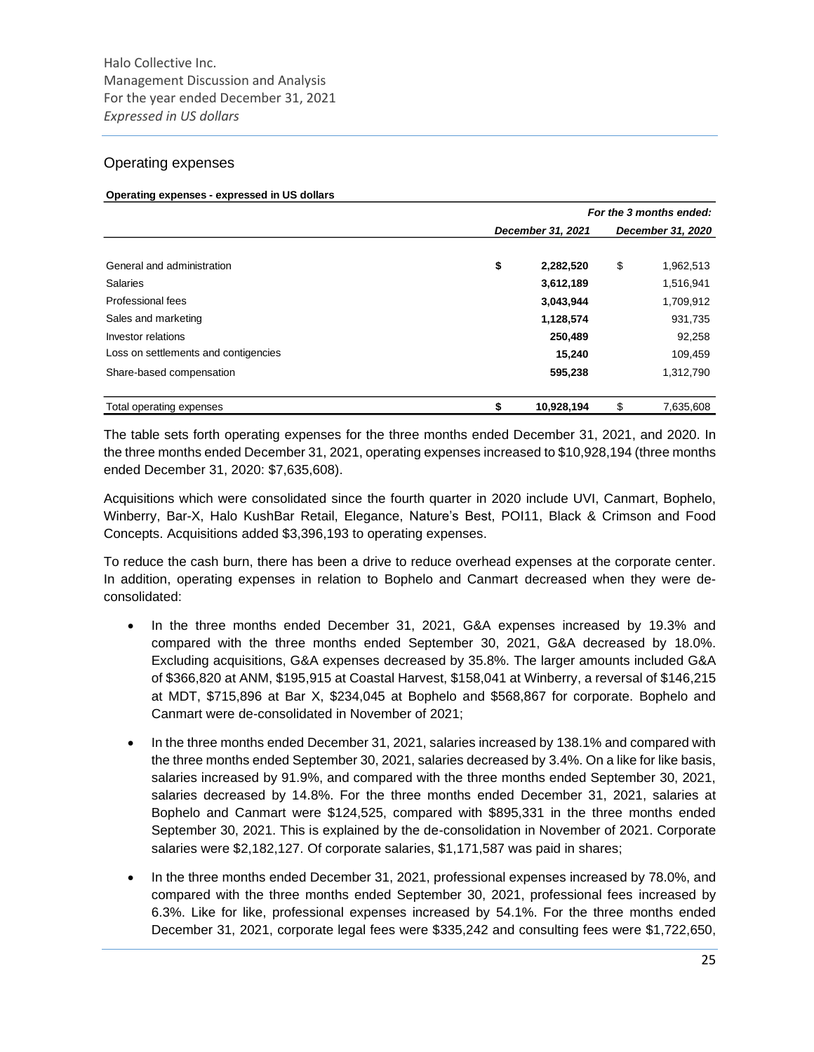## Operating expenses

**Operating expenses - expressed in US dollars**

| | *For the 3 months ended:* | |
|---|---|---|
| | *December 31, 2021* | *December 31, 2020* |
| General and administration | **$ 2,282,520** | $ 1,962,513 |
| Salaries | **3,612,189** | 1,516,941 |
| Professional fees | **3,043,944** | 1,709,912 |
| Sales and marketing | **1,128,574** | 931,735 |
| Investor relations | **250,489** | 92,258 |
| Loss on settlements and contigencies | **15,240** | 109,459 |
| Share-based compensation | **595,238** | 1,312,790 |
| Total operating expenses | **$ 10,928,194** | $ 7,635,608 |

The table sets forth operating expenses for the three months ended December 31, 2021, and 2020. In the three months ended December 31, 2021, operating expenses increased to $10,928,194 (three months ended December 31, 2020: $7,635,608).

Acquisitions which were consolidated since the fourth quarter in 2020 include UVI, Canmart, Bophelo, Winberry, Bar-X, Halo KushBar Retail, Elegance, Nature's Best, POI11, Black & Crimson and Food Concepts. Acquisitions added $3,396,193 to operating expenses.

To reduce the cash burn, there has been a drive to reduce overhead expenses at the corporate center. In addition, operating expenses in relation to Bophelo and Canmart decreased when they were de-consolidated:

- In the three months ended December 31, 2021, G&A expenses increased by 19.3% and compared with the three months ended September 30, 2021, G&A decreased by 18.0%. Excluding acquisitions, G&A expenses decreased by 35.8%. The larger amounts included G&A of $366,820 at ANM, $195,915 at Coastal Harvest, $158,041 at Winberry, a reversal of $146,215 at MDT, $715,896 at Bar X, $234,045 at Bophelo and $568,867 for corporate. Bophelo and Canmart were de-consolidated in November of 2021;
- In the three months ended December 31, 2021, salaries increased by 138.1% and compared with the three months ended September 30, 2021, salaries decreased by 3.4%. On a like for like basis, salaries increased by 91.9%, and compared with the three months ended September 30, 2021, salaries decreased by 14.8%. For the three months ended December 31, 2021, salaries at Bophelo and Canmart were $124,525, compared with $895,331 in the three months ended September 30, 2021. This is explained by the de-consolidation in November of 2021. Corporate salaries were $2,182,127. Of corporate salaries, $1,171,587 was paid in shares;
- In the three months ended December 31, 2021, professional expenses increased by 78.0%, and compared with the three months ended September 30, 2021, professional fees increased by 6.3%. Like for like, professional expenses increased by 54.1%. For the three months ended December 31, 2021, corporate legal fees were $335,242 and consulting fees were $1,722,650,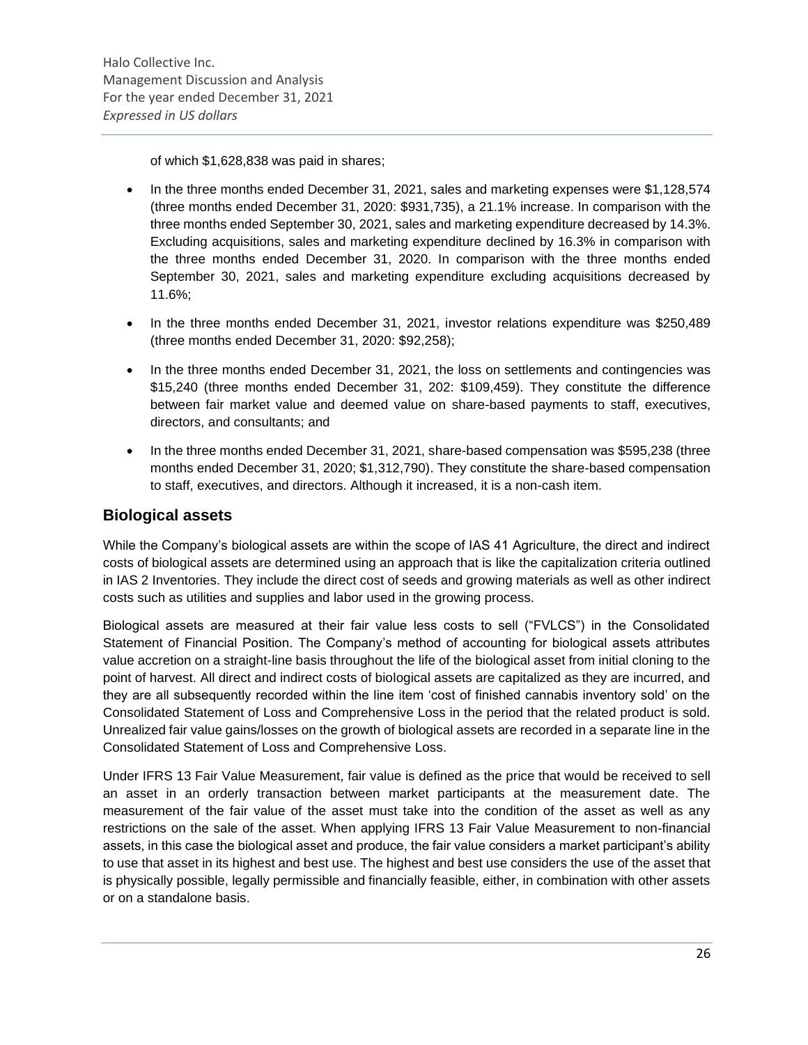of which $1,628,838 was paid in shares;

- In the three months ended December 31, 2021, sales and marketing expenses were $1,128,574 (three months ended December 31, 2020: $931,735), a 21.1% increase. In comparison with the three months ended September 30, 2021, sales and marketing expenditure decreased by 14.3%. Excluding acquisitions, sales and marketing expenditure declined by 16.3% in comparison with the three months ended December 31, 2020. In comparison with the three months ended September 30, 2021, sales and marketing expenditure excluding acquisitions decreased by 11.6%;
- In the three months ended December 31, 2021, investor relations expenditure was $250,489 (three months ended December 31, 2020: $92,258);
- In the three months ended December 31, 2021, the loss on settlements and contingencies was $15,240 (three months ended December 31, 202: $109,459). They constitute the difference between fair market value and deemed value on share-based payments to staff, executives, directors, and consultants; and
- In the three months ended December 31, 2021, share-based compensation was $595,238 (three months ended December 31, 2020; $1,312,790). They constitute the share-based compensation to staff, executives, and directors. Although it increased, it is a non-cash item.

## Biological assets

While the Company's biological assets are within the scope of IAS 41 Agriculture, the direct and indirect costs of biological assets are determined using an approach that is like the capitalization criteria outlined in IAS 2 Inventories. They include the direct cost of seeds and growing materials as well as other indirect costs such as utilities and supplies and labor used in the growing process.

Biological assets are measured at their fair value less costs to sell ("FVLCS") in the Consolidated Statement of Financial Position. The Company's method of accounting for biological assets attributes value accretion on a straight-line basis throughout the life of the biological asset from initial cloning to the point of harvest. All direct and indirect costs of biological assets are capitalized as they are incurred, and they are all subsequently recorded within the line item 'cost of finished cannabis inventory sold' on the Consolidated Statement of Loss and Comprehensive Loss in the period that the related product is sold. Unrealized fair value gains/losses on the growth of biological assets are recorded in a separate line in the Consolidated Statement of Loss and Comprehensive Loss.

Under IFRS 13 Fair Value Measurement, fair value is defined as the price that would be received to sell an asset in an orderly transaction between market participants at the measurement date. The measurement of the fair value of the asset must take into the condition of the asset as well as any restrictions on the sale of the asset. When applying IFRS 13 Fair Value Measurement to non-financial assets, in this case the biological asset and produce, the fair value considers a market participant's ability to use that asset in its highest and best use. The highest and best use considers the use of the asset that is physically possible, legally permissible and financially feasible, either, in combination with other assets or on a standalone basis.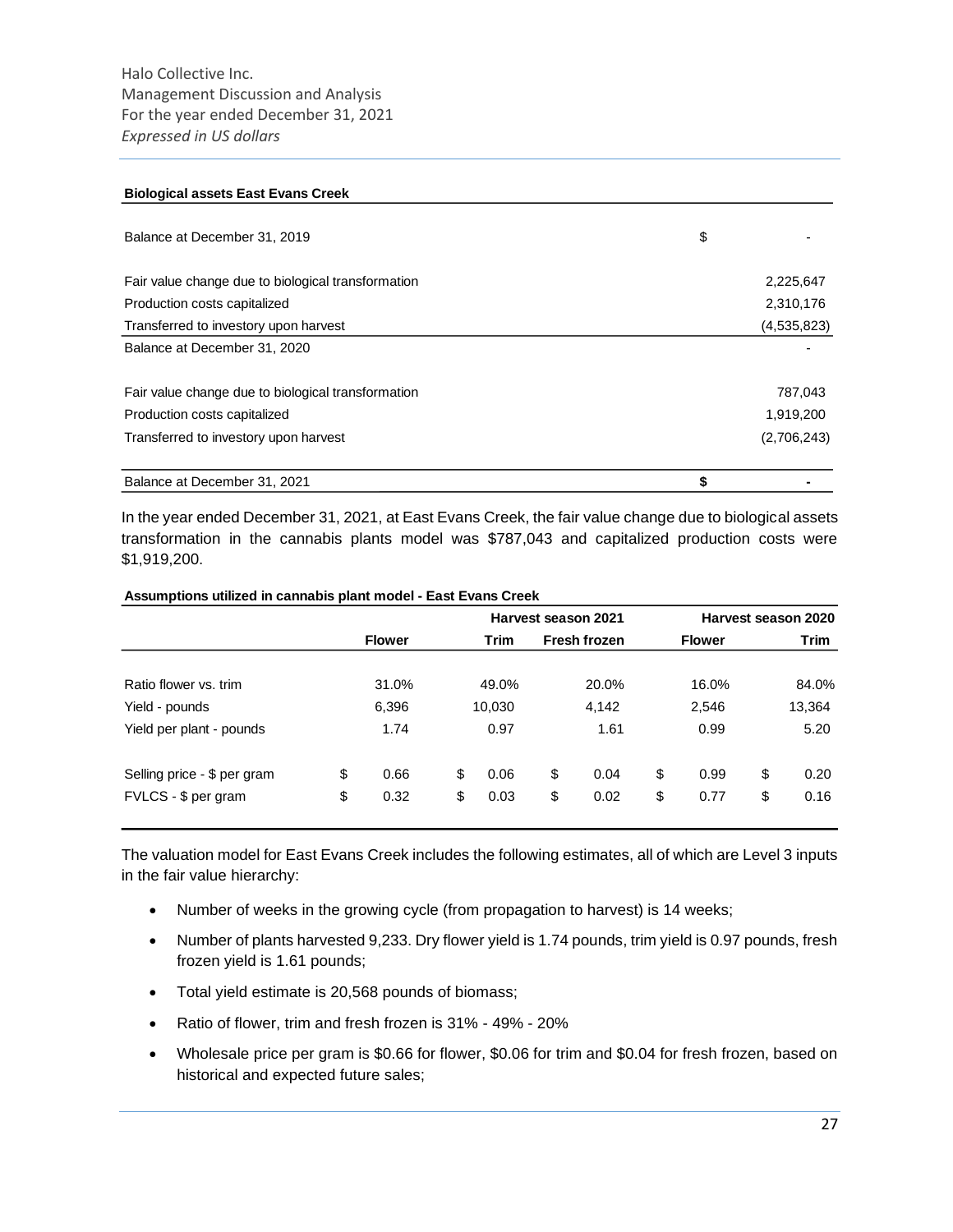**Biological assets East Evans Creek**

| | |
|---|---|
| Balance at December 31, 2019 | $ - |
| Fair value change due to biological transformation | 2,225,647 |
| Production costs capitalized | 2,310,176 |
| Transferred to investory upon harvest | (4,535,823) |
| Balance at December 31, 2020 | - |
| Fair value change due to biological transformation | 787,043 |
| Production costs capitalized | 1,919,200 |
| Transferred to investory upon harvest | (2,706,243) |
| **Balance at December 31, 2021** | **$ -** |

In the year ended December 31, 2021, at East Evans Creek, the fair value change due to biological assets transformation in the cannabis plants model was $787,043 and capitalized production costs were $1,919,200.

**Assumptions utilized in cannabis plant model - East Evans Creek**

| | Harvest season 2021 | | | Harvest season 2020 | |
|---|---|---|---|---|---|
| | **Flower** | **Trim** | **Fresh frozen** | **Flower** | **Trim** |
| Ratio flower vs. trim | 31.0% | 49.0% | 20.0% | 16.0% | 84.0% |
| Yield - pounds | 6,396 | 10,030 | 4,142 | 2,546 | 13,364 |
| Yield per plant - pounds | 1.74 | 0.97 | 1.61 | 0.99 | 5.20 |
| Selling price - $ per gram | $ 0.66 | $ 0.06 | $ 0.04 | $ 0.99 | $ 0.20 |
| FVLCS - $ per gram | $ 0.32 | $ 0.03 | $ 0.02 | $ 0.77 | $ 0.16 |

The valuation model for East Evans Creek includes the following estimates, all of which are Level 3 inputs in the fair value hierarchy:

- Number of weeks in the growing cycle (from propagation to harvest) is 14 weeks;
- Number of plants harvested 9,233. Dry flower yield is 1.74 pounds, trim yield is 0.97 pounds, fresh frozen yield is 1.61 pounds;
- Total yield estimate is 20,568 pounds of biomass;
- Ratio of flower, trim and fresh frozen is 31% - 49% - 20%
- Wholesale price per gram is $0.66 for flower, $0.06 for trim and $0.04 for fresh frozen, based on historical and expected future sales;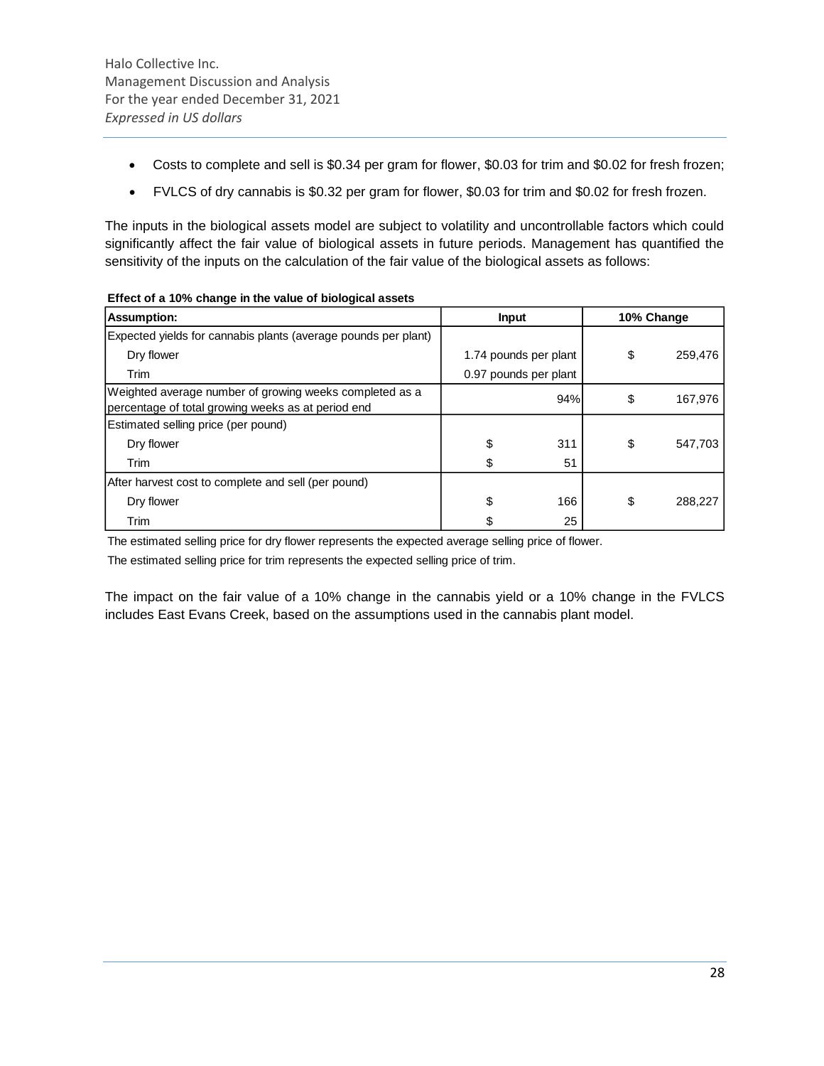- Costs to complete and sell is $0.34 per gram for flower, $0.03 for trim and $0.02 for fresh frozen;
- FVLCS of dry cannabis is $0.32 per gram for flower, $0.03 for trim and $0.02 for fresh frozen.

The inputs in the biological assets model are subject to volatility and uncontrollable factors which could significantly affect the fair value of biological assets in future periods. Management has quantified the sensitivity of the inputs on the calculation of the fair value of the biological assets as follows:

**Effect of a 10% change in the value of biological assets**

| Assumption: | Input | 10% Change |
|---|---|---|
| Expected yields for cannabis plants (average pounds per plant) | | |
| Dry flower | 1.74 pounds per plant | $ 259,476 |
| Trim | 0.97 pounds per plant | |
| Weighted average number of growing weeks completed as a percentage of total growing weeks as at period end | 94% | $ 167,976 |
| Estimated selling price (per pound) | | |
| Dry flower | $ 311 | $ 547,703 |
| Trim | $ 51 | |
| After harvest cost to complete and sell (per pound) | | |
| Dry flower | $ 166 | $ 288,227 |
| Trim | $ 25 | |

The estimated selling price for dry flower represents the expected average selling price of flower.

The estimated selling price for trim represents the expected selling price of trim.

The impact on the fair value of a 10% change in the cannabis yield or a 10% change in the FVLCS includes East Evans Creek, based on the assumptions used in the cannabis plant model.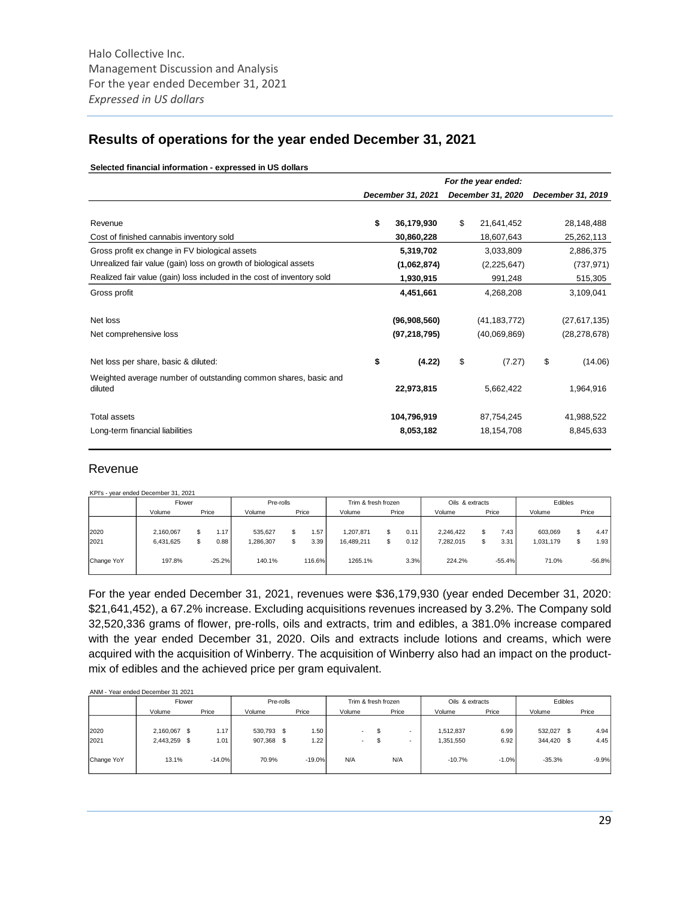Halo Collective Inc.
Management Discussion and Analysis
For the year ended December 31, 2021
*Expressed in US dollars*

## Results of operations for the year ended December 31, 2021

**Selected financial information - expressed in US dollars**

| | *For the year ended:* | | |
|---|---|---|---|
| | ***December 31, 2021*** | ***December 31, 2020*** | ***December 31, 2019*** |
| Revenue | **$ 36,179,930** | $ 21,641,452 | 28,148,488 |
| Cost of finished cannabis inventory sold | **30,860,228** | 18,607,643 | 25,262,113 |
| Gross profit ex change in FV biological assets | **5,319,702** | 3,033,809 | 2,886,375 |
| Unrealized fair value (gain) loss on growth of biological assets | **(1,062,874)** | (2,225,647) | (737,971) |
| Realized fair value (gain) loss included in the cost of inventory sold | **1,930,915** | 991,248 | 515,305 |
| Gross profit | **4,451,661** | 4,268,208 | 3,109,041 |
| Net loss | **(96,908,560)** | (41,183,772) | (27,617,135) |
| Net comprehensive loss | **(97,218,795)** | (40,069,869) | (28,278,678) |
| Net loss per share, basic & diluted: | **$ (4.22)** | $ (7.27) | $ (14.06) |
| Weighted average number of outstanding common shares, basic and diluted | **22,973,815** | 5,662,422 | 1,964,916 |
| Total assets | **104,796,919** | 87,754,245 | 41,988,522 |
| Long-term financial liabilities | **8,053,182** | 18,154,708 | 8,845,633 |

## Revenue

KPI's - year ended December 31, 2021

| | Flower | | Pre-rolls | | Trim & fresh frozen | | Oils & extracts | | Edibles | |
|---|---|---|---|---|---|---|---|---|---|---|
| | Volume | Price | Volume | Price | Volume | Price | Volume | Price | Volume | Price |
| 2020 | 2,160,067 | $ 1.17 | 535,627 | $ 1.57 | 1,207,871 | $ 0.11 | 2,246,422 | $ 7.43 | 603,069 | $ 4.47 |
| 2021 | 6,431,625 | $ 0.88 | 1,286,307 | $ 3.39 | 16,489,211 | $ 0.12 | 7,282,015 | $ 3.31 | 1,031,179 | $ 1.93 |
| Change YoY | 197.8% | -25.2% | 140.1% | 116.6% | 1265.1% | 3.3% | 224.2% | -55.4% | 71.0% | -56.8% |

For the year ended December 31, 2021, revenues were $36,179,930 (year ended December 31, 2020: $21,641,452), a 67.2% increase. Excluding acquisitions revenues increased by 3.2%. The Company sold 32,520,336 grams of flower, pre-rolls, oils and extracts, trim and edibles, a 381.0% increase compared with the year ended December 31, 2020. Oils and extracts include lotions and creams, which were acquired with the acquisition of Winberry. The acquisition of Winberry also had an impact on the product-mix of edibles and the achieved price per gram equivalent.

ANM - Year ended December 31 2021

| | Flower | | Pre-rolls | | Trim & fresh frozen | | Oils & extracts | | Edibles | |
|---|---|---|---|---|---|---|---|---|---|---|
| | Volume | Price | Volume | Price | Volume | Price | Volume | Price | Volume | Price |
| 2020 | 2,160,067 | $ 1.17 | 530,793 | $ 1.50 | - | $ - | 1,512,837 | 6.99 | 532,027 | $ 4.94 |
| 2021 | 2,443,259 | $ 1.01 | 907,368 | $ 1.22 | - | $ - | 1,351,550 | 6.92 | 344,420 | $ 4.45 |
| Change YoY | 13.1% | -14.0% | 70.9% | -19.0% | N/A | N/A | -10.7% | -1.0% | -35.3% | -9.9% |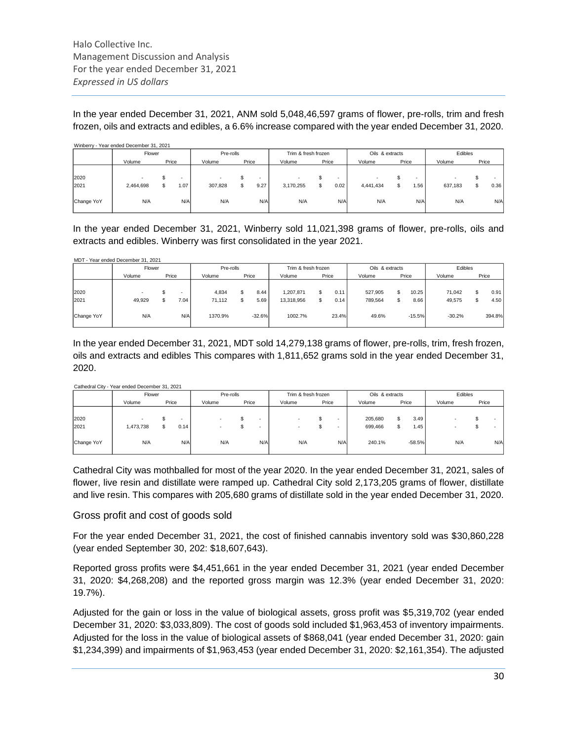In the year ended December 31, 2021, ANM sold 5,048,46,597 grams of flower, pre-rolls, trim and fresh frozen, oils and extracts and edibles, a 6.6% increase compared with the year ended December 31, 2020.

Winberry - Year ended December 31, 2021

| | Flower | | Pre-rolls | | Trim & fresh frozen | | Oils & extracts | | Edibles | |
|---|---|---|---|---|---|---|---|---|---|---|
| | Volume | Price | Volume | Price | Volume | Price | Volume | Price | Volume | Price |
| 2020 | - | $ - | - | $ - | - | $ - | - | $ - | - | $ - |
| 2021 | 2,464,698 | $ 1.07 | 307,828 | $ 9.27 | 3,170,255 | $ 0.02 | 4,441,434 | $ 1.56 | 637,183 | $ 0.36 |
| Change YoY | N/A | N/A | N/A | N/A | N/A | N/A | N/A | N/A | N/A | N/A |

In the year ended December 31, 2021, Winberry sold 11,021,398 grams of flower, pre-rolls, oils and extracts and edibles. Winberry was first consolidated in the year 2021.

MDT - Year ended December 31, 2021

| | Flower | | Pre-rolls | | Trim & fresh frozen | | Oils & extracts | | Edibles | |
|---|---|---|---|---|---|---|---|---|---|---|
| | Volume | Price | Volume | Price | Volume | Price | Volume | Price | Volume | Price |
| 2020 | - | $ - | 4,834 | $ 8.44 | 1,207,871 | $ 0.11 | 527,905 | $ 10.25 | 71,042 | $ 0.91 |
| 2021 | 49,929 | $ 7.04 | 71,112 | $ 5.69 | 13,318,956 | $ 0.14 | 789,564 | $ 8.66 | 49,575 | $ 4.50 |
| Change YoY | N/A | N/A | 1370.9% | -32.6% | 1002.7% | 23.4% | 49.6% | -15.5% | -30.2% | 394.8% |

In the year ended December 31, 2021, MDT sold 14,279,138 grams of flower, pre-rolls, trim, fresh frozen, oils and extracts and edibles This compares with 1,811,652 grams sold in the year ended December 31, 2020.

Cathedral City - Year ended December 31, 2021

| | Flower | | Pre-rolls | | Trim & fresh frozen | | Oils & extracts | | Edibles | |
|---|---|---|---|---|---|---|---|---|---|---|
| | Volume | Price | Volume | Price | Volume | Price | Volume | Price | Volume | Price |
| 2020 | - | $ - | - | $ - | - | $ - | 205,680 | $ 3.49 | - | $ - |
| 2021 | 1,473,738 | $ 0.14 | - | $ - | - | $ - | 699,466 | $ 1.45 | - | $ - |
| Change YoY | N/A | N/A | N/A | N/A | N/A | N/A | 240.1% | -58.5% | N/A | N/A |

Cathedral City was mothballed for most of the year 2020. In the year ended December 31, 2021, sales of flower, live resin and distillate were ramped up. Cathedral City sold 2,173,205 grams of flower, distillate and live resin. This compares with 205,680 grams of distillate sold in the year ended December 31, 2020.

## Gross profit and cost of goods sold

For the year ended December 31, 2021, the cost of finished cannabis inventory sold was $30,860,228 (year ended September 30, 202: $18,607,643).

Reported gross profits were $4,451,661 in the year ended December 31, 2021 (year ended December 31, 2020: $4,268,208) and the reported gross margin was 12.3% (year ended December 31, 2020: 19.7%).

Adjusted for the gain or loss in the value of biological assets, gross profit was $5,319,702 (year ended December 31, 2020: $3,033,809). The cost of goods sold included $1,963,453 of inventory impairments. Adjusted for the loss in the value of biological assets of $868,041 (year ended December 31, 2020: gain $1,234,399) and impairments of $1,963,453 (year ended December 31, 2020: $2,161,354). The adjusted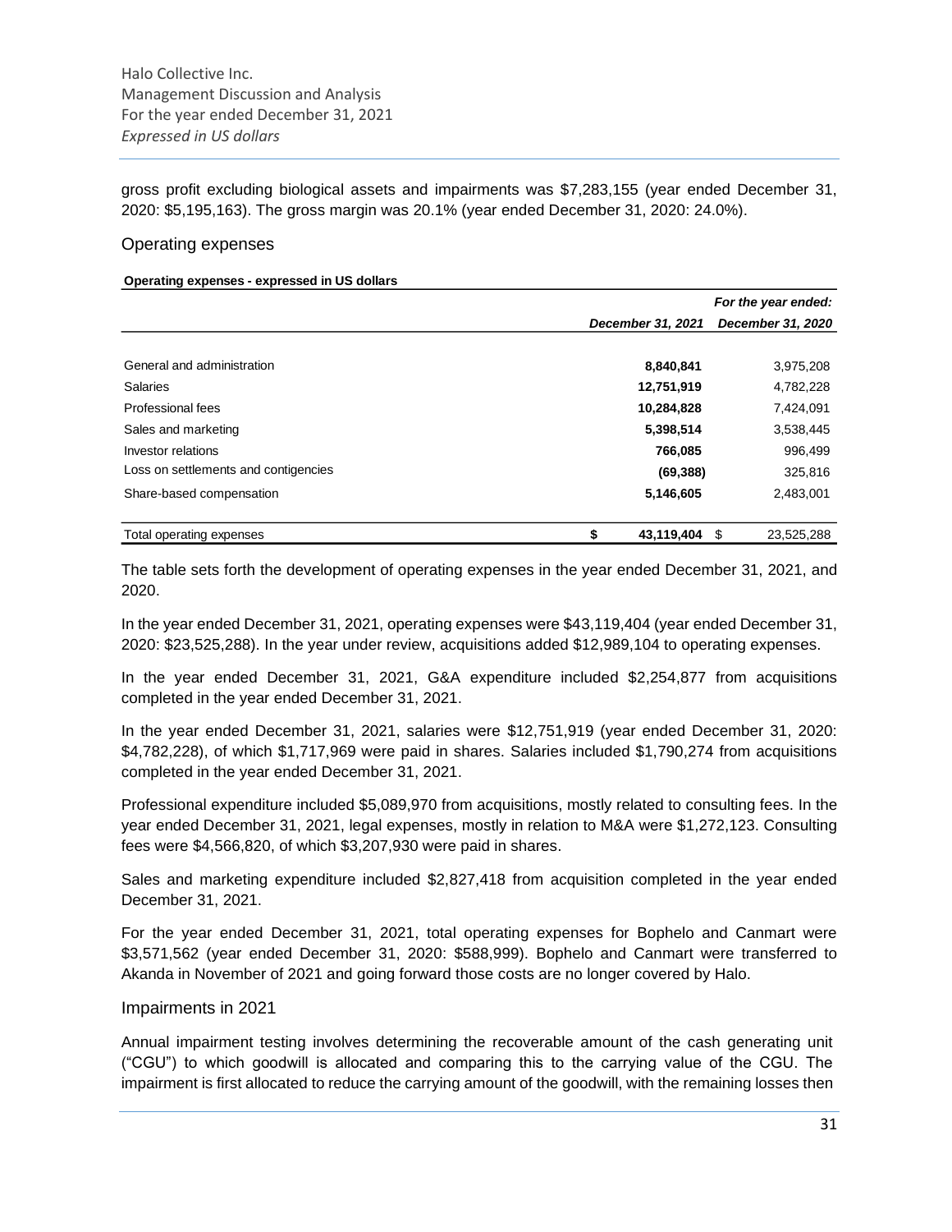gross profit excluding biological assets and impairments was $7,283,155 (year ended December 31, 2020: $5,195,163). The gross margin was 20.1% (year ended December 31, 2020: 24.0%).

## Operating expenses

**Operating expenses - expressed in US dollars**

| | *For the year ended:* | |
|---|---|---|
| | *December 31, 2021* | *December 31, 2020* |
| General and administration | **8,840,841** | 3,975,208 |
| Salaries | **12,751,919** | 4,782,228 |
| Professional fees | **10,284,828** | 7,424,091 |
| Sales and marketing | **5,398,514** | 3,538,445 |
| Investor relations | **766,085** | 996,499 |
| Loss on settlements and contigencies | **(69,388)** | 325,816 |
| Share-based compensation | **5,146,605** | 2,483,001 |
| Total operating expenses | **$ 43,119,404** | $ 23,525,288 |

The table sets forth the development of operating expenses in the year ended December 31, 2021, and 2020.

In the year ended December 31, 2021, operating expenses were $43,119,404 (year ended December 31, 2020: $23,525,288). In the year under review, acquisitions added $12,989,104 to operating expenses.

In the year ended December 31, 2021, G&A expenditure included $2,254,877 from acquisitions completed in the year ended December 31, 2021.

In the year ended December 31, 2021, salaries were $12,751,919 (year ended December 31, 2020: $4,782,228), of which $1,717,969 were paid in shares. Salaries included $1,790,274 from acquisitions completed in the year ended December 31, 2021.

Professional expenditure included $5,089,970 from acquisitions, mostly related to consulting fees. In the year ended December 31, 2021, legal expenses, mostly in relation to M&A were $1,272,123. Consulting fees were $4,566,820, of which $3,207,930 were paid in shares.

Sales and marketing expenditure included $2,827,418 from acquisition completed in the year ended December 31, 2021.

For the year ended December 31, 2021, total operating expenses for Bophelo and Canmart were $3,571,562 (year ended December 31, 2020: $588,999). Bophelo and Canmart were transferred to Akanda in November of 2021 and going forward those costs are no longer covered by Halo.

## Impairments in 2021

Annual impairment testing involves determining the recoverable amount of the cash generating unit ("CGU") to which goodwill is allocated and comparing this to the carrying value of the CGU. The impairment is first allocated to reduce the carrying amount of the goodwill, with the remaining losses then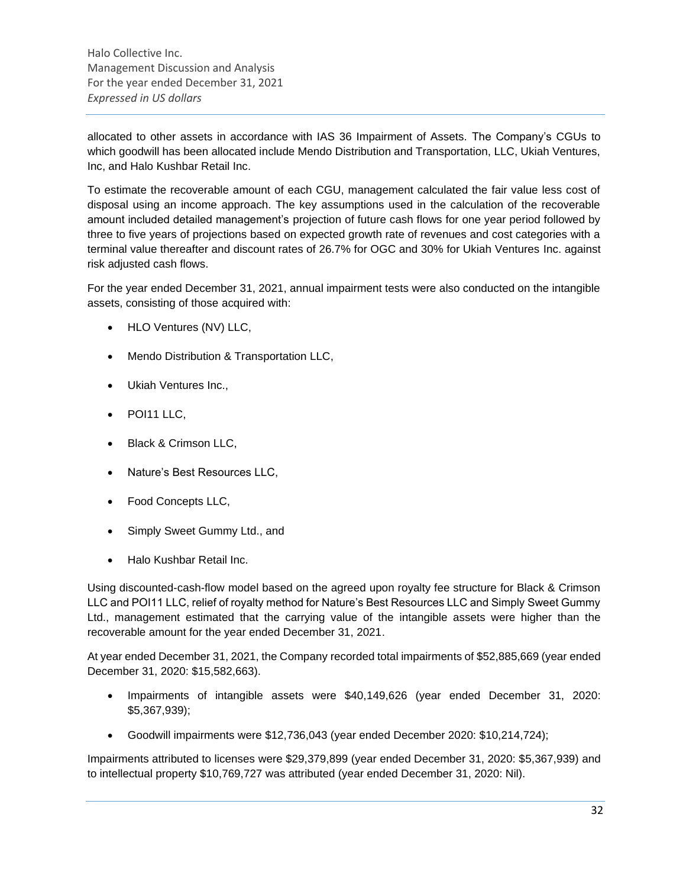allocated to other assets in accordance with IAS 36 Impairment of Assets. The Company's CGUs to which goodwill has been allocated include Mendo Distribution and Transportation, LLC, Ukiah Ventures, Inc, and Halo Kushbar Retail Inc.

To estimate the recoverable amount of each CGU, management calculated the fair value less cost of disposal using an income approach. The key assumptions used in the calculation of the recoverable amount included detailed management's projection of future cash flows for one year period followed by three to five years of projections based on expected growth rate of revenues and cost categories with a terminal value thereafter and discount rates of 26.7% for OGC and 30% for Ukiah Ventures Inc. against risk adjusted cash flows.

For the year ended December 31, 2021, annual impairment tests were also conducted on the intangible assets, consisting of those acquired with:

- HLO Ventures (NV) LLC,
- Mendo Distribution & Transportation LLC,
- Ukiah Ventures Inc.,
- POI11 LLC,
- Black & Crimson LLC,
- Nature's Best Resources LLC,
- Food Concepts LLC,
- Simply Sweet Gummy Ltd., and
- Halo Kushbar Retail Inc.

Using discounted-cash-flow model based on the agreed upon royalty fee structure for Black & Crimson LLC and POI11 LLC, relief of royalty method for Nature's Best Resources LLC and Simply Sweet Gummy Ltd., management estimated that the carrying value of the intangible assets were higher than the recoverable amount for the year ended December 31, 2021.

At year ended December 31, 2021, the Company recorded total impairments of $52,885,669 (year ended December 31, 2020: $15,582,663).

- Impairments of intangible assets were $40,149,626 (year ended December 31, 2020: $5,367,939);
- Goodwill impairments were $12,736,043 (year ended December 2020: $10,214,724);

Impairments attributed to licenses were $29,379,899 (year ended December 31, 2020: $5,367,939) and to intellectual property $10,769,727 was attributed (year ended December 31, 2020: Nil).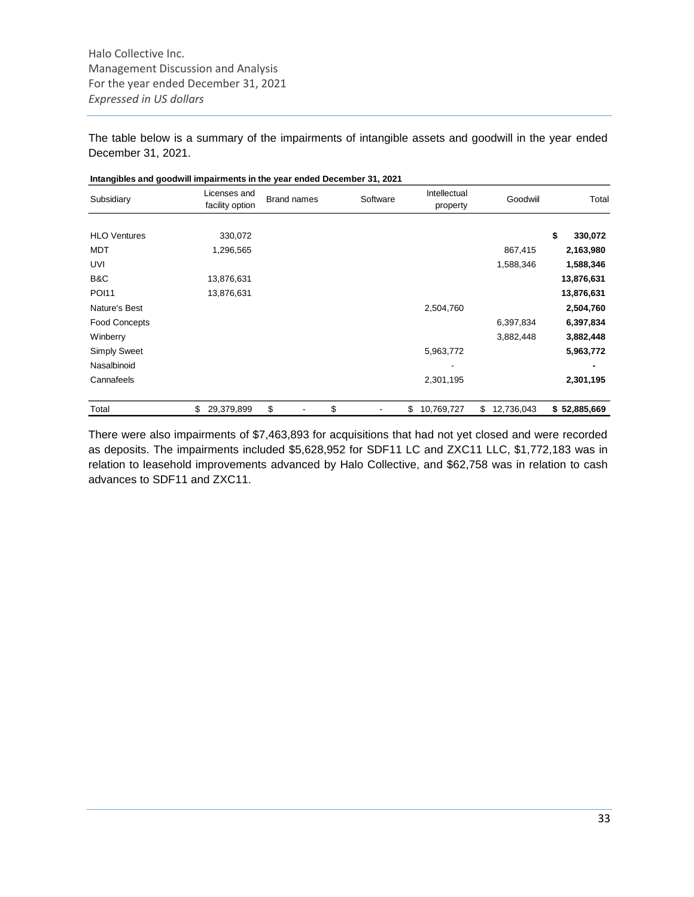The table below is a summary of the impairments of intangible assets and goodwill in the year ended December 31, 2021.

**Intangibles and goodwill impairments in the year ended December 31, 2021**

| Subsidiary | Licenses and facility option | Brand names | Software | Intellectual property | Goodwiil | Total |
|---|---|---|---|---|---|---|
| HLO Ventures | 330,072 | | | | | **$ 330,072** |
| MDT | 1,296,565 | | | | 867,415 | **2,163,980** |
| UVI | | | | | 1,588,346 | **1,588,346** |
| B&C | 13,876,631 | | | | | **13,876,631** |
| POI11 | 13,876,631 | | | | | **13,876,631** |
| Nature's Best | | | | 2,504,760 | | **2,504,760** |
| Food Concepts | | | | | 6,397,834 | **6,397,834** |
| Winberry | | | | | 3,882,448 | **3,882,448** |
| Simply Sweet | | | | 5,963,772 | | **5,963,772** |
| Nasalbinoid | | | | - | | **-** |
| Cannafeels | | | | 2,301,195 | | **2,301,195** |
| Total | $ 29,379,899 | $ - | $ - | $ 10,769,727 | $ 12,736,043 | **$ 52,885,669** |

There were also impairments of $7,463,893 for acquisitions that had not yet closed and were recorded as deposits. The impairments included $5,628,952 for SDF11 LC and ZXC11 LLC, $1,772,183 was in relation to leasehold improvements advanced by Halo Collective, and $62,758 was in relation to cash advances to SDF11 and ZXC11.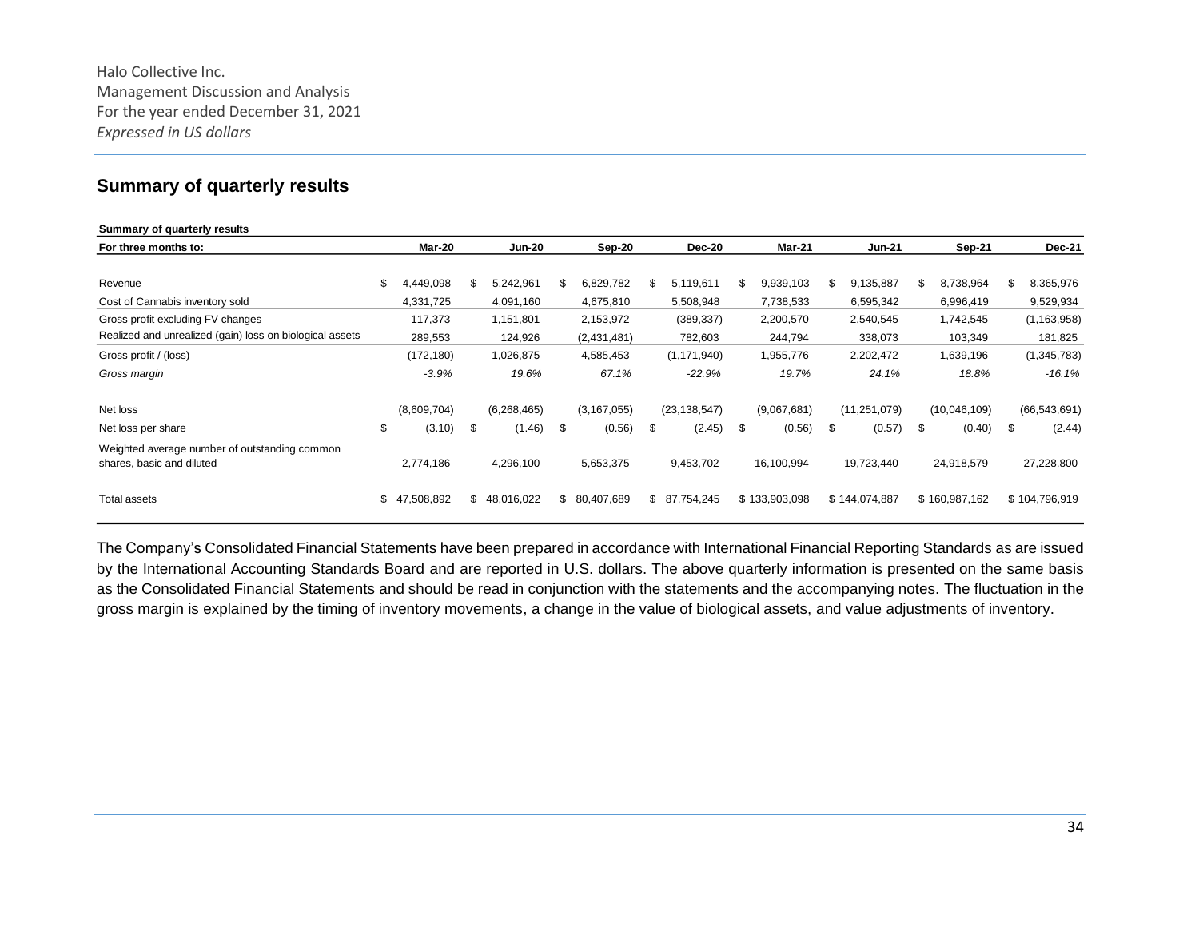## Summary of quarterly results

| Summary of quarterly results | | | | | | | | |
|---|---|---|---|---|---|---|---|---|
| For three months to: | Mar-20 | Jun-20 | Sep-20 | Dec-20 | Mar-21 | Jun-21 | Sep-21 | Dec-21 |
| Revenue | $ 4,449,098 | $ 5,242,961 | $ 6,829,782 | $ 5,119,611 | $ 9,939,103 | $ 9,135,887 | $ 8,738,964 | $ 8,365,976 |
| Cost of Cannabis inventory sold | 4,331,725 | 4,091,160 | 4,675,810 | 5,508,948 | 7,738,533 | 6,595,342 | 6,996,419 | 9,529,934 |
| Gross profit excluding FV changes | 117,373 | 1,151,801 | 2,153,972 | (389,337) | 2,200,570 | 2,540,545 | 1,742,545 | (1,163,958) |
| Realized and unrealized (gain) loss on biological assets | 289,553 | 124,926 | (2,431,481) | 782,603 | 244,794 | 338,073 | 103,349 | 181,825 |
| Gross profit / (loss) | (172,180) | 1,026,875 | 4,585,453 | (1,171,940) | 1,955,776 | 2,202,472 | 1,639,196 | (1,345,783) |
| *Gross margin* | *-3.9%* | *19.6%* | *67.1%* | *-22.9%* | *19.7%* | *24.1%* | *18.8%* | *-16.1%* |
| Net loss | (8,609,704) | (6,268,465) | (3,167,055) | (23,138,547) | (9,067,681) | (11,251,079) | (10,046,109) | (66,543,691) |
| Net loss per share | $ (3.10) | $ (1.46) | $ (0.56) | $ (2.45) | $ (0.56) | $ (0.57) | $ (0.40) | $ (2.44) |
| Weighted average number of outstanding common shares, basic and diluted | 2,774,186 | 4,296,100 | 5,653,375 | 9,453,702 | 16,100,994 | 19,723,440 | 24,918,579 | 27,228,800 |
| Total assets | $ 47,508,892 | $ 48,016,022 | $ 80,407,689 | $ 87,754,245 | $ 133,903,098 | $ 144,074,887 | $ 160,987,162 | $ 104,796,919 |

The Company's Consolidated Financial Statements have been prepared in accordance with International Financial Reporting Standards as are issued by the International Accounting Standards Board and are reported in U.S. dollars. The above quarterly information is presented on the same basis as the Consolidated Financial Statements and should be read in conjunction with the statements and the accompanying notes. The fluctuation in the gross margin is explained by the timing of inventory movements, a change in the value of biological assets, and value adjustments of inventory.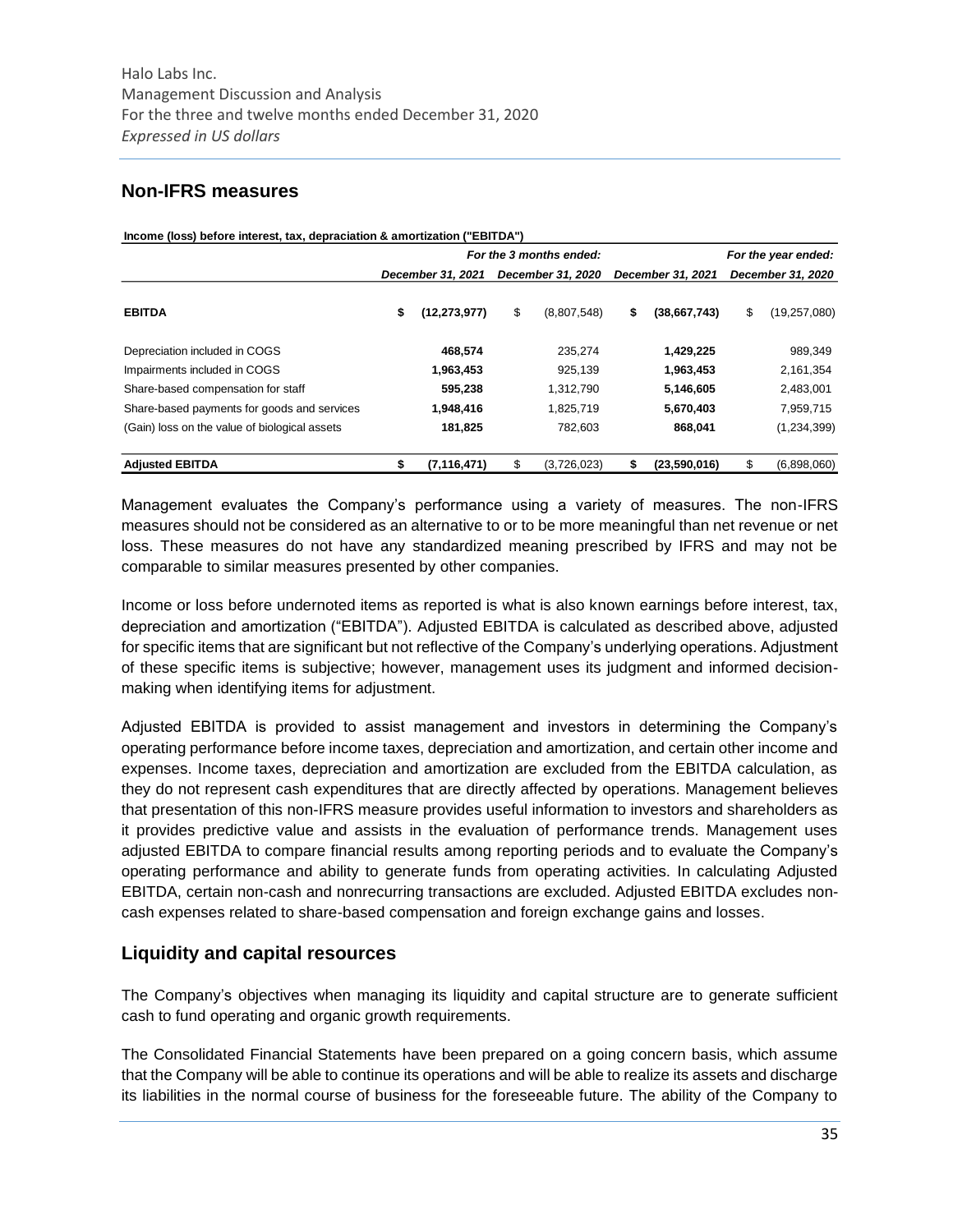## Non-IFRS measures

| Income (loss) before interest, tax, depraciation & amortization ("EBITDA") | For the 3 months ended: | | For the year ended: | |
|---|---|---|---|---|
| | December 31, 2021 | December 31, 2020 | December 31, 2021 | December 31, 2020 |
| **EBITDA** | **$ (12,273,977)** | $ (8,807,548) | **$ (38,667,743)** | $ (19,257,080) |
| Depreciation included in COGS | **468,574** | 235,274 | **1,429,225** | 989,349 |
| Impairments included in COGS | **1,963,453** | 925,139 | **1,963,453** | 2,161,354 |
| Share-based compensation for staff | **595,238** | 1,312,790 | **5,146,605** | 2,483,001 |
| Share-based payments for goods and services | **1,948,416** | 1,825,719 | **5,670,403** | 7,959,715 |
| (Gain) loss on the value of biological assets | **181,825** | 782,603 | **868,041** | (1,234,399) |
| **Adjusted EBITDA** | **$ (7,116,471)** | $ (3,726,023) | **$ (23,590,016)** | $ (6,898,060) |

Management evaluates the Company's performance using a variety of measures. The non-IFRS measures should not be considered as an alternative to or to be more meaningful than net revenue or net loss. These measures do not have any standardized meaning prescribed by IFRS and may not be comparable to similar measures presented by other companies.

Income or loss before undernoted items as reported is what is also known earnings before interest, tax, depreciation and amortization ("EBITDA"). Adjusted EBITDA is calculated as described above, adjusted for specific items that are significant but not reflective of the Company's underlying operations. Adjustment of these specific items is subjective; however, management uses its judgment and informed decision-making when identifying items for adjustment.

Adjusted EBITDA is provided to assist management and investors in determining the Company's operating performance before income taxes, depreciation and amortization, and certain other income and expenses. Income taxes, depreciation and amortization are excluded from the EBITDA calculation, as they do not represent cash expenditures that are directly affected by operations. Management believes that presentation of this non-IFRS measure provides useful information to investors and shareholders as it provides predictive value and assists in the evaluation of performance trends. Management uses adjusted EBITDA to compare financial results among reporting periods and to evaluate the Company's operating performance and ability to generate funds from operating activities. In calculating Adjusted EBITDA, certain non-cash and nonrecurring transactions are excluded. Adjusted EBITDA excludes non-cash expenses related to share-based compensation and foreign exchange gains and losses.

## Liquidity and capital resources

The Company's objectives when managing its liquidity and capital structure are to generate sufficient cash to fund operating and organic growth requirements.

The Consolidated Financial Statements have been prepared on a going concern basis, which assume that the Company will be able to continue its operations and will be able to realize its assets and discharge its liabilities in the normal course of business for the foreseeable future. The ability of the Company to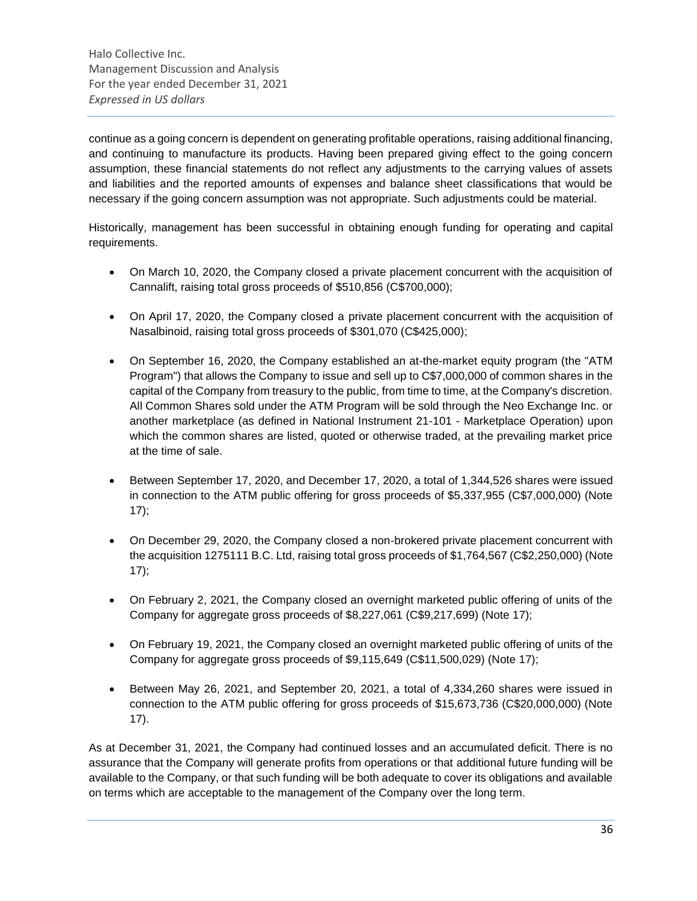continue as a going concern is dependent on generating profitable operations, raising additional financing, and continuing to manufacture its products. Having been prepared giving effect to the going concern assumption, these financial statements do not reflect any adjustments to the carrying values of assets and liabilities and the reported amounts of expenses and balance sheet classifications that would be necessary if the going concern assumption was not appropriate. Such adjustments could be material.

Historically, management has been successful in obtaining enough funding for operating and capital requirements.

- On March 10, 2020, the Company closed a private placement concurrent with the acquisition of Cannalift, raising total gross proceeds of $510,856 (C$700,000);
- On April 17, 2020, the Company closed a private placement concurrent with the acquisition of Nasalbinoid, raising total gross proceeds of $301,070 (C$425,000);
- On September 16, 2020, the Company established an at-the-market equity program (the "ATM Program") that allows the Company to issue and sell up to C$7,000,000 of common shares in the capital of the Company from treasury to the public, from time to time, at the Company's discretion. All Common Shares sold under the ATM Program will be sold through the Neo Exchange Inc. or another marketplace (as defined in National Instrument 21-101 - Marketplace Operation) upon which the common shares are listed, quoted or otherwise traded, at the prevailing market price at the time of sale.
- Between September 17, 2020, and December 17, 2020, a total of 1,344,526 shares were issued in connection to the ATM public offering for gross proceeds of $5,337,955 (C$7,000,000) (Note 17);
- On December 29, 2020, the Company closed a non-brokered private placement concurrent with the acquisition 1275111 B.C. Ltd, raising total gross proceeds of $1,764,567 (C$2,250,000) (Note 17);
- On February 2, 2021, the Company closed an overnight marketed public offering of units of the Company for aggregate gross proceeds of $8,227,061 (C$9,217,699) (Note 17);
- On February 19, 2021, the Company closed an overnight marketed public offering of units of the Company for aggregate gross proceeds of $9,115,649 (C$11,500,029) (Note 17);
- Between May 26, 2021, and September 20, 2021, a total of 4,334,260 shares were issued in connection to the ATM public offering for gross proceeds of $15,673,736 (C$20,000,000) (Note 17).

As at December 31, 2021, the Company had continued losses and an accumulated deficit. There is no assurance that the Company will generate profits from operations or that additional future funding will be available to the Company, or that such funding will be both adequate to cover its obligations and available on terms which are acceptable to the management of the Company over the long term.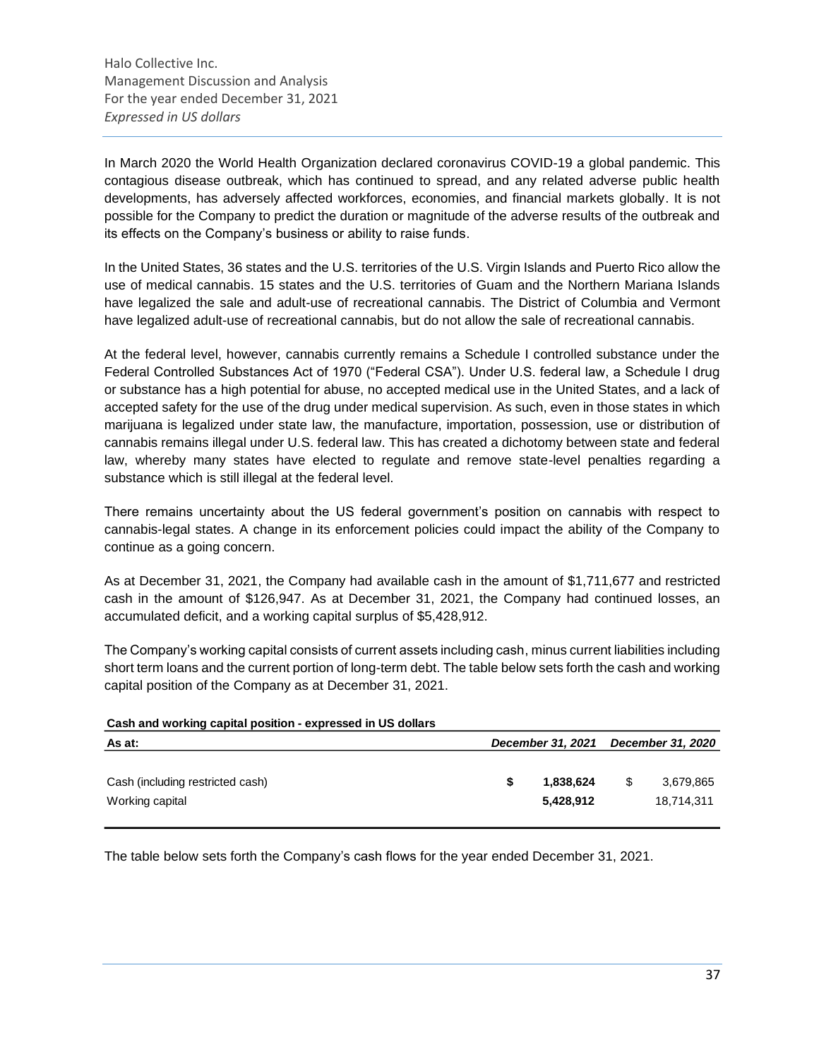In March 2020 the World Health Organization declared coronavirus COVID-19 a global pandemic. This contagious disease outbreak, which has continued to spread, and any related adverse public health developments, has adversely affected workforces, economies, and financial markets globally. It is not possible for the Company to predict the duration or magnitude of the adverse results of the outbreak and its effects on the Company's business or ability to raise funds.

In the United States, 36 states and the U.S. territories of the U.S. Virgin Islands and Puerto Rico allow the use of medical cannabis. 15 states and the U.S. territories of Guam and the Northern Mariana Islands have legalized the sale and adult-use of recreational cannabis. The District of Columbia and Vermont have legalized adult-use of recreational cannabis, but do not allow the sale of recreational cannabis.

At the federal level, however, cannabis currently remains a Schedule I controlled substance under the Federal Controlled Substances Act of 1970 ("Federal CSA"). Under U.S. federal law, a Schedule I drug or substance has a high potential for abuse, no accepted medical use in the United States, and a lack of accepted safety for the use of the drug under medical supervision. As such, even in those states in which marijuana is legalized under state law, the manufacture, importation, possession, use or distribution of cannabis remains illegal under U.S. federal law. This has created a dichotomy between state and federal law, whereby many states have elected to regulate and remove state-level penalties regarding a substance which is still illegal at the federal level.

There remains uncertainty about the US federal government's position on cannabis with respect to cannabis-legal states. A change in its enforcement policies could impact the ability of the Company to continue as a going concern.

As at December 31, 2021, the Company had available cash in the amount of $1,711,677 and restricted cash in the amount of $126,947. As at December 31, 2021, the Company had continued losses, an accumulated deficit, and a working capital surplus of $5,428,912.

The Company's working capital consists of current assets including cash, minus current liabilities including short term loans and the current portion of long-term debt. The table below sets forth the cash and working capital position of the Company as at December 31, 2021.

**Cash and working capital position - expressed in US dollars**

| As at: | *December 31, 2021* | *December 31, 2020* |
|---|---|---|
| Cash (including restricted cash) | **$ 1,838,624** | $ 3,679,865 |
| Working capital | **5,428,912** | 18,714,311 |

The table below sets forth the Company's cash flows for the year ended December 31, 2021.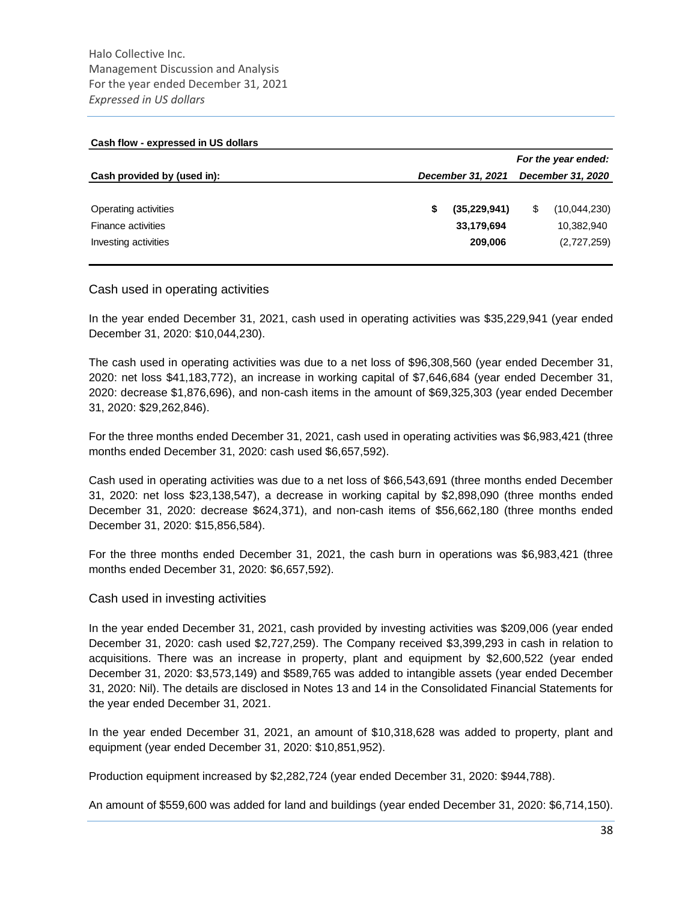**Cash flow - expressed in US dollars**

| | For the year ended: | |
|---|---|---|
| **Cash provided by (used in):** | ***December 31, 2021*** | ***December 31, 2020*** |
| Operating activities | **$ (35,229,941)** | $ (10,044,230) |
| Finance activities | **33,179,694** | 10,382,940 |
| Investing activities | **209,006** | (2,727,259) |

## Cash used in operating activities

In the year ended December 31, 2021, cash used in operating activities was $35,229,941 (year ended December 31, 2020: $10,044,230).

The cash used in operating activities was due to a net loss of $96,308,560 (year ended December 31, 2020: net loss $41,183,772), an increase in working capital of $7,646,684 (year ended December 31, 2020: decrease $1,876,696), and non-cash items in the amount of $69,325,303 (year ended December 31, 2020: $29,262,846).

For the three months ended December 31, 2021, cash used in operating activities was $6,983,421 (three months ended December 31, 2020: cash used $6,657,592).

Cash used in operating activities was due to a net loss of $66,543,691 (three months ended December 31, 2020: net loss $23,138,547), a decrease in working capital by $2,898,090 (three months ended December 31, 2020: decrease $624,371), and non-cash items of $56,662,180 (three months ended December 31, 2020: $15,856,584).

For the three months ended December 31, 2021, the cash burn in operations was $6,983,421 (three months ended December 31, 2020: $6,657,592).

## Cash used in investing activities

In the year ended December 31, 2021, cash provided by investing activities was $209,006 (year ended December 31, 2020: cash used $2,727,259). The Company received $3,399,293 in cash in relation to acquisitions. There was an increase in property, plant and equipment by $2,600,522 (year ended December 31, 2020: $3,573,149) and $589,765 was added to intangible assets (year ended December 31, 2020: Nil). The details are disclosed in Notes 13 and 14 in the Consolidated Financial Statements for the year ended December 31, 2021.

In the year ended December 31, 2021, an amount of $10,318,628 was added to property, plant and equipment (year ended December 31, 2020: $10,851,952).

Production equipment increased by $2,282,724 (year ended December 31, 2020: $944,788).

An amount of $559,600 was added for land and buildings (year ended December 31, 2020: $6,714,150).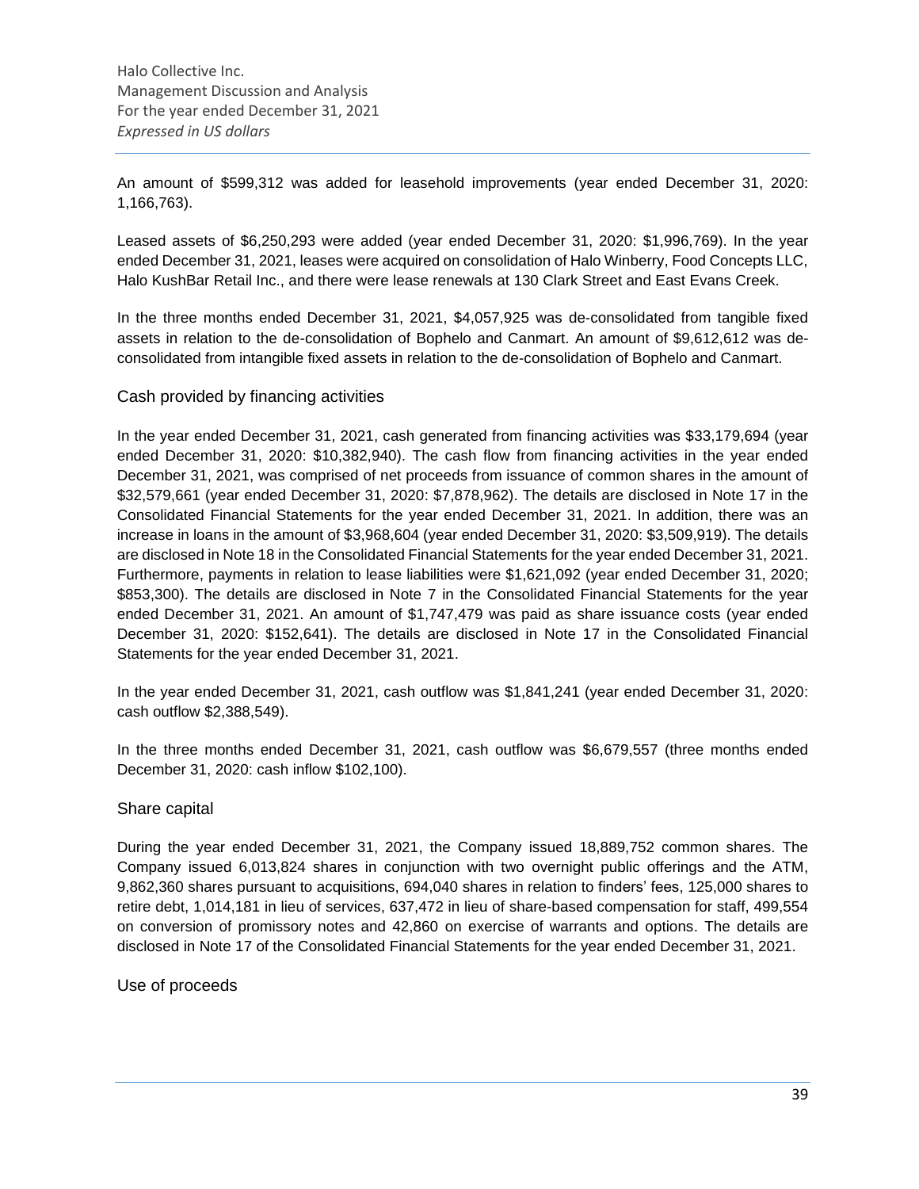An amount of $599,312 was added for leasehold improvements (year ended December 31, 2020: 1,166,763).

Leased assets of $6,250,293 were added (year ended December 31, 2020: $1,996,769). In the year ended December 31, 2021, leases were acquired on consolidation of Halo Winberry, Food Concepts LLC, Halo KushBar Retail Inc., and there were lease renewals at 130 Clark Street and East Evans Creek.

In the three months ended December 31, 2021, $4,057,925 was de-consolidated from tangible fixed assets in relation to the de-consolidation of Bophelo and Canmart. An amount of $9,612,612 was de-consolidated from intangible fixed assets in relation to the de-consolidation of Bophelo and Canmart.

### Cash provided by financing activities

In the year ended December 31, 2021, cash generated from financing activities was $33,179,694 (year ended December 31, 2020: $10,382,940). The cash flow from financing activities in the year ended December 31, 2021, was comprised of net proceeds from issuance of common shares in the amount of $32,579,661 (year ended December 31, 2020: $7,878,962). The details are disclosed in Note 17 in the Consolidated Financial Statements for the year ended December 31, 2021. In addition, there was an increase in loans in the amount of $3,968,604 (year ended December 31, 2020: $3,509,919). The details are disclosed in Note 18 in the Consolidated Financial Statements for the year ended December 31, 2021. Furthermore, payments in relation to lease liabilities were $1,621,092 (year ended December 31, 2020; $853,300). The details are disclosed in Note 7 in the Consolidated Financial Statements for the year ended December 31, 2021. An amount of $1,747,479 was paid as share issuance costs (year ended December 31, 2020: $152,641). The details are disclosed in Note 17 in the Consolidated Financial Statements for the year ended December 31, 2021.

In the year ended December 31, 2021, cash outflow was $1,841,241 (year ended December 31, 2020: cash outflow $2,388,549).

In the three months ended December 31, 2021, cash outflow was $6,679,557 (three months ended December 31, 2020: cash inflow $102,100).

### Share capital

During the year ended December 31, 2021, the Company issued 18,889,752 common shares. The Company issued 6,013,824 shares in conjunction with two overnight public offerings and the ATM, 9,862,360 shares pursuant to acquisitions, 694,040 shares in relation to finders' fees, 125,000 shares to retire debt, 1,014,181 in lieu of services, 637,472 in lieu of share-based compensation for staff, 499,554 on conversion of promissory notes and 42,860 on exercise of warrants and options. The details are disclosed in Note 17 of the Consolidated Financial Statements for the year ended December 31, 2021.

### Use of proceeds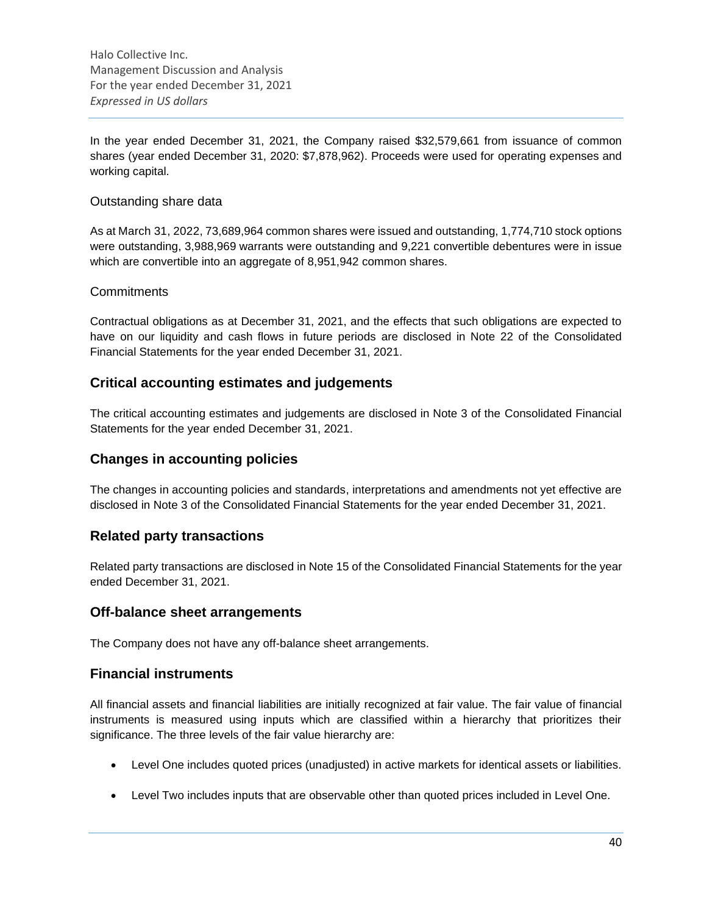In the year ended December 31, 2021, the Company raised $32,579,661 from issuance of common shares (year ended December 31, 2020: $7,878,962). Proceeds were used for operating expenses and working capital.

### Outstanding share data

As at March 31, 2022, 73,689,964 common shares were issued and outstanding, 1,774,710 stock options were outstanding, 3,988,969 warrants were outstanding and 9,221 convertible debentures were in issue which are convertible into an aggregate of 8,951,942 common shares.

### Commitments

Contractual obligations as at December 31, 2021, and the effects that such obligations are expected to have on our liquidity and cash flows in future periods are disclosed in Note 22 of the Consolidated Financial Statements for the year ended December 31, 2021.

## Critical accounting estimates and judgements

The critical accounting estimates and judgements are disclosed in Note 3 of the Consolidated Financial Statements for the year ended December 31, 2021.

## Changes in accounting policies

The changes in accounting policies and standards, interpretations and amendments not yet effective are disclosed in Note 3 of the Consolidated Financial Statements for the year ended December 31, 2021.

## Related party transactions

Related party transactions are disclosed in Note 15 of the Consolidated Financial Statements for the year ended December 31, 2021.

## Off-balance sheet arrangements

The Company does not have any off-balance sheet arrangements.

## Financial instruments

All financial assets and financial liabilities are initially recognized at fair value. The fair value of financial instruments is measured using inputs which are classified within a hierarchy that prioritizes their significance. The three levels of the fair value hierarchy are:

- Level One includes quoted prices (unadjusted) in active markets for identical assets or liabilities.
- Level Two includes inputs that are observable other than quoted prices included in Level One.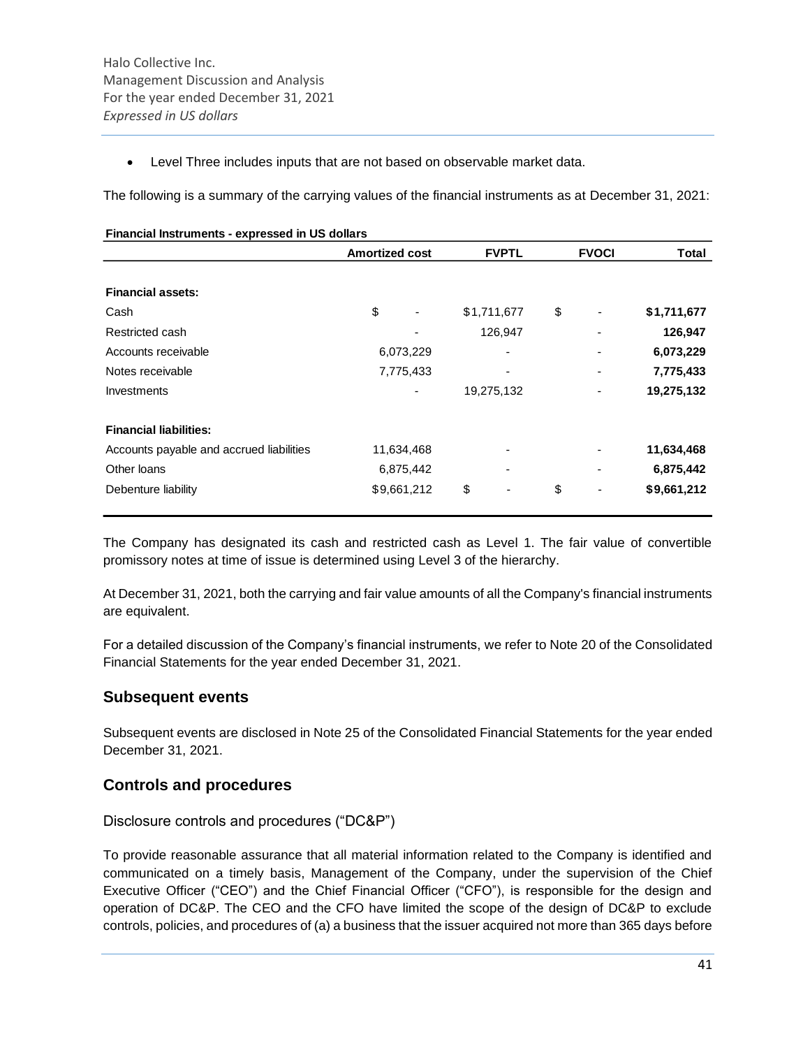- Level Three includes inputs that are not based on observable market data.

The following is a summary of the carrying values of the financial instruments as at December 31, 2021:

**Financial Instruments - expressed in US dollars**

| | Amortized cost | FVPTL | FVOCI | Total |
|---|---|---|---|---|
| **Financial assets:** | | | | |
| Cash | $ - | $1,711,677 | $ - | **$1,711,677** |
| Restricted cash | - | 126,947 | - | **126,947** |
| Accounts receivable | 6,073,229 | - | - | **6,073,229** |
| Notes receivable | 7,775,433 | - | - | **7,775,433** |
| Investments | - | 19,275,132 | - | **19,275,132** |
| **Financial liabilities:** | | | | |
| Accounts payable and accrued liabilities | 11,634,468 | - | - | **11,634,468** |
| Other loans | 6,875,442 | - | - | **6,875,442** |
| Debenture liability | $9,661,212 | $ - | $ - | **$9,661,212** |

The Company has designated its cash and restricted cash as Level 1. The fair value of convertible promissory notes at time of issue is determined using Level 3 of the hierarchy.

At December 31, 2021, both the carrying and fair value amounts of all the Company's financial instruments are equivalent.

For a detailed discussion of the Company's financial instruments, we refer to Note 20 of the Consolidated Financial Statements for the year ended December 31, 2021.

## Subsequent events

Subsequent events are disclosed in Note 25 of the Consolidated Financial Statements for the year ended December 31, 2021.

## Controls and procedures

### Disclosure controls and procedures ("DC&P")

To provide reasonable assurance that all material information related to the Company is identified and communicated on a timely basis, Management of the Company, under the supervision of the Chief Executive Officer ("CEO") and the Chief Financial Officer ("CFO"), is responsible for the design and operation of DC&P. The CEO and the CFO have limited the scope of the design of DC&P to exclude controls, policies, and procedures of (a) a business that the issuer acquired not more than 365 days before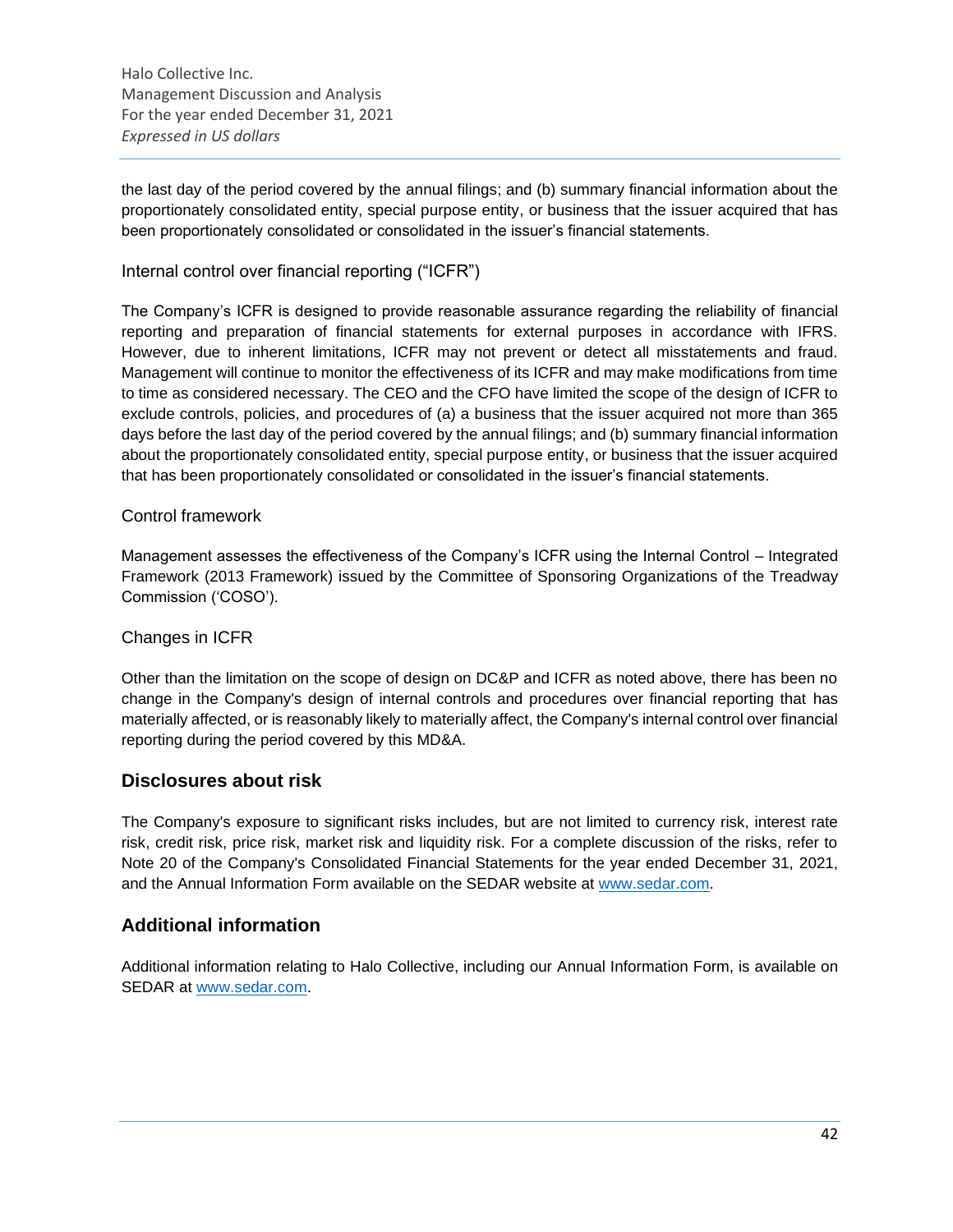the last day of the period covered by the annual filings; and (b) summary financial information about the proportionately consolidated entity, special purpose entity, or business that the issuer acquired that has been proportionately consolidated or consolidated in the issuer's financial statements.

### Internal control over financial reporting ("ICFR")

The Company's ICFR is designed to provide reasonable assurance regarding the reliability of financial reporting and preparation of financial statements for external purposes in accordance with IFRS. However, due to inherent limitations, ICFR may not prevent or detect all misstatements and fraud. Management will continue to monitor the effectiveness of its ICFR and may make modifications from time to time as considered necessary. The CEO and the CFO have limited the scope of the design of ICFR to exclude controls, policies, and procedures of (a) a business that the issuer acquired not more than 365 days before the last day of the period covered by the annual filings; and (b) summary financial information about the proportionately consolidated entity, special purpose entity, or business that the issuer acquired that has been proportionately consolidated or consolidated in the issuer's financial statements.

### Control framework

Management assesses the effectiveness of the Company's ICFR using the Internal Control – Integrated Framework (2013 Framework) issued by the Committee of Sponsoring Organizations of the Treadway Commission ('COSO').

### Changes in ICFR

Other than the limitation on the scope of design on DC&P and ICFR as noted above, there has been no change in the Company's design of internal controls and procedures over financial reporting that has materially affected, or is reasonably likely to materially affect, the Company's internal control over financial reporting during the period covered by this MD&A.

## Disclosures about risk

The Company's exposure to significant risks includes, but are not limited to currency risk, interest rate risk, credit risk, price risk, market risk and liquidity risk. For a complete discussion of the risks, refer to Note 20 of the Company's Consolidated Financial Statements for the year ended December 31, 2021, and the Annual Information Form available on the SEDAR website at www.sedar.com.

## Additional information

Additional information relating to Halo Collective, including our Annual Information Form, is available on SEDAR at www.sedar.com.